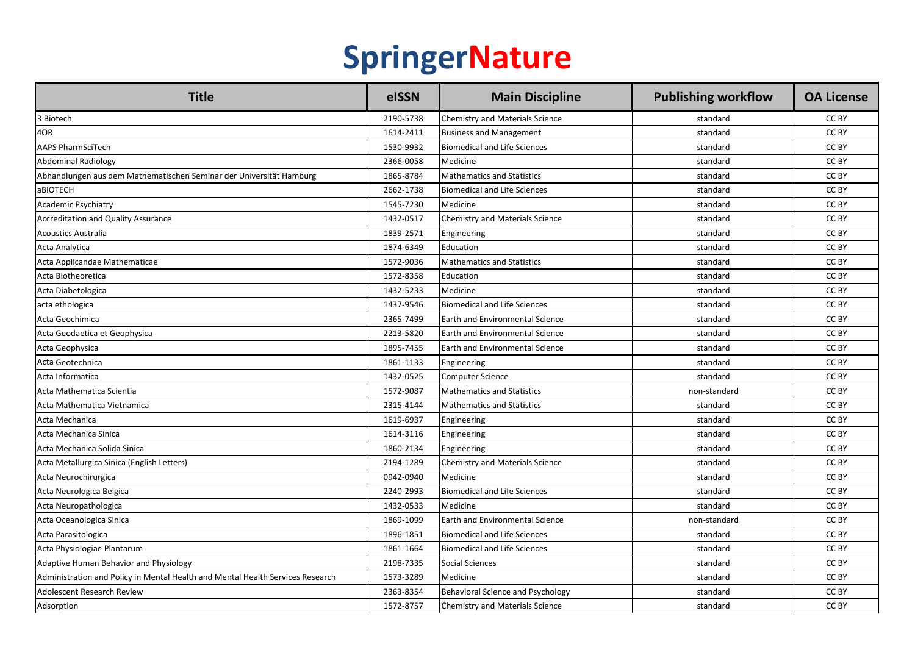# SpringerNature

| Title | eISSN | Main Discipline | Publishing workflow | OA License |
| --- | --- | --- | --- | --- |
| 3 Biotech | 2190-5738 | Chemistry and Materials Science | standard | CC BY |
| 4OR | 1614-2411 | Business and Management | standard | CC BY |
| AAPS PharmSciTech | 1530-9932 | Biomedical and Life Sciences | standard | CC BY |
| Abdominal Radiology | 2366-0058 | Medicine | standard | CC BY |
| Abhandlungen aus dem Mathematischen Seminar der Universität Hamburg | 1865-8784 | Mathematics and Statistics | standard | CC BY |
| aBIOTECH | 2662-1738 | Biomedical and Life Sciences | standard | CC BY |
| Academic Psychiatry | 1545-7230 | Medicine | standard | CC BY |
| Accreditation and Quality Assurance | 1432-0517 | Chemistry and Materials Science | standard | CC BY |
| Acoustics Australia | 1839-2571 | Engineering | standard | CC BY |
| Acta Analytica | 1874-6349 | Education | standard | CC BY |
| Acta Applicandae Mathematicae | 1572-9036 | Mathematics and Statistics | standard | CC BY |
| Acta Biotheoretica | 1572-8358 | Education | standard | CC BY |
| Acta Diabetologica | 1432-5233 | Medicine | standard | CC BY |
| acta ethologica | 1437-9546 | Biomedical and Life Sciences | standard | CC BY |
| Acta Geochimica | 2365-7499 | Earth and Environmental Science | standard | CC BY |
| Acta Geodaetica et Geophysica | 2213-5820 | Earth and Environmental Science | standard | CC BY |
| Acta Geophysica | 1895-7455 | Earth and Environmental Science | standard | CC BY |
| Acta Geotechnica | 1861-1133 | Engineering | standard | CC BY |
| Acta Informatica | 1432-0525 | Computer Science | standard | CC BY |
| Acta Mathematica Scientia | 1572-9087 | Mathematics and Statistics | non-standard | CC BY |
| Acta Mathematica Vietnamica | 2315-4144 | Mathematics and Statistics | standard | CC BY |
| Acta Mechanica | 1619-6937 | Engineering | standard | CC BY |
| Acta Mechanica Sinica | 1614-3116 | Engineering | standard | CC BY |
| Acta Mechanica Solida Sinica | 1860-2134 | Engineering | standard | CC BY |
| Acta Metallurgica Sinica (English Letters) | 2194-1289 | Chemistry and Materials Science | standard | CC BY |
| Acta Neurochirurgica | 0942-0940 | Medicine | standard | CC BY |
| Acta Neurologica Belgica | 2240-2993 | Biomedical and Life Sciences | standard | CC BY |
| Acta Neuropathologica | 1432-0533 | Medicine | standard | CC BY |
| Acta Oceanologica Sinica | 1869-1099 | Earth and Environmental Science | non-standard | CC BY |
| Acta Parasitologica | 1896-1851 | Biomedical and Life Sciences | standard | CC BY |
| Acta Physiologiae Plantarum | 1861-1664 | Biomedical and Life Sciences | standard | CC BY |
| Adaptive Human Behavior and Physiology | 2198-7335 | Social Sciences | standard | CC BY |
| Administration and Policy in Mental Health and Mental Health Services Research | 1573-3289 | Medicine | standard | CC BY |
| Adolescent Research Review | 2363-8354 | Behavioral Science and Psychology | standard | CC BY |
| Adsorption | 1572-8757 | Chemistry and Materials Science | standard | CC BY |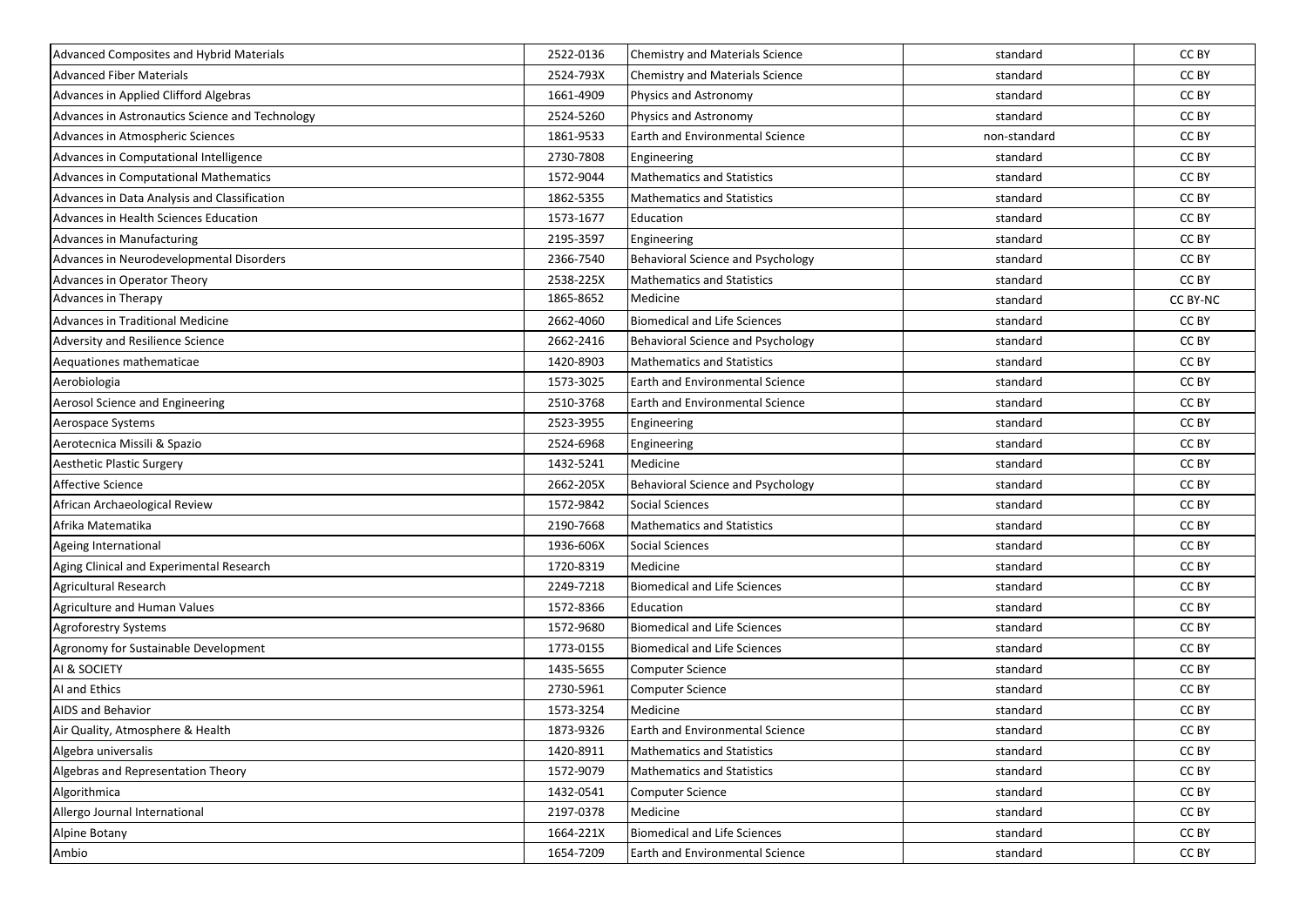| Advanced Composites and Hybrid Materials | 2522-0136 | Chemistry and Materials Science | standard | CC BY |
|---|---|---|---|---|
| Advanced Fiber Materials | 2524-793X | Chemistry and Materials Science | standard | CC BY |
| Advances in Applied Clifford Algebras | 1661-4909 | Physics and Astronomy | standard | CC BY |
| Advances in Astronautics Science and Technology | 2524-5260 | Physics and Astronomy | standard | CC BY |
| Advances in Atmospheric Sciences | 1861-9533 | Earth and Environmental Science | non-standard | CC BY |
| Advances in Computational Intelligence | 2730-7808 | Engineering | standard | CC BY |
| Advances in Computational Mathematics | 1572-9044 | Mathematics and Statistics | standard | CC BY |
| Advances in Data Analysis and Classification | 1862-5355 | Mathematics and Statistics | standard | CC BY |
| Advances in Health Sciences Education | 1573-1677 | Education | standard | CC BY |
| Advances in Manufacturing | 2195-3597 | Engineering | standard | CC BY |
| Advances in Neurodevelopmental Disorders | 2366-7540 | Behavioral Science and Psychology | standard | CC BY |
| Advances in Operator Theory | 2538-225X | Mathematics and Statistics | standard | CC BY |
| Advances in Therapy | 1865-8652 | Medicine | standard | CC BY-NC |
| Advances in Traditional Medicine | 2662-4060 | Biomedical and Life Sciences | standard | CC BY |
| Adversity and Resilience Science | 2662-2416 | Behavioral Science and Psychology | standard | CC BY |
| Aequationes mathematicae | 1420-8903 | Mathematics and Statistics | standard | CC BY |
| Aerobiologia | 1573-3025 | Earth and Environmental Science | standard | CC BY |
| Aerosol Science and Engineering | 2510-3768 | Earth and Environmental Science | standard | CC BY |
| Aerospace Systems | 2523-3955 | Engineering | standard | CC BY |
| Aerotecnica Missili & Spazio | 2524-6968 | Engineering | standard | CC BY |
| Aesthetic Plastic Surgery | 1432-5241 | Medicine | standard | CC BY |
| Affective Science | 2662-205X | Behavioral Science and Psychology | standard | CC BY |
| African Archaeological Review | 1572-9842 | Social Sciences | standard | CC BY |
| Afrika Matematika | 2190-7668 | Mathematics and Statistics | standard | CC BY |
| Ageing International | 1936-606X | Social Sciences | standard | CC BY |
| Aging Clinical and Experimental Research | 1720-8319 | Medicine | standard | CC BY |
| Agricultural Research | 2249-7218 | Biomedical and Life Sciences | standard | CC BY |
| Agriculture and Human Values | 1572-8366 | Education | standard | CC BY |
| Agroforestry Systems | 1572-9680 | Biomedical and Life Sciences | standard | CC BY |
| Agronomy for Sustainable Development | 1773-0155 | Biomedical and Life Sciences | standard | CC BY |
| AI & SOCIETY | 1435-5655 | Computer Science | standard | CC BY |
| AI and Ethics | 2730-5961 | Computer Science | standard | CC BY |
| AIDS and Behavior | 1573-3254 | Medicine | standard | CC BY |
| Air Quality, Atmosphere & Health | 1873-9326 | Earth and Environmental Science | standard | CC BY |
| Algebra universalis | 1420-8911 | Mathematics and Statistics | standard | CC BY |
| Algebras and Representation Theory | 1572-9079 | Mathematics and Statistics | standard | CC BY |
| Algorithmica | 1432-0541 | Computer Science | standard | CC BY |
| Allergo Journal International | 2197-0378 | Medicine | standard | CC BY |
| Alpine Botany | 1664-221X | Biomedical and Life Sciences | standard | CC BY |
| Ambio | 1654-7209 | Earth and Environmental Science | standard | CC BY |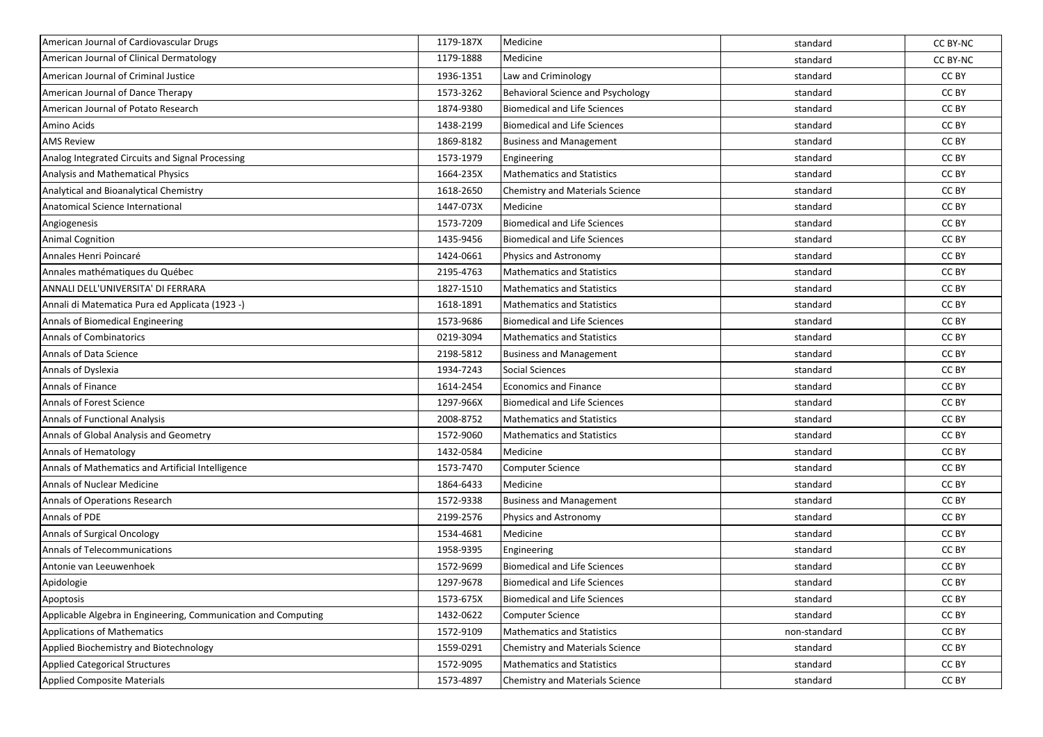| American Journal of Cardiovascular Drugs | 1179-187X | Medicine | standard | CC BY-NC |
|---|---|---|---|---|
| American Journal of Clinical Dermatology | 1179-1888 | Medicine | standard | CC BY-NC |
| American Journal of Criminal Justice | 1936-1351 | Law and Criminology | standard | CC BY |
| American Journal of Dance Therapy | 1573-3262 | Behavioral Science and Psychology | standard | CC BY |
| American Journal of Potato Research | 1874-9380 | Biomedical and Life Sciences | standard | CC BY |
| Amino Acids | 1438-2199 | Biomedical and Life Sciences | standard | CC BY |
| AMS Review | 1869-8182 | Business and Management | standard | CC BY |
| Analog Integrated Circuits and Signal Processing | 1573-1979 | Engineering | standard | CC BY |
| Analysis and Mathematical Physics | 1664-235X | Mathematics and Statistics | standard | CC BY |
| Analytical and Bioanalytical Chemistry | 1618-2650 | Chemistry and Materials Science | standard | CC BY |
| Anatomical Science International | 1447-073X | Medicine | standard | CC BY |
| Angiogenesis | 1573-7209 | Biomedical and Life Sciences | standard | CC BY |
| Animal Cognition | 1435-9456 | Biomedical and Life Sciences | standard | CC BY |
| Annales Henri Poincaré | 1424-0661 | Physics and Astronomy | standard | CC BY |
| Annales mathématiques du Québec | 2195-4763 | Mathematics and Statistics | standard | CC BY |
| ANNALI DELL'UNIVERSITA' DI FERRARA | 1827-1510 | Mathematics and Statistics | standard | CC BY |
| Annali di Matematica Pura ed Applicata (1923 -) | 1618-1891 | Mathematics and Statistics | standard | CC BY |
| Annals of Biomedical Engineering | 1573-9686 | Biomedical and Life Sciences | standard | CC BY |
| Annals of Combinatorics | 0219-3094 | Mathematics and Statistics | standard | CC BY |
| Annals of Data Science | 2198-5812 | Business and Management | standard | CC BY |
| Annals of Dyslexia | 1934-7243 | Social Sciences | standard | CC BY |
| Annals of Finance | 1614-2454 | Economics and Finance | standard | CC BY |
| Annals of Forest Science | 1297-966X | Biomedical and Life Sciences | standard | CC BY |
| Annals of Functional Analysis | 2008-8752 | Mathematics and Statistics | standard | CC BY |
| Annals of Global Analysis and Geometry | 1572-9060 | Mathematics and Statistics | standard | CC BY |
| Annals of Hematology | 1432-0584 | Medicine | standard | CC BY |
| Annals of Mathematics and Artificial Intelligence | 1573-7470 | Computer Science | standard | CC BY |
| Annals of Nuclear Medicine | 1864-6433 | Medicine | standard | CC BY |
| Annals of Operations Research | 1572-9338 | Business and Management | standard | CC BY |
| Annals of PDE | 2199-2576 | Physics and Astronomy | standard | CC BY |
| Annals of Surgical Oncology | 1534-4681 | Medicine | standard | CC BY |
| Annals of Telecommunications | 1958-9395 | Engineering | standard | CC BY |
| Antonie van Leeuwenhoek | 1572-9699 | Biomedical and Life Sciences | standard | CC BY |
| Apidologie | 1297-9678 | Biomedical and Life Sciences | standard | CC BY |
| Apoptosis | 1573-675X | Biomedical and Life Sciences | standard | CC BY |
| Applicable Algebra in Engineering, Communication and Computing | 1432-0622 | Computer Science | standard | CC BY |
| Applications of Mathematics | 1572-9109 | Mathematics and Statistics | non-standard | CC BY |
| Applied Biochemistry and Biotechnology | 1559-0291 | Chemistry and Materials Science | standard | CC BY |
| Applied Categorical Structures | 1572-9095 | Mathematics and Statistics | standard | CC BY |
| Applied Composite Materials | 1573-4897 | Chemistry and Materials Science | standard | CC BY |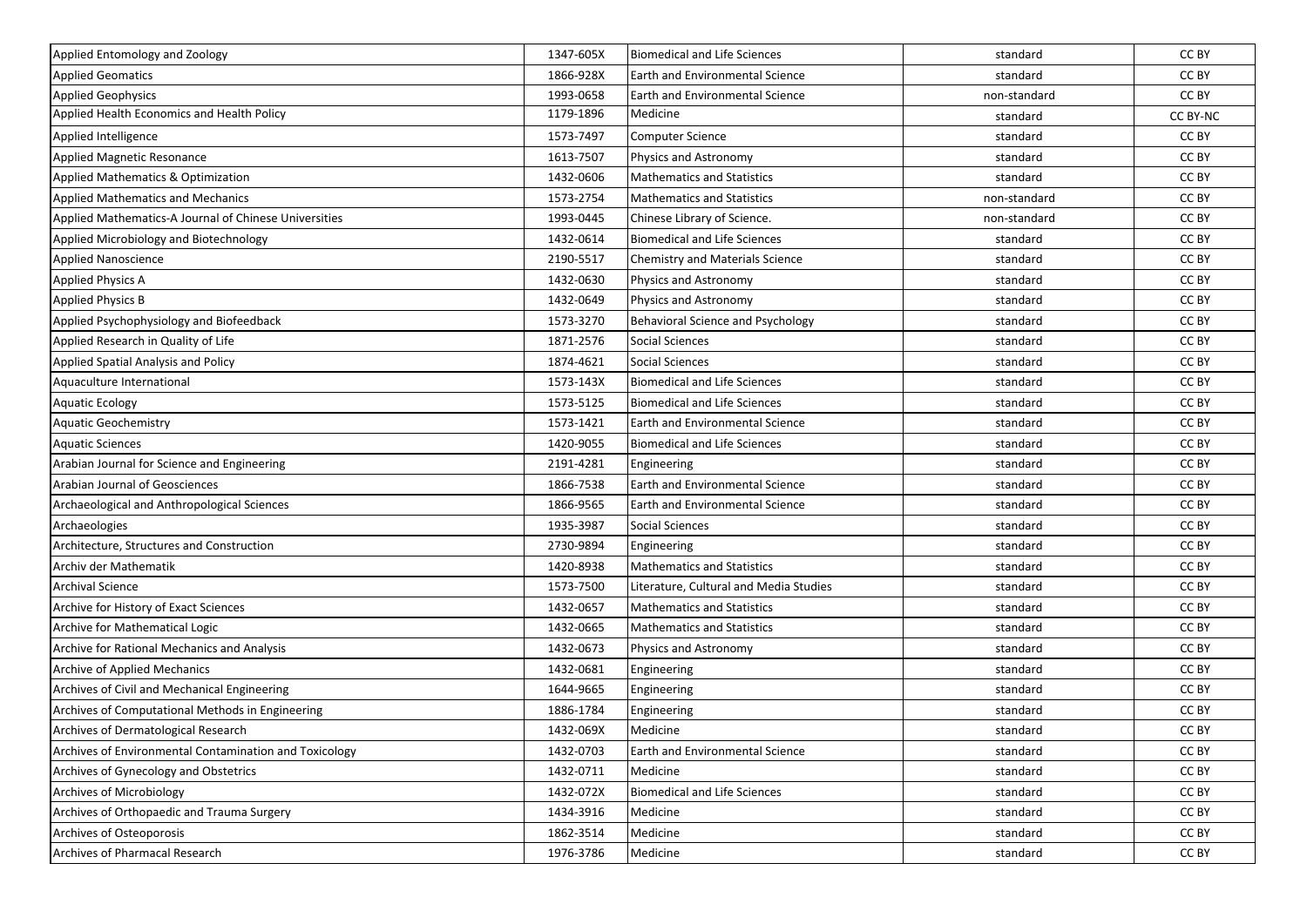| Applied Entomology and Zoology | 1347-605X | Biomedical and Life Sciences | standard | CC BY |
|---|---|---|---|---|
| Applied Geomatics | 1866-928X | Earth and Environmental Science | standard | CC BY |
| Applied Geophysics | 1993-0658 | Earth and Environmental Science | non-standard | CC BY |
| Applied Health Economics and Health Policy | 1179-1896 | Medicine | standard | CC BY-NC |
| Applied Intelligence | 1573-7497 | Computer Science | standard | CC BY |
| Applied Magnetic Resonance | 1613-7507 | Physics and Astronomy | standard | CC BY |
| Applied Mathematics & Optimization | 1432-0606 | Mathematics and Statistics | standard | CC BY |
| Applied Mathematics and Mechanics | 1573-2754 | Mathematics and Statistics | non-standard | CC BY |
| Applied Mathematics-A Journal of Chinese Universities | 1993-0445 | Chinese Library of Science. | non-standard | CC BY |
| Applied Microbiology and Biotechnology | 1432-0614 | Biomedical and Life Sciences | standard | CC BY |
| Applied Nanoscience | 2190-5517 | Chemistry and Materials Science | standard | CC BY |
| Applied Physics A | 1432-0630 | Physics and Astronomy | standard | CC BY |
| Applied Physics B | 1432-0649 | Physics and Astronomy | standard | CC BY |
| Applied Psychophysiology and Biofeedback | 1573-3270 | Behavioral Science and Psychology | standard | CC BY |
| Applied Research in Quality of Life | 1871-2576 | Social Sciences | standard | CC BY |
| Applied Spatial Analysis and Policy | 1874-4621 | Social Sciences | standard | CC BY |
| Aquaculture International | 1573-143X | Biomedical and Life Sciences | standard | CC BY |
| Aquatic Ecology | 1573-5125 | Biomedical and Life Sciences | standard | CC BY |
| Aquatic Geochemistry | 1573-1421 | Earth and Environmental Science | standard | CC BY |
| Aquatic Sciences | 1420-9055 | Biomedical and Life Sciences | standard | CC BY |
| Arabian Journal for Science and Engineering | 2191-4281 | Engineering | standard | CC BY |
| Arabian Journal of Geosciences | 1866-7538 | Earth and Environmental Science | standard | CC BY |
| Archaeological and Anthropological Sciences | 1866-9565 | Earth and Environmental Science | standard | CC BY |
| Archaeologies | 1935-3987 | Social Sciences | standard | CC BY |
| Architecture, Structures and Construction | 2730-9894 | Engineering | standard | CC BY |
| Archiv der Mathematik | 1420-8938 | Mathematics and Statistics | standard | CC BY |
| Archival Science | 1573-7500 | Literature, Cultural and Media Studies | standard | CC BY |
| Archive for History of Exact Sciences | 1432-0657 | Mathematics and Statistics | standard | CC BY |
| Archive for Mathematical Logic | 1432-0665 | Mathematics and Statistics | standard | CC BY |
| Archive for Rational Mechanics and Analysis | 1432-0673 | Physics and Astronomy | standard | CC BY |
| Archive of Applied Mechanics | 1432-0681 | Engineering | standard | CC BY |
| Archives of Civil and Mechanical Engineering | 1644-9665 | Engineering | standard | CC BY |
| Archives of Computational Methods in Engineering | 1886-1784 | Engineering | standard | CC BY |
| Archives of Dermatological Research | 1432-069X | Medicine | standard | CC BY |
| Archives of Environmental Contamination and Toxicology | 1432-0703 | Earth and Environmental Science | standard | CC BY |
| Archives of Gynecology and Obstetrics | 1432-0711 | Medicine | standard | CC BY |
| Archives of Microbiology | 1432-072X | Biomedical and Life Sciences | standard | CC BY |
| Archives of Orthopaedic and Trauma Surgery | 1434-3916 | Medicine | standard | CC BY |
| Archives of Osteoporosis | 1862-3514 | Medicine | standard | CC BY |
| Archives of Pharmacal Research | 1976-3786 | Medicine | standard | CC BY |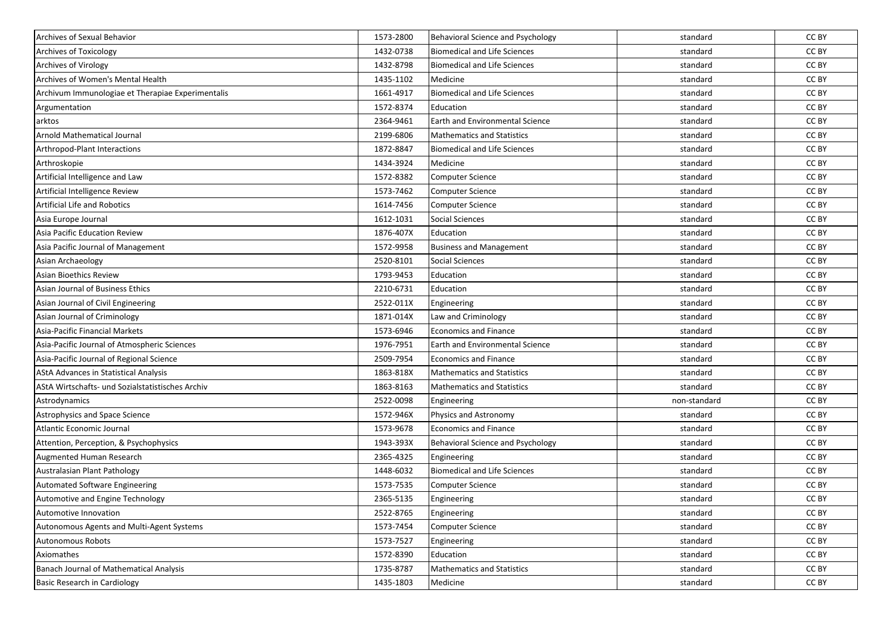| | | | | |
|---|---|---|---|---|
| Archives of Sexual Behavior | 1573-2800 | Behavioral Science and Psychology | standard | CC BY |
| Archives of Toxicology | 1432-0738 | Biomedical and Life Sciences | standard | CC BY |
| Archives of Virology | 1432-8798 | Biomedical and Life Sciences | standard | CC BY |
| Archives of Women's Mental Health | 1435-1102 | Medicine | standard | CC BY |
| Archivum Immunologiae et Therapiae Experimentalis | 1661-4917 | Biomedical and Life Sciences | standard | CC BY |
| Argumentation | 1572-8374 | Education | standard | CC BY |
| arktos | 2364-9461 | Earth and Environmental Science | standard | CC BY |
| Arnold Mathematical Journal | 2199-6806 | Mathematics and Statistics | standard | CC BY |
| Arthropod-Plant Interactions | 1872-8847 | Biomedical and Life Sciences | standard | CC BY |
| Arthroskopie | 1434-3924 | Medicine | standard | CC BY |
| Artificial Intelligence and Law | 1572-8382 | Computer Science | standard | CC BY |
| Artificial Intelligence Review | 1573-7462 | Computer Science | standard | CC BY |
| Artificial Life and Robotics | 1614-7456 | Computer Science | standard | CC BY |
| Asia Europe Journal | 1612-1031 | Social Sciences | standard | CC BY |
| Asia Pacific Education Review | 1876-407X | Education | standard | CC BY |
| Asia Pacific Journal of Management | 1572-9958 | Business and Management | standard | CC BY |
| Asian Archaeology | 2520-8101 | Social Sciences | standard | CC BY |
| Asian Bioethics Review | 1793-9453 | Education | standard | CC BY |
| Asian Journal of Business Ethics | 2210-6731 | Education | standard | CC BY |
| Asian Journal of Civil Engineering | 2522-011X | Engineering | standard | CC BY |
| Asian Journal of Criminology | 1871-014X | Law and Criminology | standard | CC BY |
| Asia-Pacific Financial Markets | 1573-6946 | Economics and Finance | standard | CC BY |
| Asia-Pacific Journal of Atmospheric Sciences | 1976-7951 | Earth and Environmental Science | standard | CC BY |
| Asia-Pacific Journal of Regional Science | 2509-7954 | Economics and Finance | standard | CC BY |
| AStA Advances in Statistical Analysis | 1863-818X | Mathematics and Statistics | standard | CC BY |
| AStA Wirtschafts- und Sozialstatistisches Archiv | 1863-8163 | Mathematics and Statistics | standard | CC BY |
| Astrodynamics | 2522-0098 | Engineering | non-standard | CC BY |
| Astrophysics and Space Science | 1572-946X | Physics and Astronomy | standard | CC BY |
| Atlantic Economic Journal | 1573-9678 | Economics and Finance | standard | CC BY |
| Attention, Perception, & Psychophysics | 1943-393X | Behavioral Science and Psychology | standard | CC BY |
| Augmented Human Research | 2365-4325 | Engineering | standard | CC BY |
| Australasian Plant Pathology | 1448-6032 | Biomedical and Life Sciences | standard | CC BY |
| Automated Software Engineering | 1573-7535 | Computer Science | standard | CC BY |
| Automotive and Engine Technology | 2365-5135 | Engineering | standard | CC BY |
| Automotive Innovation | 2522-8765 | Engineering | standard | CC BY |
| Autonomous Agents and Multi-Agent Systems | 1573-7454 | Computer Science | standard | CC BY |
| Autonomous Robots | 1573-7527 | Engineering | standard | CC BY |
| Axiomathes | 1572-8390 | Education | standard | CC BY |
| Banach Journal of Mathematical Analysis | 1735-8787 | Mathematics and Statistics | standard | CC BY |
| Basic Research in Cardiology | 1435-1803 | Medicine | standard | CC BY |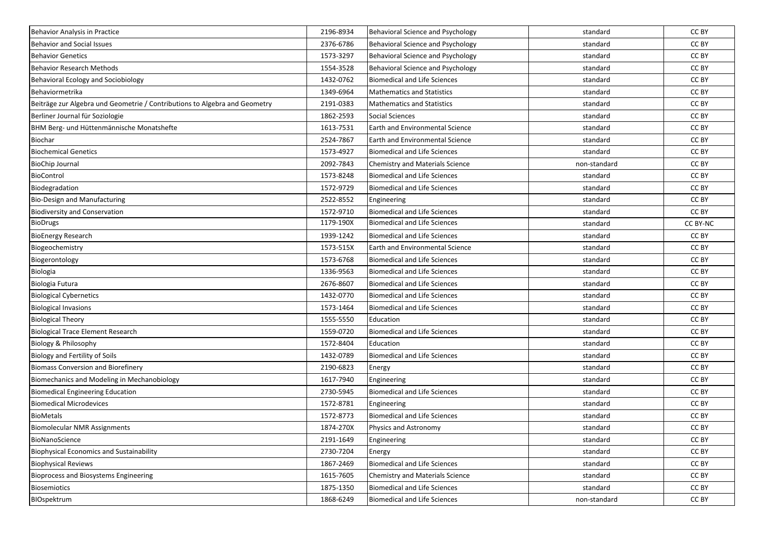| | | | | |
|---|---|---|---|---|
| Behavior Analysis in Practice | 2196-8934 | Behavioral Science and Psychology | standard | CC BY |
| Behavior and Social Issues | 2376-6786 | Behavioral Science and Psychology | standard | CC BY |
| Behavior Genetics | 1573-3297 | Behavioral Science and Psychology | standard | CC BY |
| Behavior Research Methods | 1554-3528 | Behavioral Science and Psychology | standard | CC BY |
| Behavioral Ecology and Sociobiology | 1432-0762 | Biomedical and Life Sciences | standard | CC BY |
| Behaviormetrika | 1349-6964 | Mathematics and Statistics | standard | CC BY |
| Beiträge zur Algebra und Geometrie / Contributions to Algebra and Geometry | 2191-0383 | Mathematics and Statistics | standard | CC BY |
| Berliner Journal für Soziologie | 1862-2593 | Social Sciences | standard | CC BY |
| BHM Berg- und Hüttenmännische Monatshefte | 1613-7531 | Earth and Environmental Science | standard | CC BY |
| Biochar | 2524-7867 | Earth and Environmental Science | standard | CC BY |
| Biochemical Genetics | 1573-4927 | Biomedical and Life Sciences | standard | CC BY |
| BioChip Journal | 2092-7843 | Chemistry and Materials Science | non-standard | CC BY |
| BioControl | 1573-8248 | Biomedical and Life Sciences | standard | CC BY |
| Biodegradation | 1572-9729 | Biomedical and Life Sciences | standard | CC BY |
| Bio-Design and Manufacturing | 2522-8552 | Engineering | standard | CC BY |
| Biodiversity and Conservation | 1572-9710 | Biomedical and Life Sciences | standard | CC BY |
| BioDrugs | 1179-190X | Biomedical and Life Sciences | standard | CC BY-NC |
| BioEnergy Research | 1939-1242 | Biomedical and Life Sciences | standard | CC BY |
| Biogeochemistry | 1573-515X | Earth and Environmental Science | standard | CC BY |
| Biogerontology | 1573-6768 | Biomedical and Life Sciences | standard | CC BY |
| Biologia | 1336-9563 | Biomedical and Life Sciences | standard | CC BY |
| Biologia Futura | 2676-8607 | Biomedical and Life Sciences | standard | CC BY |
| Biological Cybernetics | 1432-0770 | Biomedical and Life Sciences | standard | CC BY |
| Biological Invasions | 1573-1464 | Biomedical and Life Sciences | standard | CC BY |
| Biological Theory | 1555-5550 | Education | standard | CC BY |
| Biological Trace Element Research | 1559-0720 | Biomedical and Life Sciences | standard | CC BY |
| Biology & Philosophy | 1572-8404 | Education | standard | CC BY |
| Biology and Fertility of Soils | 1432-0789 | Biomedical and Life Sciences | standard | CC BY |
| Biomass Conversion and Biorefinery | 2190-6823 | Energy | standard | CC BY |
| Biomechanics and Modeling in Mechanobiology | 1617-7940 | Engineering | standard | CC BY |
| Biomedical Engineering Education | 2730-5945 | Biomedical and Life Sciences | standard | CC BY |
| Biomedical Microdevices | 1572-8781 | Engineering | standard | CC BY |
| BioMetals | 1572-8773 | Biomedical and Life Sciences | standard | CC BY |
| Biomolecular NMR Assignments | 1874-270X | Physics and Astronomy | standard | CC BY |
| BioNanoScience | 2191-1649 | Engineering | standard | CC BY |
| Biophysical Economics and Sustainability | 2730-7204 | Energy | standard | CC BY |
| Biophysical Reviews | 1867-2469 | Biomedical and Life Sciences | standard | CC BY |
| Bioprocess and Biosystems Engineering | 1615-7605 | Chemistry and Materials Science | standard | CC BY |
| Biosemiotics | 1875-1350 | Biomedical and Life Sciences | standard | CC BY |
| BIOspektrum | 1868-6249 | Biomedical and Life Sciences | non-standard | CC BY |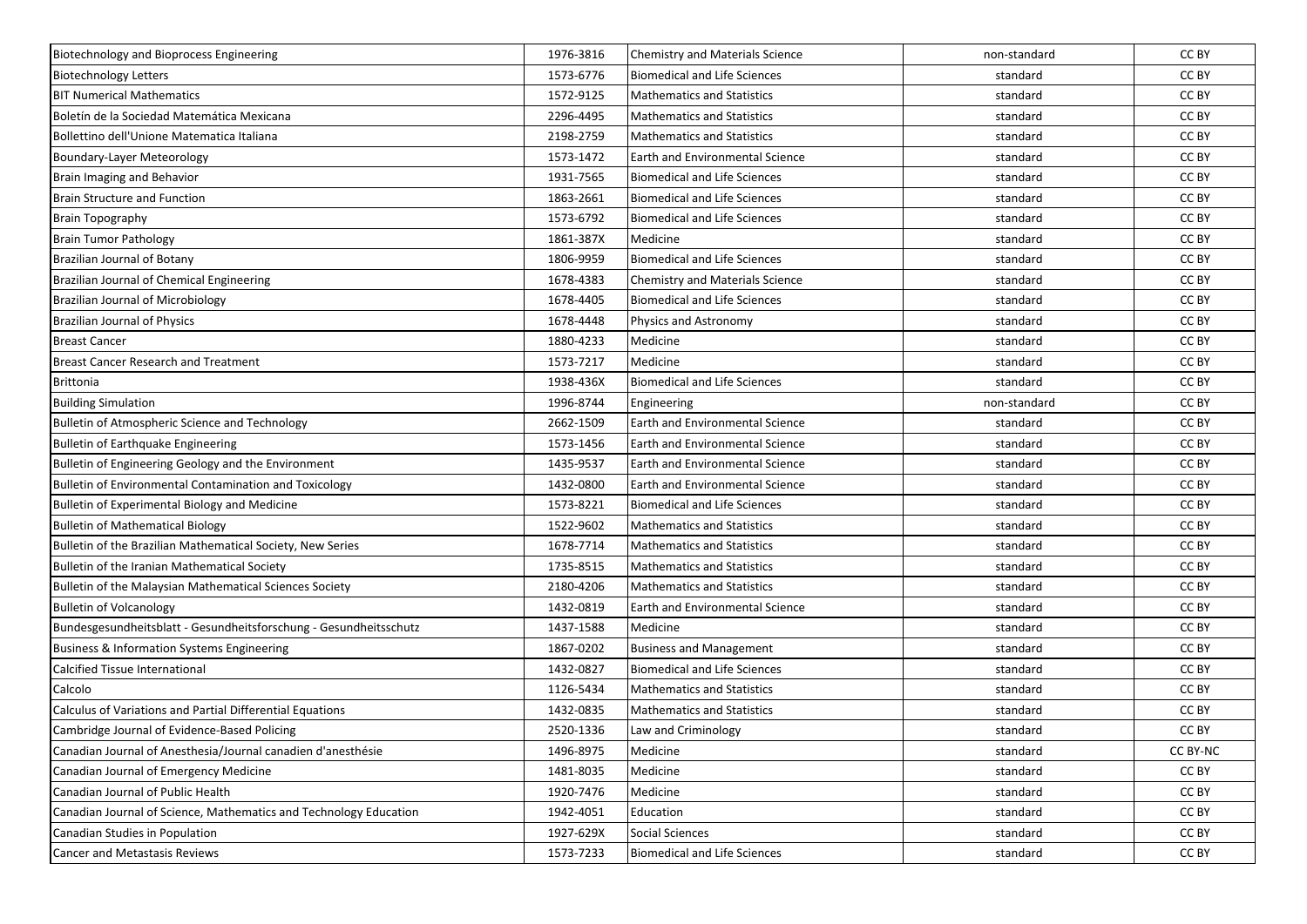| | | | | |
|---|---|---|---|---|
| Biotechnology and Bioprocess Engineering | 1976-3816 | Chemistry and Materials Science | non-standard | CC BY |
| Biotechnology Letters | 1573-6776 | Biomedical and Life Sciences | standard | CC BY |
| BIT Numerical Mathematics | 1572-9125 | Mathematics and Statistics | standard | CC BY |
| Boletín de la Sociedad Matemática Mexicana | 2296-4495 | Mathematics and Statistics | standard | CC BY |
| Bollettino dell'Unione Matematica Italiana | 2198-2759 | Mathematics and Statistics | standard | CC BY |
| Boundary-Layer Meteorology | 1573-1472 | Earth and Environmental Science | standard | CC BY |
| Brain Imaging and Behavior | 1931-7565 | Biomedical and Life Sciences | standard | CC BY |
| Brain Structure and Function | 1863-2661 | Biomedical and Life Sciences | standard | CC BY |
| Brain Topography | 1573-6792 | Biomedical and Life Sciences | standard | CC BY |
| Brain Tumor Pathology | 1861-387X | Medicine | standard | CC BY |
| Brazilian Journal of Botany | 1806-9959 | Biomedical and Life Sciences | standard | CC BY |
| Brazilian Journal of Chemical Engineering | 1678-4383 | Chemistry and Materials Science | standard | CC BY |
| Brazilian Journal of Microbiology | 1678-4405 | Biomedical and Life Sciences | standard | CC BY |
| Brazilian Journal of Physics | 1678-4448 | Physics and Astronomy | standard | CC BY |
| Breast Cancer | 1880-4233 | Medicine | standard | CC BY |
| Breast Cancer Research and Treatment | 1573-7217 | Medicine | standard | CC BY |
| Brittonia | 1938-436X | Biomedical and Life Sciences | standard | CC BY |
| Building Simulation | 1996-8744 | Engineering | non-standard | CC BY |
| Bulletin of Atmospheric Science and Technology | 2662-1509 | Earth and Environmental Science | standard | CC BY |
| Bulletin of Earthquake Engineering | 1573-1456 | Earth and Environmental Science | standard | CC BY |
| Bulletin of Engineering Geology and the Environment | 1435-9537 | Earth and Environmental Science | standard | CC BY |
| Bulletin of Environmental Contamination and Toxicology | 1432-0800 | Earth and Environmental Science | standard | CC BY |
| Bulletin of Experimental Biology and Medicine | 1573-8221 | Biomedical and Life Sciences | standard | CC BY |
| Bulletin of Mathematical Biology | 1522-9602 | Mathematics and Statistics | standard | CC BY |
| Bulletin of the Brazilian Mathematical Society, New Series | 1678-7714 | Mathematics and Statistics | standard | CC BY |
| Bulletin of the Iranian Mathematical Society | 1735-8515 | Mathematics and Statistics | standard | CC BY |
| Bulletin of the Malaysian Mathematical Sciences Society | 2180-4206 | Mathematics and Statistics | standard | CC BY |
| Bulletin of Volcanology | 1432-0819 | Earth and Environmental Science | standard | CC BY |
| Bundesgesundheitsblatt - Gesundheitsforschung - Gesundheitsschutz | 1437-1588 | Medicine | standard | CC BY |
| Business & Information Systems Engineering | 1867-0202 | Business and Management | standard | CC BY |
| Calcified Tissue International | 1432-0827 | Biomedical and Life Sciences | standard | CC BY |
| Calcolo | 1126-5434 | Mathematics and Statistics | standard | CC BY |
| Calculus of Variations and Partial Differential Equations | 1432-0835 | Mathematics and Statistics | standard | CC BY |
| Cambridge Journal of Evidence-Based Policing | 2520-1336 | Law and Criminology | standard | CC BY |
| Canadian Journal of Anesthesia/Journal canadien d'anesthésie | 1496-8975 | Medicine | standard | CC BY-NC |
| Canadian Journal of Emergency Medicine | 1481-8035 | Medicine | standard | CC BY |
| Canadian Journal of Public Health | 1920-7476 | Medicine | standard | CC BY |
| Canadian Journal of Science, Mathematics and Technology Education | 1942-4051 | Education | standard | CC BY |
| Canadian Studies in Population | 1927-629X | Social Sciences | standard | CC BY |
| Cancer and Metastasis Reviews | 1573-7233 | Biomedical and Life Sciences | standard | CC BY |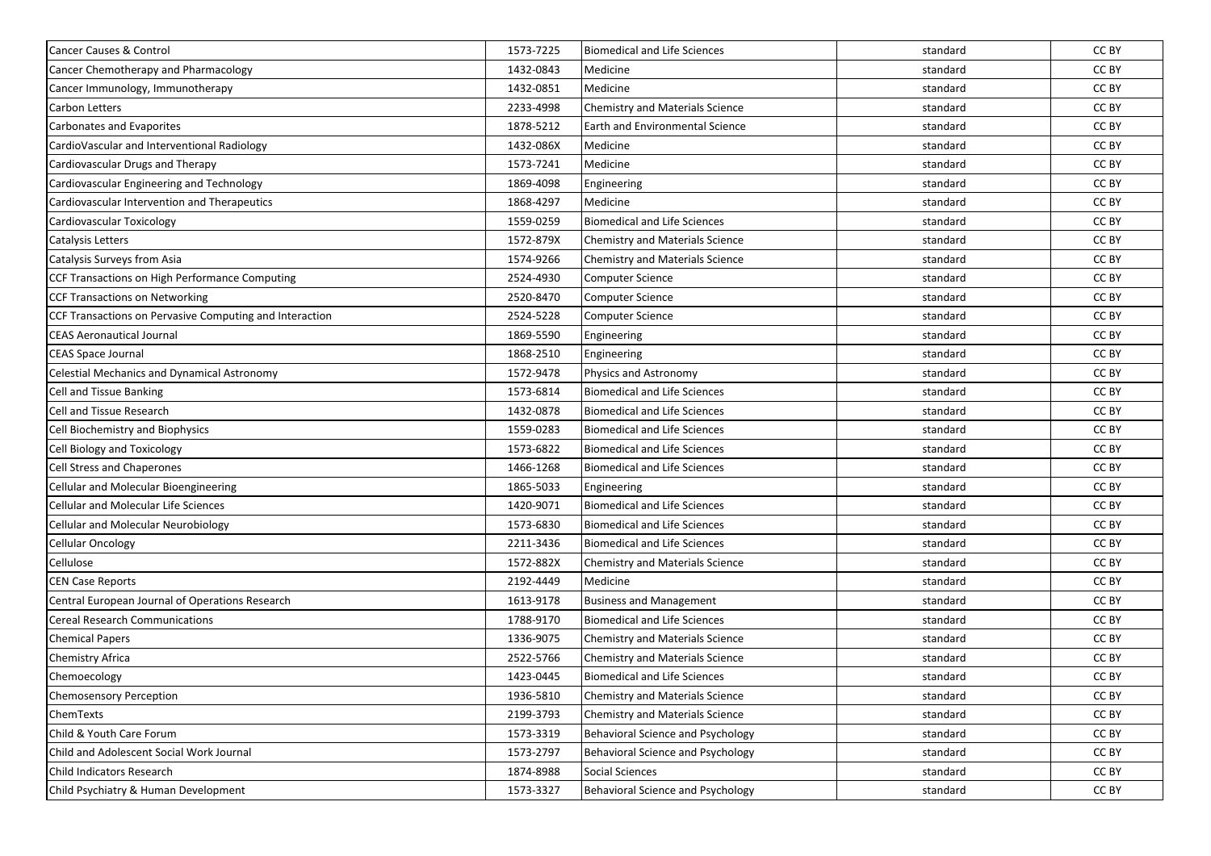| | | | | |
|---|---|---|---|---|
| Cancer Causes & Control | 1573-7225 | Biomedical and Life Sciences | standard | CC BY |
| Cancer Chemotherapy and Pharmacology | 1432-0843 | Medicine | standard | CC BY |
| Cancer Immunology, Immunotherapy | 1432-0851 | Medicine | standard | CC BY |
| Carbon Letters | 2233-4998 | Chemistry and Materials Science | standard | CC BY |
| Carbonates and Evaporites | 1878-5212 | Earth and Environmental Science | standard | CC BY |
| CardioVascular and Interventional Radiology | 1432-086X | Medicine | standard | CC BY |
| Cardiovascular Drugs and Therapy | 1573-7241 | Medicine | standard | CC BY |
| Cardiovascular Engineering and Technology | 1869-4098 | Engineering | standard | CC BY |
| Cardiovascular Intervention and Therapeutics | 1868-4297 | Medicine | standard | CC BY |
| Cardiovascular Toxicology | 1559-0259 | Biomedical and Life Sciences | standard | CC BY |
| Catalysis Letters | 1572-879X | Chemistry and Materials Science | standard | CC BY |
| Catalysis Surveys from Asia | 1574-9266 | Chemistry and Materials Science | standard | CC BY |
| CCF Transactions on High Performance Computing | 2524-4930 | Computer Science | standard | CC BY |
| CCF Transactions on Networking | 2520-8470 | Computer Science | standard | CC BY |
| CCF Transactions on Pervasive Computing and Interaction | 2524-5228 | Computer Science | standard | CC BY |
| CEAS Aeronautical Journal | 1869-5590 | Engineering | standard | CC BY |
| CEAS Space Journal | 1868-2510 | Engineering | standard | CC BY |
| Celestial Mechanics and Dynamical Astronomy | 1572-9478 | Physics and Astronomy | standard | CC BY |
| Cell and Tissue Banking | 1573-6814 | Biomedical and Life Sciences | standard | CC BY |
| Cell and Tissue Research | 1432-0878 | Biomedical and Life Sciences | standard | CC BY |
| Cell Biochemistry and Biophysics | 1559-0283 | Biomedical and Life Sciences | standard | CC BY |
| Cell Biology and Toxicology | 1573-6822 | Biomedical and Life Sciences | standard | CC BY |
| Cell Stress and Chaperones | 1466-1268 | Biomedical and Life Sciences | standard | CC BY |
| Cellular and Molecular Bioengineering | 1865-5033 | Engineering | standard | CC BY |
| Cellular and Molecular Life Sciences | 1420-9071 | Biomedical and Life Sciences | standard | CC BY |
| Cellular and Molecular Neurobiology | 1573-6830 | Biomedical and Life Sciences | standard | CC BY |
| Cellular Oncology | 2211-3436 | Biomedical and Life Sciences | standard | CC BY |
| Cellulose | 1572-882X | Chemistry and Materials Science | standard | CC BY |
| CEN Case Reports | 2192-4449 | Medicine | standard | CC BY |
| Central European Journal of Operations Research | 1613-9178 | Business and Management | standard | CC BY |
| Cereal Research Communications | 1788-9170 | Biomedical and Life Sciences | standard | CC BY |
| Chemical Papers | 1336-9075 | Chemistry and Materials Science | standard | CC BY |
| Chemistry Africa | 2522-5766 | Chemistry and Materials Science | standard | CC BY |
| Chemoecology | 1423-0445 | Biomedical and Life Sciences | standard | CC BY |
| Chemosensory Perception | 1936-5810 | Chemistry and Materials Science | standard | CC BY |
| ChemTexts | 2199-3793 | Chemistry and Materials Science | standard | CC BY |
| Child & Youth Care Forum | 1573-3319 | Behavioral Science and Psychology | standard | CC BY |
| Child and Adolescent Social Work Journal | 1573-2797 | Behavioral Science and Psychology | standard | CC BY |
| Child Indicators Research | 1874-8988 | Social Sciences | standard | CC BY |
| Child Psychiatry & Human Development | 1573-3327 | Behavioral Science and Psychology | standard | CC BY |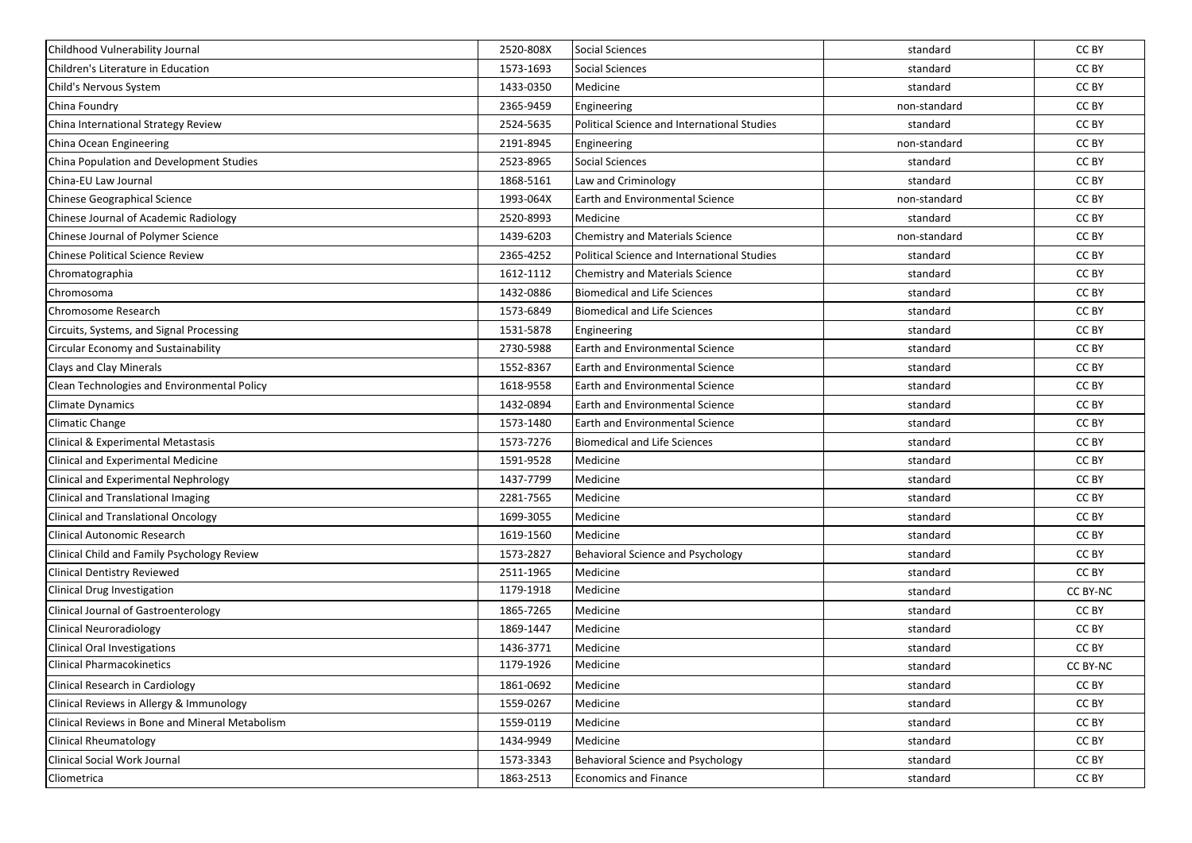| | | | | |
|---|---|---|---|---|
| Childhood Vulnerability Journal | 2520-808X | Social Sciences | standard | CC BY |
| Children's Literature in Education | 1573-1693 | Social Sciences | standard | CC BY |
| Child's Nervous System | 1433-0350 | Medicine | standard | CC BY |
| China Foundry | 2365-9459 | Engineering | non-standard | CC BY |
| China International Strategy Review | 2524-5635 | Political Science and International Studies | standard | CC BY |
| China Ocean Engineering | 2191-8945 | Engineering | non-standard | CC BY |
| China Population and Development Studies | 2523-8965 | Social Sciences | standard | CC BY |
| China-EU Law Journal | 1868-5161 | Law and Criminology | standard | CC BY |
| Chinese Geographical Science | 1993-064X | Earth and Environmental Science | non-standard | CC BY |
| Chinese Journal of Academic Radiology | 2520-8993 | Medicine | standard | CC BY |
| Chinese Journal of Polymer Science | 1439-6203 | Chemistry and Materials Science | non-standard | CC BY |
| Chinese Political Science Review | 2365-4252 | Political Science and International Studies | standard | CC BY |
| Chromatographia | 1612-1112 | Chemistry and Materials Science | standard | CC BY |
| Chromosoma | 1432-0886 | Biomedical and Life Sciences | standard | CC BY |
| Chromosome Research | 1573-6849 | Biomedical and Life Sciences | standard | CC BY |
| Circuits, Systems, and Signal Processing | 1531-5878 | Engineering | standard | CC BY |
| Circular Economy and Sustainability | 2730-5988 | Earth and Environmental Science | standard | CC BY |
| Clays and Clay Minerals | 1552-8367 | Earth and Environmental Science | standard | CC BY |
| Clean Technologies and Environmental Policy | 1618-9558 | Earth and Environmental Science | standard | CC BY |
| Climate Dynamics | 1432-0894 | Earth and Environmental Science | standard | CC BY |
| Climatic Change | 1573-1480 | Earth and Environmental Science | standard | CC BY |
| Clinical & Experimental Metastasis | 1573-7276 | Biomedical and Life Sciences | standard | CC BY |
| Clinical and Experimental Medicine | 1591-9528 | Medicine | standard | CC BY |
| Clinical and Experimental Nephrology | 1437-7799 | Medicine | standard | CC BY |
| Clinical and Translational Imaging | 2281-7565 | Medicine | standard | CC BY |
| Clinical and Translational Oncology | 1699-3055 | Medicine | standard | CC BY |
| Clinical Autonomic Research | 1619-1560 | Medicine | standard | CC BY |
| Clinical Child and Family Psychology Review | 1573-2827 | Behavioral Science and Psychology | standard | CC BY |
| Clinical Dentistry Reviewed | 2511-1965 | Medicine | standard | CC BY |
| Clinical Drug Investigation | 1179-1918 | Medicine | standard | CC BY-NC |
| Clinical Journal of Gastroenterology | 1865-7265 | Medicine | standard | CC BY |
| Clinical Neuroradiology | 1869-1447 | Medicine | standard | CC BY |
| Clinical Oral Investigations | 1436-3771 | Medicine | standard | CC BY |
| Clinical Pharmacokinetics | 1179-1926 | Medicine | standard | CC BY-NC |
| Clinical Research in Cardiology | 1861-0692 | Medicine | standard | CC BY |
| Clinical Reviews in Allergy & Immunology | 1559-0267 | Medicine | standard | CC BY |
| Clinical Reviews in Bone and Mineral Metabolism | 1559-0119 | Medicine | standard | CC BY |
| Clinical Rheumatology | 1434-9949 | Medicine | standard | CC BY |
| Clinical Social Work Journal | 1573-3343 | Behavioral Science and Psychology | standard | CC BY |
| Cliometrica | 1863-2513 | Economics and Finance | standard | CC BY |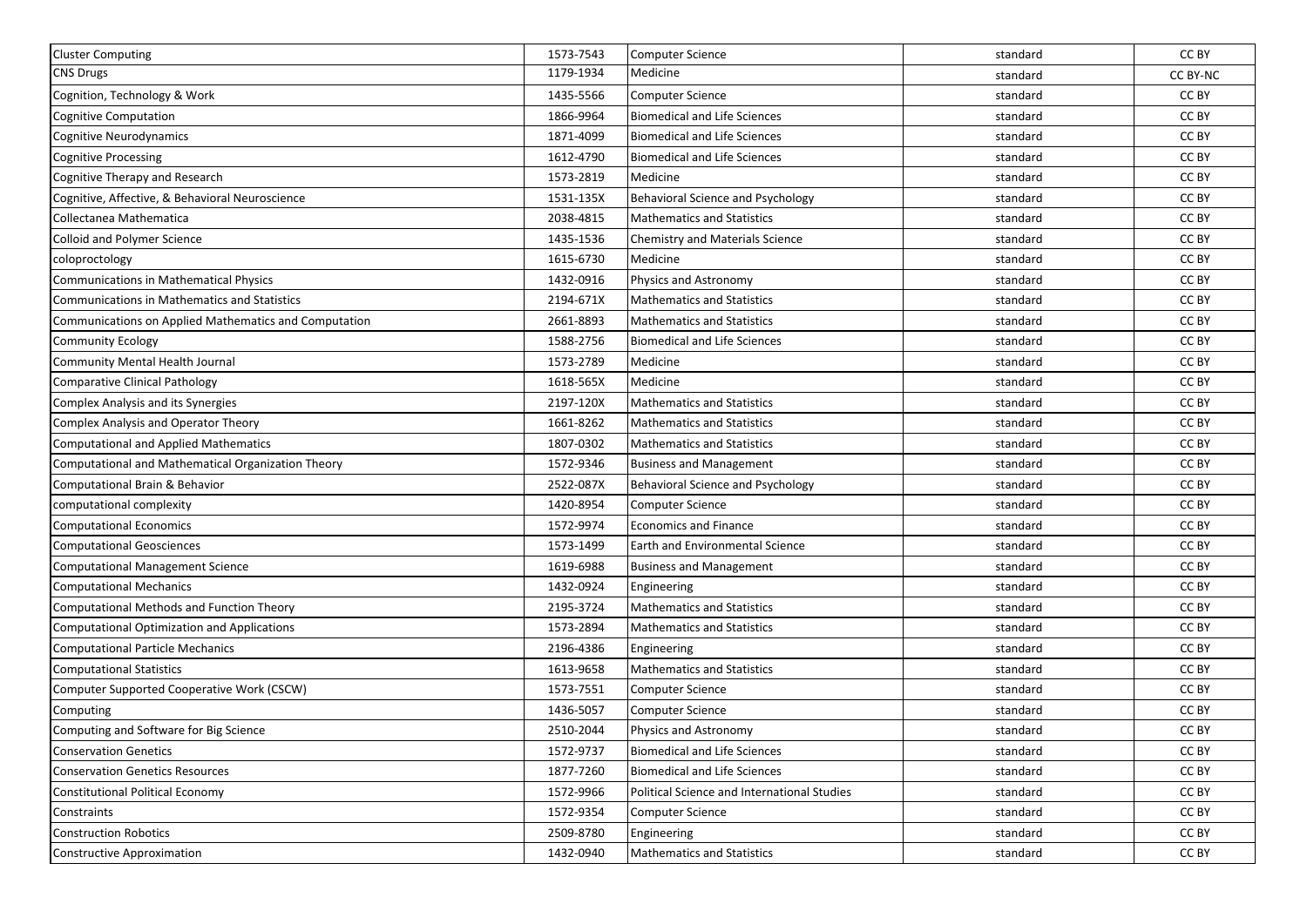| Cluster Computing | 1573-7543 | Computer Science | standard | CC BY |
|---|---|---|---|---|
| CNS Drugs | 1179-1934 | Medicine | standard | CC BY-NC |
| Cognition, Technology & Work | 1435-5566 | Computer Science | standard | CC BY |
| Cognitive Computation | 1866-9964 | Biomedical and Life Sciences | standard | CC BY |
| Cognitive Neurodynamics | 1871-4099 | Biomedical and Life Sciences | standard | CC BY |
| Cognitive Processing | 1612-4790 | Biomedical and Life Sciences | standard | CC BY |
| Cognitive Therapy and Research | 1573-2819 | Medicine | standard | CC BY |
| Cognitive, Affective, & Behavioral Neuroscience | 1531-135X | Behavioral Science and Psychology | standard | CC BY |
| Collectanea Mathematica | 2038-4815 | Mathematics and Statistics | standard | CC BY |
| Colloid and Polymer Science | 1435-1536 | Chemistry and Materials Science | standard | CC BY |
| coloproctology | 1615-6730 | Medicine | standard | CC BY |
| Communications in Mathematical Physics | 1432-0916 | Physics and Astronomy | standard | CC BY |
| Communications in Mathematics and Statistics | 2194-671X | Mathematics and Statistics | standard | CC BY |
| Communications on Applied Mathematics and Computation | 2661-8893 | Mathematics and Statistics | standard | CC BY |
| Community Ecology | 1588-2756 | Biomedical and Life Sciences | standard | CC BY |
| Community Mental Health Journal | 1573-2789 | Medicine | standard | CC BY |
| Comparative Clinical Pathology | 1618-565X | Medicine | standard | CC BY |
| Complex Analysis and its Synergies | 2197-120X | Mathematics and Statistics | standard | CC BY |
| Complex Analysis and Operator Theory | 1661-8262 | Mathematics and Statistics | standard | CC BY |
| Computational and Applied Mathematics | 1807-0302 | Mathematics and Statistics | standard | CC BY |
| Computational and Mathematical Organization Theory | 1572-9346 | Business and Management | standard | CC BY |
| Computational Brain & Behavior | 2522-087X | Behavioral Science and Psychology | standard | CC BY |
| computational complexity | 1420-8954 | Computer Science | standard | CC BY |
| Computational Economics | 1572-9974 | Economics and Finance | standard | CC BY |
| Computational Geosciences | 1573-1499 | Earth and Environmental Science | standard | CC BY |
| Computational Management Science | 1619-6988 | Business and Management | standard | CC BY |
| Computational Mechanics | 1432-0924 | Engineering | standard | CC BY |
| Computational Methods and Function Theory | 2195-3724 | Mathematics and Statistics | standard | CC BY |
| Computational Optimization and Applications | 1573-2894 | Mathematics and Statistics | standard | CC BY |
| Computational Particle Mechanics | 2196-4386 | Engineering | standard | CC BY |
| Computational Statistics | 1613-9658 | Mathematics and Statistics | standard | CC BY |
| Computer Supported Cooperative Work (CSCW) | 1573-7551 | Computer Science | standard | CC BY |
| Computing | 1436-5057 | Computer Science | standard | CC BY |
| Computing and Software for Big Science | 2510-2044 | Physics and Astronomy | standard | CC BY |
| Conservation Genetics | 1572-9737 | Biomedical and Life Sciences | standard | CC BY |
| Conservation Genetics Resources | 1877-7260 | Biomedical and Life Sciences | standard | CC BY |
| Constitutional Political Economy | 1572-9966 | Political Science and International Studies | standard | CC BY |
| Constraints | 1572-9354 | Computer Science | standard | CC BY |
| Construction Robotics | 2509-8780 | Engineering | standard | CC BY |
| Constructive Approximation | 1432-0940 | Mathematics and Statistics | standard | CC BY |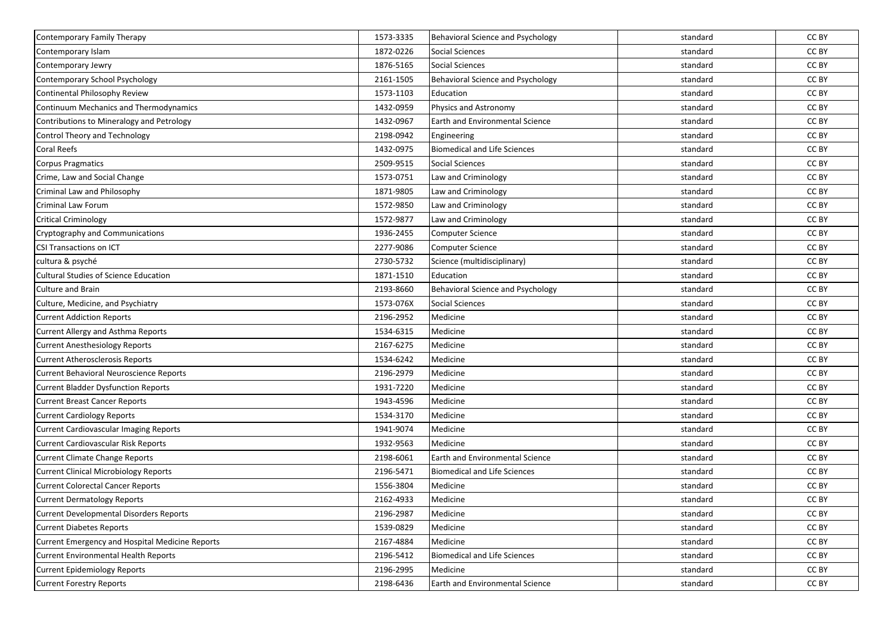| Contemporary Family Therapy | 1573-3335 | Behavioral Science and Psychology | standard | CC BY |
|---|---|---|---|---|
| Contemporary Islam | 1872-0226 | Social Sciences | standard | CC BY |
| Contemporary Jewry | 1876-5165 | Social Sciences | standard | CC BY |
| Contemporary School Psychology | 2161-1505 | Behavioral Science and Psychology | standard | CC BY |
| Continental Philosophy Review | 1573-1103 | Education | standard | CC BY |
| Continuum Mechanics and Thermodynamics | 1432-0959 | Physics and Astronomy | standard | CC BY |
| Contributions to Mineralogy and Petrology | 1432-0967 | Earth and Environmental Science | standard | CC BY |
| Control Theory and Technology | 2198-0942 | Engineering | standard | CC BY |
| Coral Reefs | 1432-0975 | Biomedical and Life Sciences | standard | CC BY |
| Corpus Pragmatics | 2509-9515 | Social Sciences | standard | CC BY |
| Crime, Law and Social Change | 1573-0751 | Law and Criminology | standard | CC BY |
| Criminal Law and Philosophy | 1871-9805 | Law and Criminology | standard | CC BY |
| Criminal Law Forum | 1572-9850 | Law and Criminology | standard | CC BY |
| Critical Criminology | 1572-9877 | Law and Criminology | standard | CC BY |
| Cryptography and Communications | 1936-2455 | Computer Science | standard | CC BY |
| CSI Transactions on ICT | 2277-9086 | Computer Science | standard | CC BY |
| cultura & psyché | 2730-5732 | Science (multidisciplinary) | standard | CC BY |
| Cultural Studies of Science Education | 1871-1510 | Education | standard | CC BY |
| Culture and Brain | 2193-8660 | Behavioral Science and Psychology | standard | CC BY |
| Culture, Medicine, and Psychiatry | 1573-076X | Social Sciences | standard | CC BY |
| Current Addiction Reports | 2196-2952 | Medicine | standard | CC BY |
| Current Allergy and Asthma Reports | 1534-6315 | Medicine | standard | CC BY |
| Current Anesthesiology Reports | 2167-6275 | Medicine | standard | CC BY |
| Current Atherosclerosis Reports | 1534-6242 | Medicine | standard | CC BY |
| Current Behavioral Neuroscience Reports | 2196-2979 | Medicine | standard | CC BY |
| Current Bladder Dysfunction Reports | 1931-7220 | Medicine | standard | CC BY |
| Current Breast Cancer Reports | 1943-4596 | Medicine | standard | CC BY |
| Current Cardiology Reports | 1534-3170 | Medicine | standard | CC BY |
| Current Cardiovascular Imaging Reports | 1941-9074 | Medicine | standard | CC BY |
| Current Cardiovascular Risk Reports | 1932-9563 | Medicine | standard | CC BY |
| Current Climate Change Reports | 2198-6061 | Earth and Environmental Science | standard | CC BY |
| Current Clinical Microbiology Reports | 2196-5471 | Biomedical and Life Sciences | standard | CC BY |
| Current Colorectal Cancer Reports | 1556-3804 | Medicine | standard | CC BY |
| Current Dermatology Reports | 2162-4933 | Medicine | standard | CC BY |
| Current Developmental Disorders Reports | 2196-2987 | Medicine | standard | CC BY |
| Current Diabetes Reports | 1539-0829 | Medicine | standard | CC BY |
| Current Emergency and Hospital Medicine Reports | 2167-4884 | Medicine | standard | CC BY |
| Current Environmental Health Reports | 2196-5412 | Biomedical and Life Sciences | standard | CC BY |
| Current Epidemiology Reports | 2196-2995 | Medicine | standard | CC BY |
| Current Forestry Reports | 2198-6436 | Earth and Environmental Science | standard | CC BY |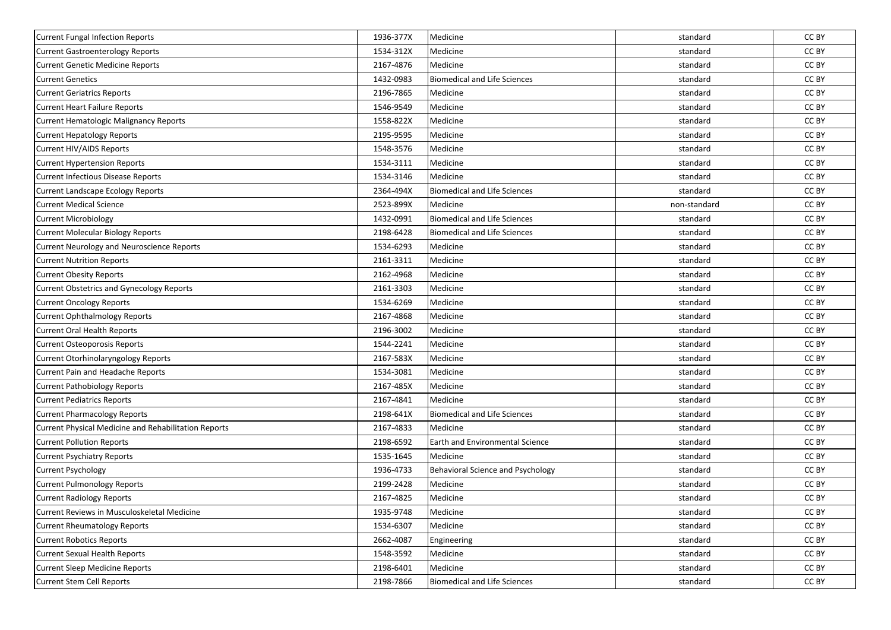| Current Fungal Infection Reports | 1936-377X | Medicine | standard | CC BY |
|---|---|---|---|---|
| Current Gastroenterology Reports | 1534-312X | Medicine | standard | CC BY |
| Current Genetic Medicine Reports | 2167-4876 | Medicine | standard | CC BY |
| Current Genetics | 1432-0983 | Biomedical and Life Sciences | standard | CC BY |
| Current Geriatrics Reports | 2196-7865 | Medicine | standard | CC BY |
| Current Heart Failure Reports | 1546-9549 | Medicine | standard | CC BY |
| Current Hematologic Malignancy Reports | 1558-822X | Medicine | standard | CC BY |
| Current Hepatology Reports | 2195-9595 | Medicine | standard | CC BY |
| Current HIV/AIDS Reports | 1548-3576 | Medicine | standard | CC BY |
| Current Hypertension Reports | 1534-3111 | Medicine | standard | CC BY |
| Current Infectious Disease Reports | 1534-3146 | Medicine | standard | CC BY |
| Current Landscape Ecology Reports | 2364-494X | Biomedical and Life Sciences | standard | CC BY |
| Current Medical Science | 2523-899X | Medicine | non-standard | CC BY |
| Current Microbiology | 1432-0991 | Biomedical and Life Sciences | standard | CC BY |
| Current Molecular Biology Reports | 2198-6428 | Biomedical and Life Sciences | standard | CC BY |
| Current Neurology and Neuroscience Reports | 1534-6293 | Medicine | standard | CC BY |
| Current Nutrition Reports | 2161-3311 | Medicine | standard | CC BY |
| Current Obesity Reports | 2162-4968 | Medicine | standard | CC BY |
| Current Obstetrics and Gynecology Reports | 2161-3303 | Medicine | standard | CC BY |
| Current Oncology Reports | 1534-6269 | Medicine | standard | CC BY |
| Current Ophthalmology Reports | 2167-4868 | Medicine | standard | CC BY |
| Current Oral Health Reports | 2196-3002 | Medicine | standard | CC BY |
| Current Osteoporosis Reports | 1544-2241 | Medicine | standard | CC BY |
| Current Otorhinolaryngology Reports | 2167-583X | Medicine | standard | CC BY |
| Current Pain and Headache Reports | 1534-3081 | Medicine | standard | CC BY |
| Current Pathobiology Reports | 2167-485X | Medicine | standard | CC BY |
| Current Pediatrics Reports | 2167-4841 | Medicine | standard | CC BY |
| Current Pharmacology Reports | 2198-641X | Biomedical and Life Sciences | standard | CC BY |
| Current Physical Medicine and Rehabilitation Reports | 2167-4833 | Medicine | standard | CC BY |
| Current Pollution Reports | 2198-6592 | Earth and Environmental Science | standard | CC BY |
| Current Psychiatry Reports | 1535-1645 | Medicine | standard | CC BY |
| Current Psychology | 1936-4733 | Behavioral Science and Psychology | standard | CC BY |
| Current Pulmonology Reports | 2199-2428 | Medicine | standard | CC BY |
| Current Radiology Reports | 2167-4825 | Medicine | standard | CC BY |
| Current Reviews in Musculoskeletal Medicine | 1935-9748 | Medicine | standard | CC BY |
| Current Rheumatology Reports | 1534-6307 | Medicine | standard | CC BY |
| Current Robotics Reports | 2662-4087 | Engineering | standard | CC BY |
| Current Sexual Health Reports | 1548-3592 | Medicine | standard | CC BY |
| Current Sleep Medicine Reports | 2198-6401 | Medicine | standard | CC BY |
| Current Stem Cell Reports | 2198-7866 | Biomedical and Life Sciences | standard | CC BY |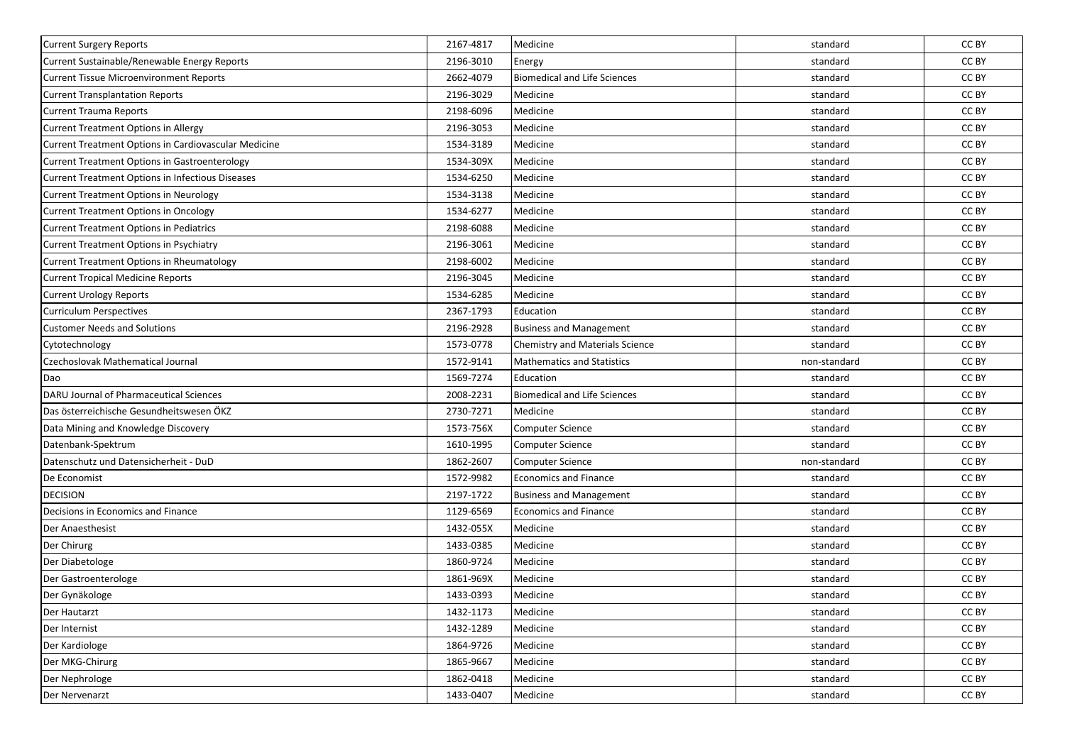| Current Surgery Reports | 2167-4817 | Medicine | standard | CC BY |
|---|---|---|---|---|
| Current Sustainable/Renewable Energy Reports | 2196-3010 | Energy | standard | CC BY |
| Current Tissue Microenvironment Reports | 2662-4079 | Biomedical and Life Sciences | standard | CC BY |
| Current Transplantation Reports | 2196-3029 | Medicine | standard | CC BY |
| Current Trauma Reports | 2198-6096 | Medicine | standard | CC BY |
| Current Treatment Options in Allergy | 2196-3053 | Medicine | standard | CC BY |
| Current Treatment Options in Cardiovascular Medicine | 1534-3189 | Medicine | standard | CC BY |
| Current Treatment Options in Gastroenterology | 1534-309X | Medicine | standard | CC BY |
| Current Treatment Options in Infectious Diseases | 1534-6250 | Medicine | standard | CC BY |
| Current Treatment Options in Neurology | 1534-3138 | Medicine | standard | CC BY |
| Current Treatment Options in Oncology | 1534-6277 | Medicine | standard | CC BY |
| Current Treatment Options in Pediatrics | 2198-6088 | Medicine | standard | CC BY |
| Current Treatment Options in Psychiatry | 2196-3061 | Medicine | standard | CC BY |
| Current Treatment Options in Rheumatology | 2198-6002 | Medicine | standard | CC BY |
| Current Tropical Medicine Reports | 2196-3045 | Medicine | standard | CC BY |
| Current Urology Reports | 1534-6285 | Medicine | standard | CC BY |
| Curriculum Perspectives | 2367-1793 | Education | standard | CC BY |
| Customer Needs and Solutions | 2196-2928 | Business and Management | standard | CC BY |
| Cytotechnology | 1573-0778 | Chemistry and Materials Science | standard | CC BY |
| Czechoslovak Mathematical Journal | 1572-9141 | Mathematics and Statistics | non-standard | CC BY |
| Dao | 1569-7274 | Education | standard | CC BY |
| DARU Journal of Pharmaceutical Sciences | 2008-2231 | Biomedical and Life Sciences | standard | CC BY |
| Das österreichische Gesundheitswesen ÖKZ | 2730-7271 | Medicine | standard | CC BY |
| Data Mining and Knowledge Discovery | 1573-756X | Computer Science | standard | CC BY |
| Datenbank-Spektrum | 1610-1995 | Computer Science | standard | CC BY |
| Datenschutz und Datensicherheit - DuD | 1862-2607 | Computer Science | non-standard | CC BY |
| De Economist | 1572-9982 | Economics and Finance | standard | CC BY |
| DECISION | 2197-1722 | Business and Management | standard | CC BY |
| Decisions in Economics and Finance | 1129-6569 | Economics and Finance | standard | CC BY |
| Der Anaesthesist | 1432-055X | Medicine | standard | CC BY |
| Der Chirurg | 1433-0385 | Medicine | standard | CC BY |
| Der Diabetologe | 1860-9724 | Medicine | standard | CC BY |
| Der Gastroenterologe | 1861-969X | Medicine | standard | CC BY |
| Der Gynäkologe | 1433-0393 | Medicine | standard | CC BY |
| Der Hautarzt | 1432-1173 | Medicine | standard | CC BY |
| Der Internist | 1432-1289 | Medicine | standard | CC BY |
| Der Kardiologe | 1864-9726 | Medicine | standard | CC BY |
| Der MKG-Chirurg | 1865-9667 | Medicine | standard | CC BY |
| Der Nephrologe | 1862-0418 | Medicine | standard | CC BY |
| Der Nervenarzt | 1433-0407 | Medicine | standard | CC BY |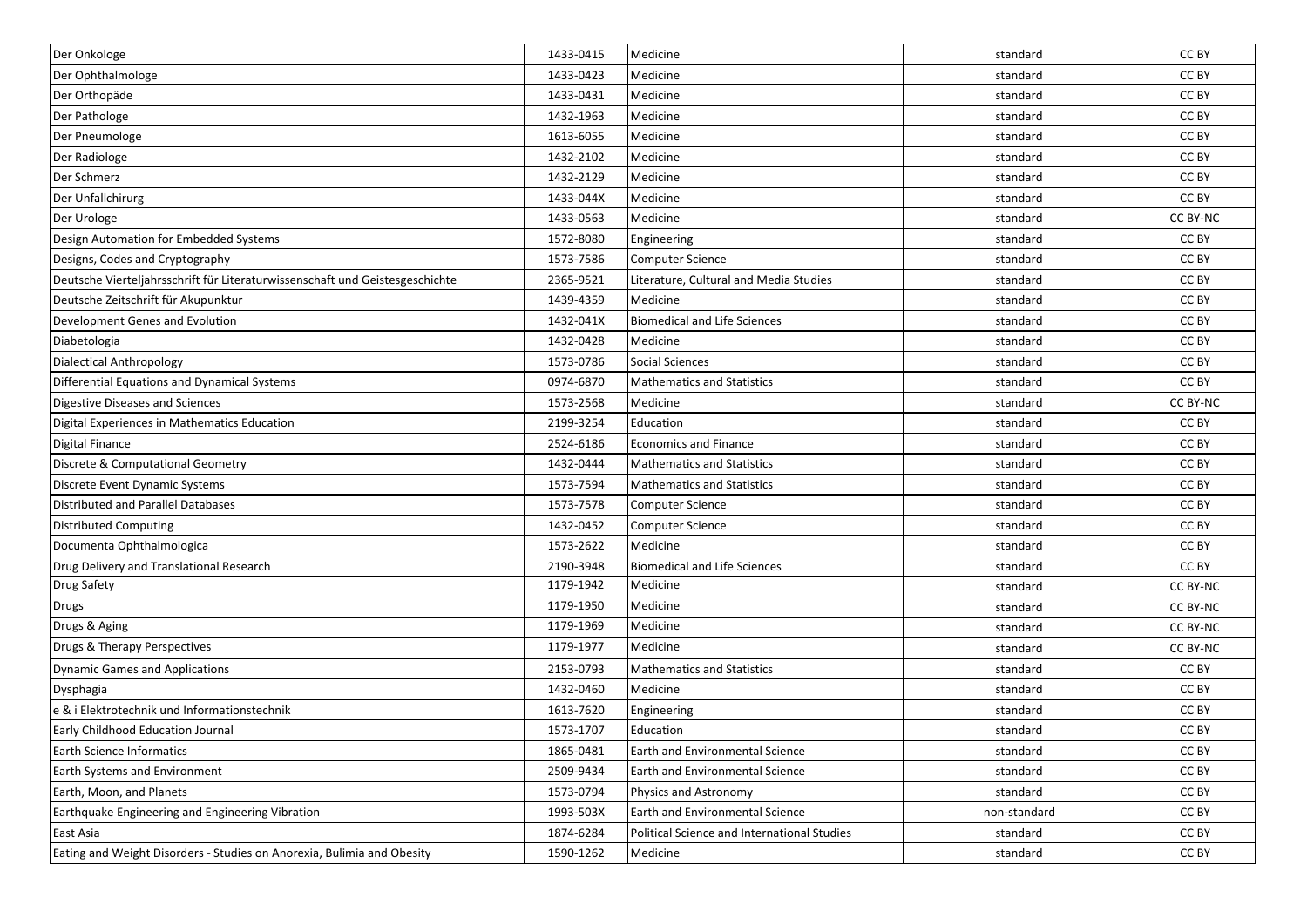| | | | | |
|---|---|---|---|---|
| Der Onkologe | 1433-0415 | Medicine | standard | CC BY |
| Der Ophthalmologe | 1433-0423 | Medicine | standard | CC BY |
| Der Orthopäde | 1433-0431 | Medicine | standard | CC BY |
| Der Pathologe | 1432-1963 | Medicine | standard | CC BY |
| Der Pneumologe | 1613-6055 | Medicine | standard | CC BY |
| Der Radiologe | 1432-2102 | Medicine | standard | CC BY |
| Der Schmerz | 1432-2129 | Medicine | standard | CC BY |
| Der Unfallchirurg | 1433-044X | Medicine | standard | CC BY |
| Der Urologe | 1433-0563 | Medicine | standard | CC BY-NC |
| Design Automation for Embedded Systems | 1572-8080 | Engineering | standard | CC BY |
| Designs, Codes and Cryptography | 1573-7586 | Computer Science | standard | CC BY |
| Deutsche Vierteljahrsschrift für Literaturwissenschaft und Geistesgeschichte | 2365-9521 | Literature, Cultural and Media Studies | standard | CC BY |
| Deutsche Zeitschrift für Akupunktur | 1439-4359 | Medicine | standard | CC BY |
| Development Genes and Evolution | 1432-041X | Biomedical and Life Sciences | standard | CC BY |
| Diabetologia | 1432-0428 | Medicine | standard | CC BY |
| Dialectical Anthropology | 1573-0786 | Social Sciences | standard | CC BY |
| Differential Equations and Dynamical Systems | 0974-6870 | Mathematics and Statistics | standard | CC BY |
| Digestive Diseases and Sciences | 1573-2568 | Medicine | standard | CC BY-NC |
| Digital Experiences in Mathematics Education | 2199-3254 | Education | standard | CC BY |
| Digital Finance | 2524-6186 | Economics and Finance | standard | CC BY |
| Discrete & Computational Geometry | 1432-0444 | Mathematics and Statistics | standard | CC BY |
| Discrete Event Dynamic Systems | 1573-7594 | Mathematics and Statistics | standard | CC BY |
| Distributed and Parallel Databases | 1573-7578 | Computer Science | standard | CC BY |
| Distributed Computing | 1432-0452 | Computer Science | standard | CC BY |
| Documenta Ophthalmologica | 1573-2622 | Medicine | standard | CC BY |
| Drug Delivery and Translational Research | 2190-3948 | Biomedical and Life Sciences | standard | CC BY |
| Drug Safety | 1179-1942 | Medicine | standard | CC BY-NC |
| Drugs | 1179-1950 | Medicine | standard | CC BY-NC |
| Drugs & Aging | 1179-1969 | Medicine | standard | CC BY-NC |
| Drugs & Therapy Perspectives | 1179-1977 | Medicine | standard | CC BY-NC |
| Dynamic Games and Applications | 2153-0793 | Mathematics and Statistics | standard | CC BY |
| Dysphagia | 1432-0460 | Medicine | standard | CC BY |
| e & i Elektrotechnik und Informationstechnik | 1613-7620 | Engineering | standard | CC BY |
| Early Childhood Education Journal | 1573-1707 | Education | standard | CC BY |
| Earth Science Informatics | 1865-0481 | Earth and Environmental Science | standard | CC BY |
| Earth Systems and Environment | 2509-9434 | Earth and Environmental Science | standard | CC BY |
| Earth, Moon, and Planets | 1573-0794 | Physics and Astronomy | standard | CC BY |
| Earthquake Engineering and Engineering Vibration | 1993-503X | Earth and Environmental Science | non-standard | CC BY |
| East Asia | 1874-6284 | Political Science and International Studies | standard | CC BY |
| Eating and Weight Disorders - Studies on Anorexia, Bulimia and Obesity | 1590-1262 | Medicine | standard | CC BY |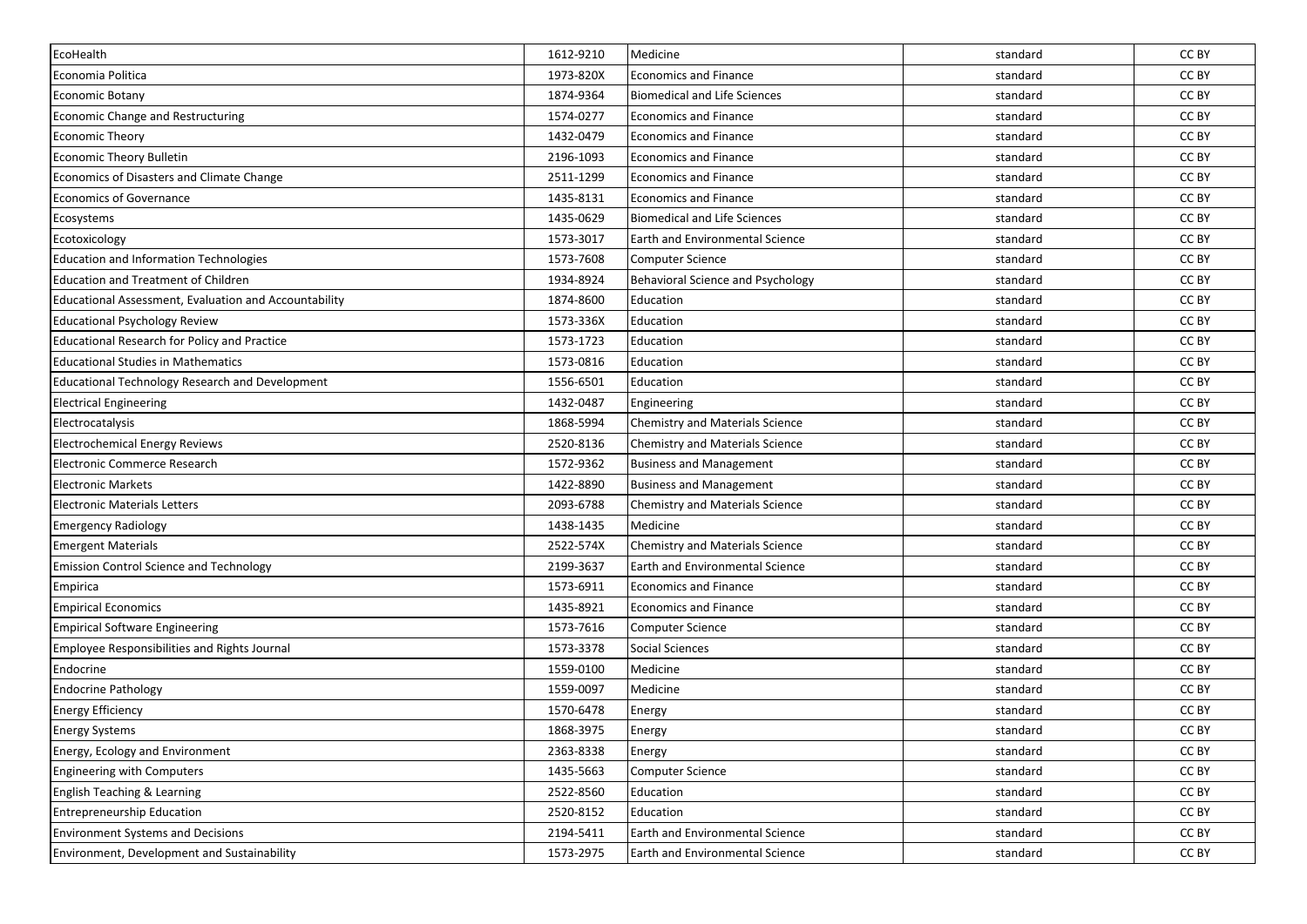| EcoHealth | 1612-9210 | Medicine | standard | CC BY |
|---|---|---|---|---|
| Economia Politica | 1973-820X | Economics and Finance | standard | CC BY |
| Economic Botany | 1874-9364 | Biomedical and Life Sciences | standard | CC BY |
| Economic Change and Restructuring | 1574-0277 | Economics and Finance | standard | CC BY |
| Economic Theory | 1432-0479 | Economics and Finance | standard | CC BY |
| Economic Theory Bulletin | 2196-1093 | Economics and Finance | standard | CC BY |
| Economics of Disasters and Climate Change | 2511-1299 | Economics and Finance | standard | CC BY |
| Economics of Governance | 1435-8131 | Economics and Finance | standard | CC BY |
| Ecosystems | 1435-0629 | Biomedical and Life Sciences | standard | CC BY |
| Ecotoxicology | 1573-3017 | Earth and Environmental Science | standard | CC BY |
| Education and Information Technologies | 1573-7608 | Computer Science | standard | CC BY |
| Education and Treatment of Children | 1934-8924 | Behavioral Science and Psychology | standard | CC BY |
| Educational Assessment, Evaluation and Accountability | 1874-8600 | Education | standard | CC BY |
| Educational Psychology Review | 1573-336X | Education | standard | CC BY |
| Educational Research for Policy and Practice | 1573-1723 | Education | standard | CC BY |
| Educational Studies in Mathematics | 1573-0816 | Education | standard | CC BY |
| Educational Technology Research and Development | 1556-6501 | Education | standard | CC BY |
| Electrical Engineering | 1432-0487 | Engineering | standard | CC BY |
| Electrocatalysis | 1868-5994 | Chemistry and Materials Science | standard | CC BY |
| Electrochemical Energy Reviews | 2520-8136 | Chemistry and Materials Science | standard | CC BY |
| Electronic Commerce Research | 1572-9362 | Business and Management | standard | CC BY |
| Electronic Markets | 1422-8890 | Business and Management | standard | CC BY |
| Electronic Materials Letters | 2093-6788 | Chemistry and Materials Science | standard | CC BY |
| Emergency Radiology | 1438-1435 | Medicine | standard | CC BY |
| Emergent Materials | 2522-574X | Chemistry and Materials Science | standard | CC BY |
| Emission Control Science and Technology | 2199-3637 | Earth and Environmental Science | standard | CC BY |
| Empirica | 1573-6911 | Economics and Finance | standard | CC BY |
| Empirical Economics | 1435-8921 | Economics and Finance | standard | CC BY |
| Empirical Software Engineering | 1573-7616 | Computer Science | standard | CC BY |
| Employee Responsibilities and Rights Journal | 1573-3378 | Social Sciences | standard | CC BY |
| Endocrine | 1559-0100 | Medicine | standard | CC BY |
| Endocrine Pathology | 1559-0097 | Medicine | standard | CC BY |
| Energy Efficiency | 1570-6478 | Energy | standard | CC BY |
| Energy Systems | 1868-3975 | Energy | standard | CC BY |
| Energy, Ecology and Environment | 2363-8338 | Energy | standard | CC BY |
| Engineering with Computers | 1435-5663 | Computer Science | standard | CC BY |
| English Teaching & Learning | 2522-8560 | Education | standard | CC BY |
| Entrepreneurship Education | 2520-8152 | Education | standard | CC BY |
| Environment Systems and Decisions | 2194-5411 | Earth and Environmental Science | standard | CC BY |
| Environment, Development and Sustainability | 1573-2975 | Earth and Environmental Science | standard | CC BY |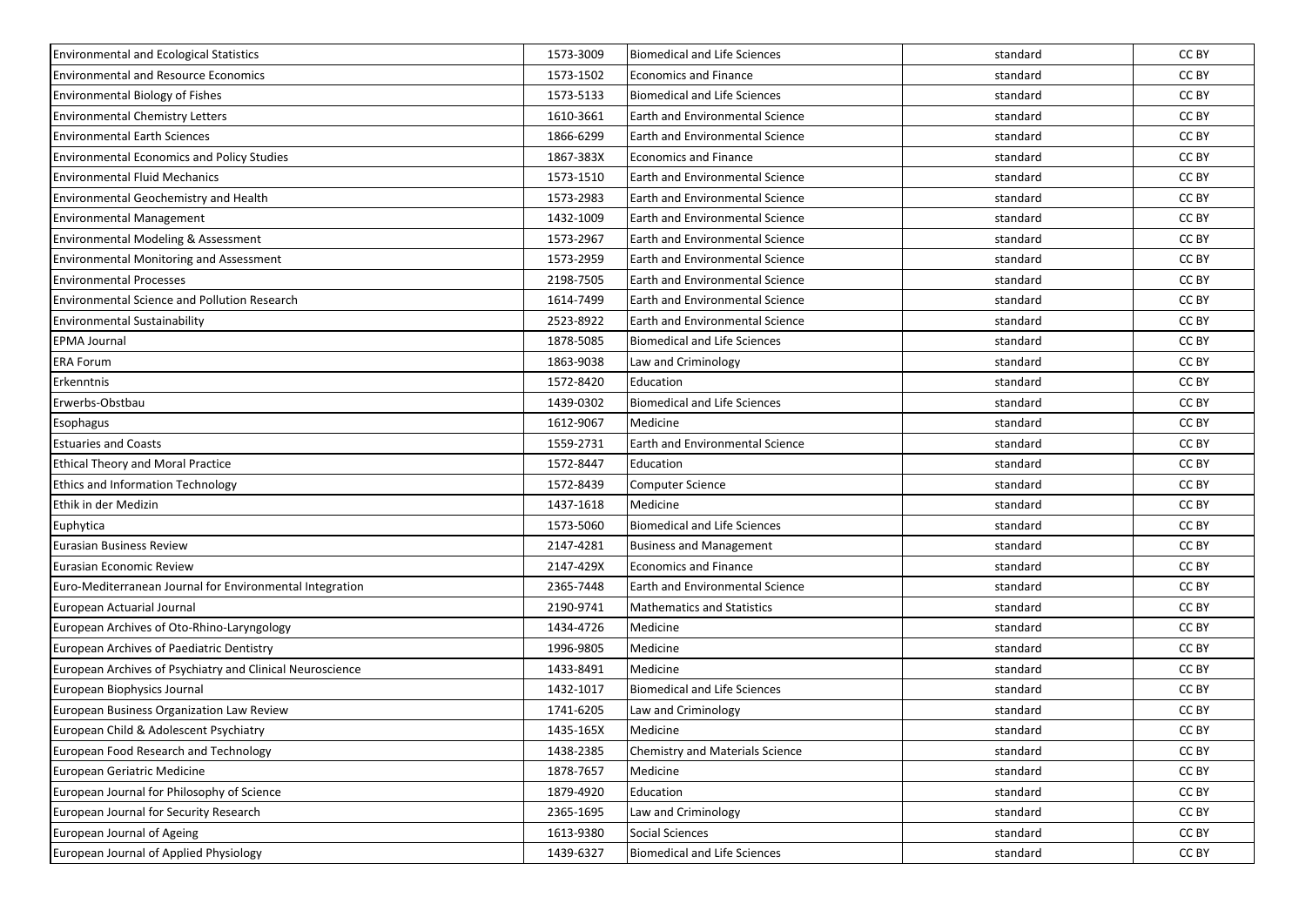| | | | | |
|---|---|---|---|---|
| Environmental and Ecological Statistics | 1573-3009 | Biomedical and Life Sciences | standard | CC BY |
| Environmental and Resource Economics | 1573-1502 | Economics and Finance | standard | CC BY |
| Environmental Biology of Fishes | 1573-5133 | Biomedical and Life Sciences | standard | CC BY |
| Environmental Chemistry Letters | 1610-3661 | Earth and Environmental Science | standard | CC BY |
| Environmental Earth Sciences | 1866-6299 | Earth and Environmental Science | standard | CC BY |
| Environmental Economics and Policy Studies | 1867-383X | Economics and Finance | standard | CC BY |
| Environmental Fluid Mechanics | 1573-1510 | Earth and Environmental Science | standard | CC BY |
| Environmental Geochemistry and Health | 1573-2983 | Earth and Environmental Science | standard | CC BY |
| Environmental Management | 1432-1009 | Earth and Environmental Science | standard | CC BY |
| Environmental Modeling & Assessment | 1573-2967 | Earth and Environmental Science | standard | CC BY |
| Environmental Monitoring and Assessment | 1573-2959 | Earth and Environmental Science | standard | CC BY |
| Environmental Processes | 2198-7505 | Earth and Environmental Science | standard | CC BY |
| Environmental Science and Pollution Research | 1614-7499 | Earth and Environmental Science | standard | CC BY |
| Environmental Sustainability | 2523-8922 | Earth and Environmental Science | standard | CC BY |
| EPMA Journal | 1878-5085 | Biomedical and Life Sciences | standard | CC BY |
| ERA Forum | 1863-9038 | Law and Criminology | standard | CC BY |
| Erkenntnis | 1572-8420 | Education | standard | CC BY |
| Erwerbs-Obstbau | 1439-0302 | Biomedical and Life Sciences | standard | CC BY |
| Esophagus | 1612-9067 | Medicine | standard | CC BY |
| Estuaries and Coasts | 1559-2731 | Earth and Environmental Science | standard | CC BY |
| Ethical Theory and Moral Practice | 1572-8447 | Education | standard | CC BY |
| Ethics and Information Technology | 1572-8439 | Computer Science | standard | CC BY |
| Ethik in der Medizin | 1437-1618 | Medicine | standard | CC BY |
| Euphytica | 1573-5060 | Biomedical and Life Sciences | standard | CC BY |
| Eurasian Business Review | 2147-4281 | Business and Management | standard | CC BY |
| Eurasian Economic Review | 2147-429X | Economics and Finance | standard | CC BY |
| Euro-Mediterranean Journal for Environmental Integration | 2365-7448 | Earth and Environmental Science | standard | CC BY |
| European Actuarial Journal | 2190-9741 | Mathematics and Statistics | standard | CC BY |
| European Archives of Oto-Rhino-Laryngology | 1434-4726 | Medicine | standard | CC BY |
| European Archives of Paediatric Dentistry | 1996-9805 | Medicine | standard | CC BY |
| European Archives of Psychiatry and Clinical Neuroscience | 1433-8491 | Medicine | standard | CC BY |
| European Biophysics Journal | 1432-1017 | Biomedical and Life Sciences | standard | CC BY |
| European Business Organization Law Review | 1741-6205 | Law and Criminology | standard | CC BY |
| European Child & Adolescent Psychiatry | 1435-165X | Medicine | standard | CC BY |
| European Food Research and Technology | 1438-2385 | Chemistry and Materials Science | standard | CC BY |
| European Geriatric Medicine | 1878-7657 | Medicine | standard | CC BY |
| European Journal for Philosophy of Science | 1879-4920 | Education | standard | CC BY |
| European Journal for Security Research | 2365-1695 | Law and Criminology | standard | CC BY |
| European Journal of Ageing | 1613-9380 | Social Sciences | standard | CC BY |
| European Journal of Applied Physiology | 1439-6327 | Biomedical and Life Sciences | standard | CC BY |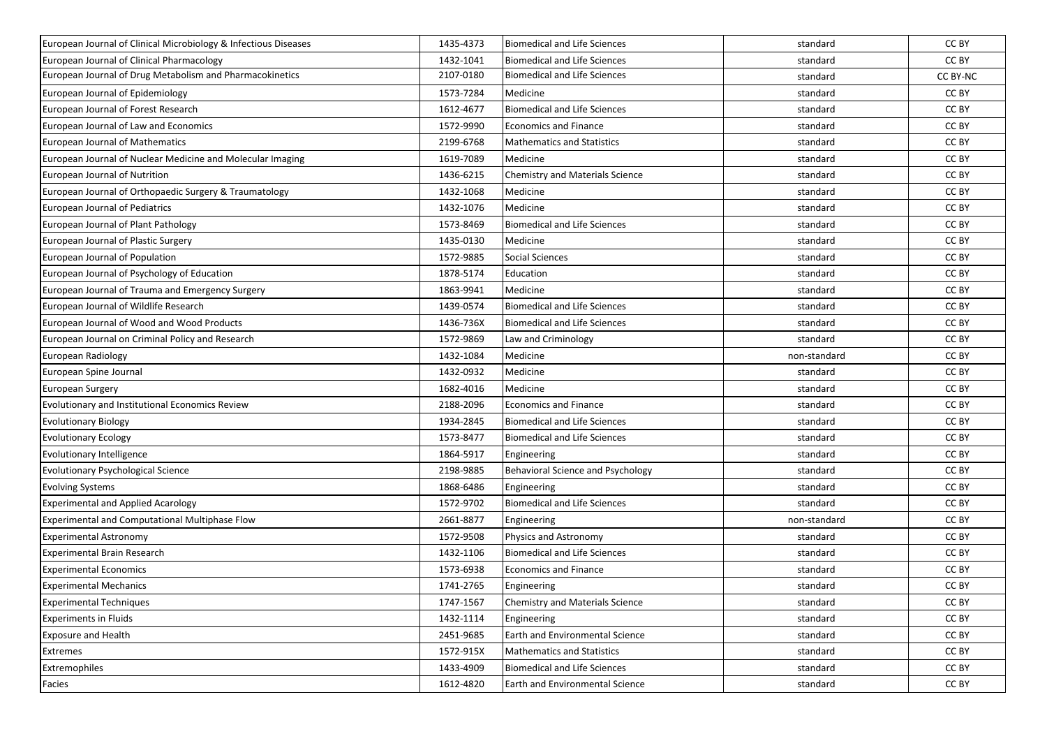| | | | | |
|---|---|---|---|---|
| European Journal of Clinical Microbiology & Infectious Diseases | 1435-4373 | Biomedical and Life Sciences | standard | CC BY |
| European Journal of Clinical Pharmacology | 1432-1041 | Biomedical and Life Sciences | standard | CC BY |
| European Journal of Drug Metabolism and Pharmacokinetics | 2107-0180 | Biomedical and Life Sciences | standard | CC BY-NC |
| European Journal of Epidemiology | 1573-7284 | Medicine | standard | CC BY |
| European Journal of Forest Research | 1612-4677 | Biomedical and Life Sciences | standard | CC BY |
| European Journal of Law and Economics | 1572-9990 | Economics and Finance | standard | CC BY |
| European Journal of Mathematics | 2199-6768 | Mathematics and Statistics | standard | CC BY |
| European Journal of Nuclear Medicine and Molecular Imaging | 1619-7089 | Medicine | standard | CC BY |
| European Journal of Nutrition | 1436-6215 | Chemistry and Materials Science | standard | CC BY |
| European Journal of Orthopaedic Surgery & Traumatology | 1432-1068 | Medicine | standard | CC BY |
| European Journal of Pediatrics | 1432-1076 | Medicine | standard | CC BY |
| European Journal of Plant Pathology | 1573-8469 | Biomedical and Life Sciences | standard | CC BY |
| European Journal of Plastic Surgery | 1435-0130 | Medicine | standard | CC BY |
| European Journal of Population | 1572-9885 | Social Sciences | standard | CC BY |
| European Journal of Psychology of Education | 1878-5174 | Education | standard | CC BY |
| European Journal of Trauma and Emergency Surgery | 1863-9941 | Medicine | standard | CC BY |
| European Journal of Wildlife Research | 1439-0574 | Biomedical and Life Sciences | standard | CC BY |
| European Journal of Wood and Wood Products | 1436-736X | Biomedical and Life Sciences | standard | CC BY |
| European Journal on Criminal Policy and Research | 1572-9869 | Law and Criminology | standard | CC BY |
| European Radiology | 1432-1084 | Medicine | non-standard | CC BY |
| European Spine Journal | 1432-0932 | Medicine | standard | CC BY |
| European Surgery | 1682-4016 | Medicine | standard | CC BY |
| Evolutionary and Institutional Economics Review | 2188-2096 | Economics and Finance | standard | CC BY |
| Evolutionary Biology | 1934-2845 | Biomedical and Life Sciences | standard | CC BY |
| Evolutionary Ecology | 1573-8477 | Biomedical and Life Sciences | standard | CC BY |
| Evolutionary Intelligence | 1864-5917 | Engineering | standard | CC BY |
| Evolutionary Psychological Science | 2198-9885 | Behavioral Science and Psychology | standard | CC BY |
| Evolving Systems | 1868-6486 | Engineering | standard | CC BY |
| Experimental and Applied Acarology | 1572-9702 | Biomedical and Life Sciences | standard | CC BY |
| Experimental and Computational Multiphase Flow | 2661-8877 | Engineering | non-standard | CC BY |
| Experimental Astronomy | 1572-9508 | Physics and Astronomy | standard | CC BY |
| Experimental Brain Research | 1432-1106 | Biomedical and Life Sciences | standard | CC BY |
| Experimental Economics | 1573-6938 | Economics and Finance | standard | CC BY |
| Experimental Mechanics | 1741-2765 | Engineering | standard | CC BY |
| Experimental Techniques | 1747-1567 | Chemistry and Materials Science | standard | CC BY |
| Experiments in Fluids | 1432-1114 | Engineering | standard | CC BY |
| Exposure and Health | 2451-9685 | Earth and Environmental Science | standard | CC BY |
| Extremes | 1572-915X | Mathematics and Statistics | standard | CC BY |
| Extremophiles | 1433-4909 | Biomedical and Life Sciences | standard | CC BY |
| Facies | 1612-4820 | Earth and Environmental Science | standard | CC BY |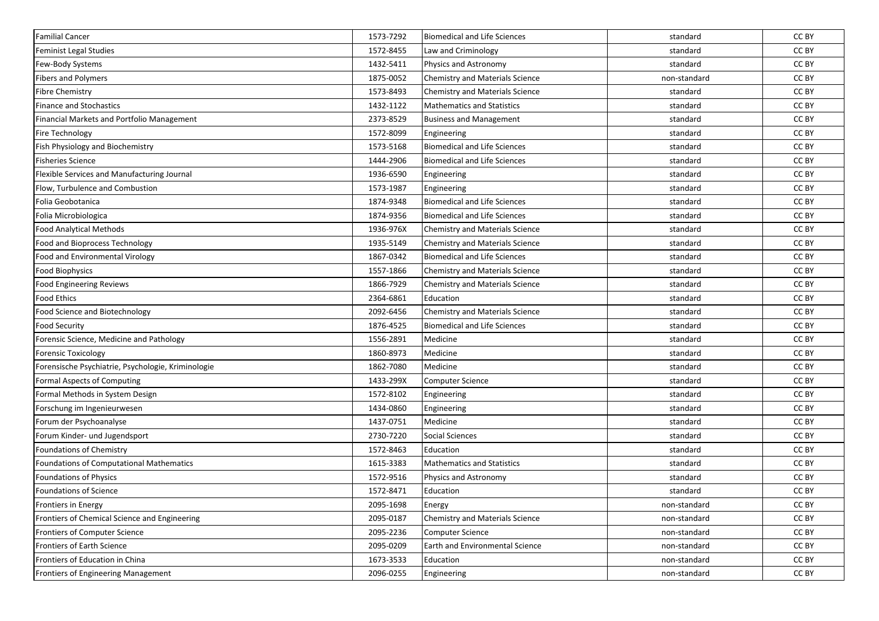| Familial Cancer | 1573-7292 | Biomedical and Life Sciences | standard | CC BY |
|---|---|---|---|---|
| Feminist Legal Studies | 1572-8455 | Law and Criminology | standard | CC BY |
| Few-Body Systems | 1432-5411 | Physics and Astronomy | standard | CC BY |
| Fibers and Polymers | 1875-0052 | Chemistry and Materials Science | non-standard | CC BY |
| Fibre Chemistry | 1573-8493 | Chemistry and Materials Science | standard | CC BY |
| Finance and Stochastics | 1432-1122 | Mathematics and Statistics | standard | CC BY |
| Financial Markets and Portfolio Management | 2373-8529 | Business and Management | standard | CC BY |
| Fire Technology | 1572-8099 | Engineering | standard | CC BY |
| Fish Physiology and Biochemistry | 1573-5168 | Biomedical and Life Sciences | standard | CC BY |
| Fisheries Science | 1444-2906 | Biomedical and Life Sciences | standard | CC BY |
| Flexible Services and Manufacturing Journal | 1936-6590 | Engineering | standard | CC BY |
| Flow, Turbulence and Combustion | 1573-1987 | Engineering | standard | CC BY |
| Folia Geobotanica | 1874-9348 | Biomedical and Life Sciences | standard | CC BY |
| Folia Microbiologica | 1874-9356 | Biomedical and Life Sciences | standard | CC BY |
| Food Analytical Methods | 1936-976X | Chemistry and Materials Science | standard | CC BY |
| Food and Bioprocess Technology | 1935-5149 | Chemistry and Materials Science | standard | CC BY |
| Food and Environmental Virology | 1867-0342 | Biomedical and Life Sciences | standard | CC BY |
| Food Biophysics | 1557-1866 | Chemistry and Materials Science | standard | CC BY |
| Food Engineering Reviews | 1866-7929 | Chemistry and Materials Science | standard | CC BY |
| Food Ethics | 2364-6861 | Education | standard | CC BY |
| Food Science and Biotechnology | 2092-6456 | Chemistry and Materials Science | standard | CC BY |
| Food Security | 1876-4525 | Biomedical and Life Sciences | standard | CC BY |
| Forensic Science, Medicine and Pathology | 1556-2891 | Medicine | standard | CC BY |
| Forensic Toxicology | 1860-8973 | Medicine | standard | CC BY |
| Forensische Psychiatrie, Psychologie, Kriminologie | 1862-7080 | Medicine | standard | CC BY |
| Formal Aspects of Computing | 1433-299X | Computer Science | standard | CC BY |
| Formal Methods in System Design | 1572-8102 | Engineering | standard | CC BY |
| Forschung im Ingenieurwesen | 1434-0860 | Engineering | standard | CC BY |
| Forum der Psychoanalyse | 1437-0751 | Medicine | standard | CC BY |
| Forum Kinder- und Jugendsport | 2730-7220 | Social Sciences | standard | CC BY |
| Foundations of Chemistry | 1572-8463 | Education | standard | CC BY |
| Foundations of Computational Mathematics | 1615-3383 | Mathematics and Statistics | standard | CC BY |
| Foundations of Physics | 1572-9516 | Physics and Astronomy | standard | CC BY |
| Foundations of Science | 1572-8471 | Education | standard | CC BY |
| Frontiers in Energy | 2095-1698 | Energy | non-standard | CC BY |
| Frontiers of Chemical Science and Engineering | 2095-0187 | Chemistry and Materials Science | non-standard | CC BY |
| Frontiers of Computer Science | 2095-2236 | Computer Science | non-standard | CC BY |
| Frontiers of Earth Science | 2095-0209 | Earth and Environmental Science | non-standard | CC BY |
| Frontiers of Education in China | 1673-3533 | Education | non-standard | CC BY |
| Frontiers of Engineering Management | 2096-0255 | Engineering | non-standard | CC BY |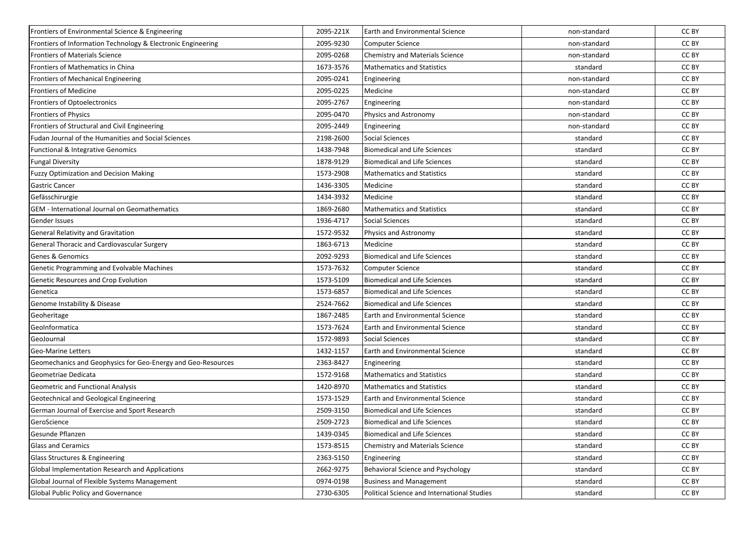| Frontiers of Environmental Science & Engineering | 2095-221X | Earth and Environmental Science | non-standard | CC BY |
|---|---|---|---|---|
| Frontiers of Information Technology & Electronic Engineering | 2095-9230 | Computer Science | non-standard | CC BY |
| Frontiers of Materials Science | 2095-0268 | Chemistry and Materials Science | non-standard | CC BY |
| Frontiers of Mathematics in China | 1673-3576 | Mathematics and Statistics | standard | CC BY |
| Frontiers of Mechanical Engineering | 2095-0241 | Engineering | non-standard | CC BY |
| Frontiers of Medicine | 2095-0225 | Medicine | non-standard | CC BY |
| Frontiers of Optoelectronics | 2095-2767 | Engineering | non-standard | CC BY |
| Frontiers of Physics | 2095-0470 | Physics and Astronomy | non-standard | CC BY |
| Frontiers of Structural and Civil Engineering | 2095-2449 | Engineering | non-standard | CC BY |
| Fudan Journal of the Humanities and Social Sciences | 2198-2600 | Social Sciences | standard | CC BY |
| Functional & Integrative Genomics | 1438-7948 | Biomedical and Life Sciences | standard | CC BY |
| Fungal Diversity | 1878-9129 | Biomedical and Life Sciences | standard | CC BY |
| Fuzzy Optimization and Decision Making | 1573-2908 | Mathematics and Statistics | standard | CC BY |
| Gastric Cancer | 1436-3305 | Medicine | standard | CC BY |
| Gefässchirurgie | 1434-3932 | Medicine | standard | CC BY |
| GEM - International Journal on Geomathematics | 1869-2680 | Mathematics and Statistics | standard | CC BY |
| Gender Issues | 1936-4717 | Social Sciences | standard | CC BY |
| General Relativity and Gravitation | 1572-9532 | Physics and Astronomy | standard | CC BY |
| General Thoracic and Cardiovascular Surgery | 1863-6713 | Medicine | standard | CC BY |
| Genes & Genomics | 2092-9293 | Biomedical and Life Sciences | standard | CC BY |
| Genetic Programming and Evolvable Machines | 1573-7632 | Computer Science | standard | CC BY |
| Genetic Resources and Crop Evolution | 1573-5109 | Biomedical and Life Sciences | standard | CC BY |
| Genetica | 1573-6857 | Biomedical and Life Sciences | standard | CC BY |
| Genome Instability & Disease | 2524-7662 | Biomedical and Life Sciences | standard | CC BY |
| Geoheritage | 1867-2485 | Earth and Environmental Science | standard | CC BY |
| GeoInformatica | 1573-7624 | Earth and Environmental Science | standard | CC BY |
| GeoJournal | 1572-9893 | Social Sciences | standard | CC BY |
| Geo-Marine Letters | 1432-1157 | Earth and Environmental Science | standard | CC BY |
| Geomechanics and Geophysics for Geo-Energy and Geo-Resources | 2363-8427 | Engineering | standard | CC BY |
| Geometriae Dedicata | 1572-9168 | Mathematics and Statistics | standard | CC BY |
| Geometric and Functional Analysis | 1420-8970 | Mathematics and Statistics | standard | CC BY |
| Geotechnical and Geological Engineering | 1573-1529 | Earth and Environmental Science | standard | CC BY |
| German Journal of Exercise and Sport Research | 2509-3150 | Biomedical and Life Sciences | standard | CC BY |
| GeroScience | 2509-2723 | Biomedical and Life Sciences | standard | CC BY |
| Gesunde Pflanzen | 1439-0345 | Biomedical and Life Sciences | standard | CC BY |
| Glass and Ceramics | 1573-8515 | Chemistry and Materials Science | standard | CC BY |
| Glass Structures & Engineering | 2363-5150 | Engineering | standard | CC BY |
| Global Implementation Research and Applications | 2662-9275 | Behavioral Science and Psychology | standard | CC BY |
| Global Journal of Flexible Systems Management | 0974-0198 | Business and Management | standard | CC BY |
| Global Public Policy and Governance | 2730-6305 | Political Science and International Studies | standard | CC BY |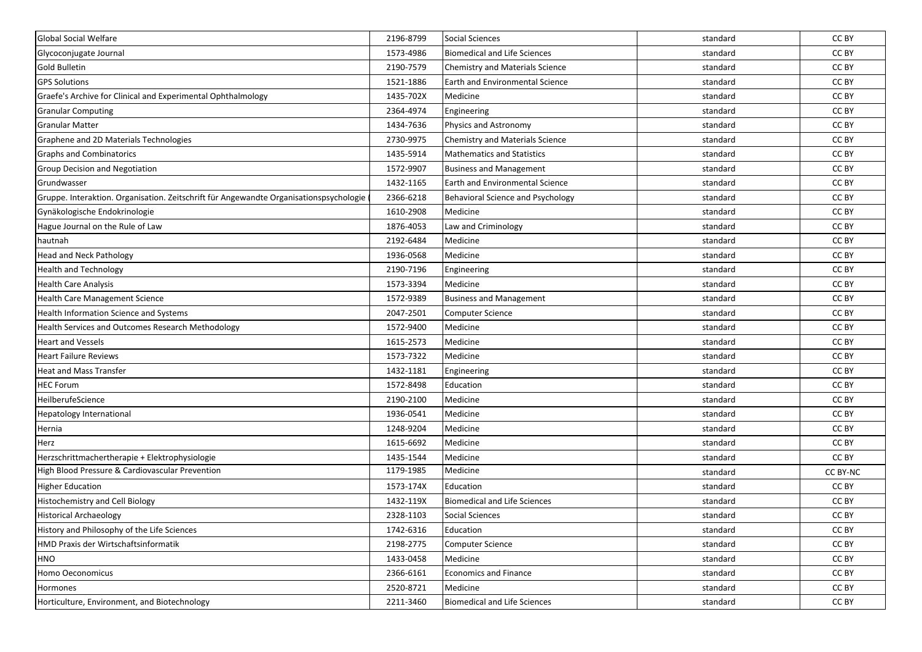| Global Social Welfare | 2196-8799 | Social Sciences | standard | CC BY |
|---|---|---|---|---|
| Glycoconjugate Journal | 1573-4986 | Biomedical and Life Sciences | standard | CC BY |
| Gold Bulletin | 2190-7579 | Chemistry and Materials Science | standard | CC BY |
| GPS Solutions | 1521-1886 | Earth and Environmental Science | standard | CC BY |
| Graefe's Archive for Clinical and Experimental Ophthalmology | 1435-702X | Medicine | standard | CC BY |
| Granular Computing | 2364-4974 | Engineering | standard | CC BY |
| Granular Matter | 1434-7636 | Physics and Astronomy | standard | CC BY |
| Graphene and 2D Materials Technologies | 2730-9975 | Chemistry and Materials Science | standard | CC BY |
| Graphs and Combinatorics | 1435-5914 | Mathematics and Statistics | standard | CC BY |
| Group Decision and Negotiation | 1572-9907 | Business and Management | standard | CC BY |
| Grundwasser | 1432-1165 | Earth and Environmental Science | standard | CC BY |
| Gruppe. Interaktion. Organisation. Zeitschrift für Angewandte Organisationspsychologie ( | 2366-6218 | Behavioral Science and Psychology | standard | CC BY |
| Gynäkologische Endokrinologie | 1610-2908 | Medicine | standard | CC BY |
| Hague Journal on the Rule of Law | 1876-4053 | Law and Criminology | standard | CC BY |
| hautnah | 2192-6484 | Medicine | standard | CC BY |
| Head and Neck Pathology | 1936-0568 | Medicine | standard | CC BY |
| Health and Technology | 2190-7196 | Engineering | standard | CC BY |
| Health Care Analysis | 1573-3394 | Medicine | standard | CC BY |
| Health Care Management Science | 1572-9389 | Business and Management | standard | CC BY |
| Health Information Science and Systems | 2047-2501 | Computer Science | standard | CC BY |
| Health Services and Outcomes Research Methodology | 1572-9400 | Medicine | standard | CC BY |
| Heart and Vessels | 1615-2573 | Medicine | standard | CC BY |
| Heart Failure Reviews | 1573-7322 | Medicine | standard | CC BY |
| Heat and Mass Transfer | 1432-1181 | Engineering | standard | CC BY |
| HEC Forum | 1572-8498 | Education | standard | CC BY |
| HeilberufeScience | 2190-2100 | Medicine | standard | CC BY |
| Hepatology International | 1936-0541 | Medicine | standard | CC BY |
| Hernia | 1248-9204 | Medicine | standard | CC BY |
| Herz | 1615-6692 | Medicine | standard | CC BY |
| Herzschrittmachertherapie + Elektrophysiologie | 1435-1544 | Medicine | standard | CC BY |
| High Blood Pressure & Cardiovascular Prevention | 1179-1985 | Medicine | standard | CC BY-NC |
| Higher Education | 1573-174X | Education | standard | CC BY |
| Histochemistry and Cell Biology | 1432-119X | Biomedical and Life Sciences | standard | CC BY |
| Historical Archaeology | 2328-1103 | Social Sciences | standard | CC BY |
| History and Philosophy of the Life Sciences | 1742-6316 | Education | standard | CC BY |
| HMD Praxis der Wirtschaftsinformatik | 2198-2775 | Computer Science | standard | CC BY |
| HNO | 1433-0458 | Medicine | standard | CC BY |
| Homo Oeconomicus | 2366-6161 | Economics and Finance | standard | CC BY |
| Hormones | 2520-8721 | Medicine | standard | CC BY |
| Horticulture, Environment, and Biotechnology | 2211-3460 | Biomedical and Life Sciences | standard | CC BY |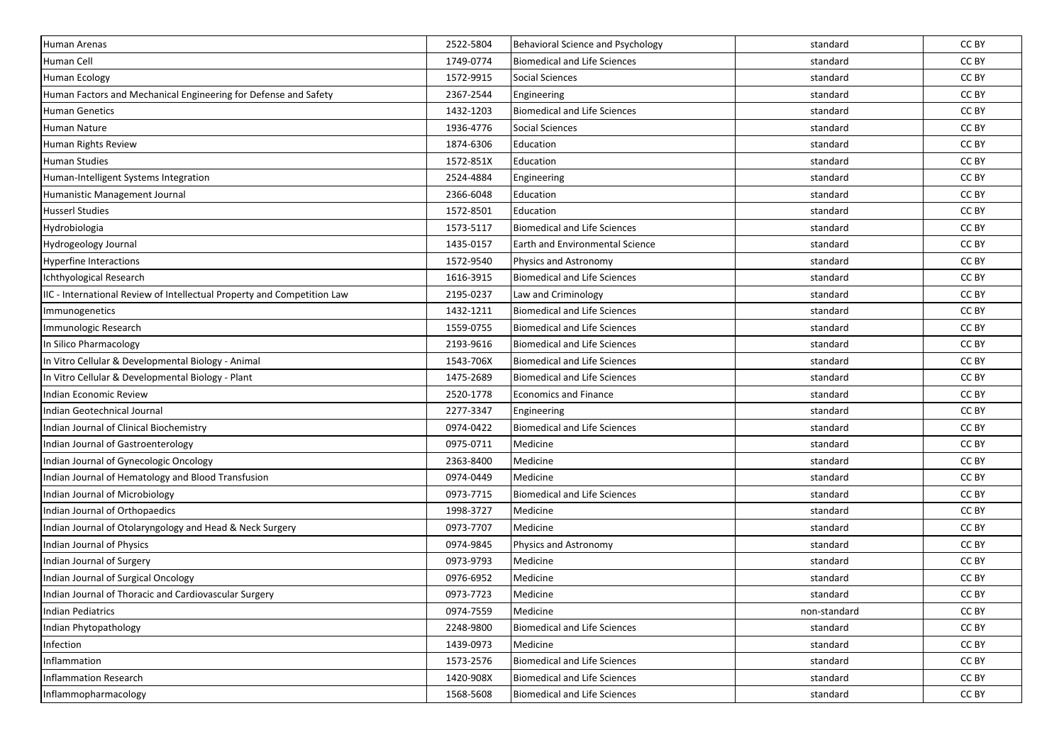| | | | | |
|---|---|---|---|---|
| Human Arenas | 2522-5804 | Behavioral Science and Psychology | standard | CC BY |
| Human Cell | 1749-0774 | Biomedical and Life Sciences | standard | CC BY |
| Human Ecology | 1572-9915 | Social Sciences | standard | CC BY |
| Human Factors and Mechanical Engineering for Defense and Safety | 2367-2544 | Engineering | standard | CC BY |
| Human Genetics | 1432-1203 | Biomedical and Life Sciences | standard | CC BY |
| Human Nature | 1936-4776 | Social Sciences | standard | CC BY |
| Human Rights Review | 1874-6306 | Education | standard | CC BY |
| Human Studies | 1572-851X | Education | standard | CC BY |
| Human-Intelligent Systems Integration | 2524-4884 | Engineering | standard | CC BY |
| Humanistic Management Journal | 2366-6048 | Education | standard | CC BY |
| Husserl Studies | 1572-8501 | Education | standard | CC BY |
| Hydrobiologia | 1573-5117 | Biomedical and Life Sciences | standard | CC BY |
| Hydrogeology Journal | 1435-0157 | Earth and Environmental Science | standard | CC BY |
| Hyperfine Interactions | 1572-9540 | Physics and Astronomy | standard | CC BY |
| Ichthyological Research | 1616-3915 | Biomedical and Life Sciences | standard | CC BY |
| IIC - International Review of Intellectual Property and Competition Law | 2195-0237 | Law and Criminology | standard | CC BY |
| Immunogenetics | 1432-1211 | Biomedical and Life Sciences | standard | CC BY |
| Immunologic Research | 1559-0755 | Biomedical and Life Sciences | standard | CC BY |
| In Silico Pharmacology | 2193-9616 | Biomedical and Life Sciences | standard | CC BY |
| In Vitro Cellular & Developmental Biology - Animal | 1543-706X | Biomedical and Life Sciences | standard | CC BY |
| In Vitro Cellular & Developmental Biology - Plant | 1475-2689 | Biomedical and Life Sciences | standard | CC BY |
| Indian Economic Review | 2520-1778 | Economics and Finance | standard | CC BY |
| Indian Geotechnical Journal | 2277-3347 | Engineering | standard | CC BY |
| Indian Journal of Clinical Biochemistry | 0974-0422 | Biomedical and Life Sciences | standard | CC BY |
| Indian Journal of Gastroenterology | 0975-0711 | Medicine | standard | CC BY |
| Indian Journal of Gynecologic Oncology | 2363-8400 | Medicine | standard | CC BY |
| Indian Journal of Hematology and Blood Transfusion | 0974-0449 | Medicine | standard | CC BY |
| Indian Journal of Microbiology | 0973-7715 | Biomedical and Life Sciences | standard | CC BY |
| Indian Journal of Orthopaedics | 1998-3727 | Medicine | standard | CC BY |
| Indian Journal of Otolaryngology and Head & Neck Surgery | 0973-7707 | Medicine | standard | CC BY |
| Indian Journal of Physics | 0974-9845 | Physics and Astronomy | standard | CC BY |
| Indian Journal of Surgery | 0973-9793 | Medicine | standard | CC BY |
| Indian Journal of Surgical Oncology | 0976-6952 | Medicine | standard | CC BY |
| Indian Journal of Thoracic and Cardiovascular Surgery | 0973-7723 | Medicine | standard | CC BY |
| Indian Pediatrics | 0974-7559 | Medicine | non-standard | CC BY |
| Indian Phytopathology | 2248-9800 | Biomedical and Life Sciences | standard | CC BY |
| Infection | 1439-0973 | Medicine | standard | CC BY |
| Inflammation | 1573-2576 | Biomedical and Life Sciences | standard | CC BY |
| Inflammation Research | 1420-908X | Biomedical and Life Sciences | standard | CC BY |
| Inflammopharmacology | 1568-5608 | Biomedical and Life Sciences | standard | CC BY |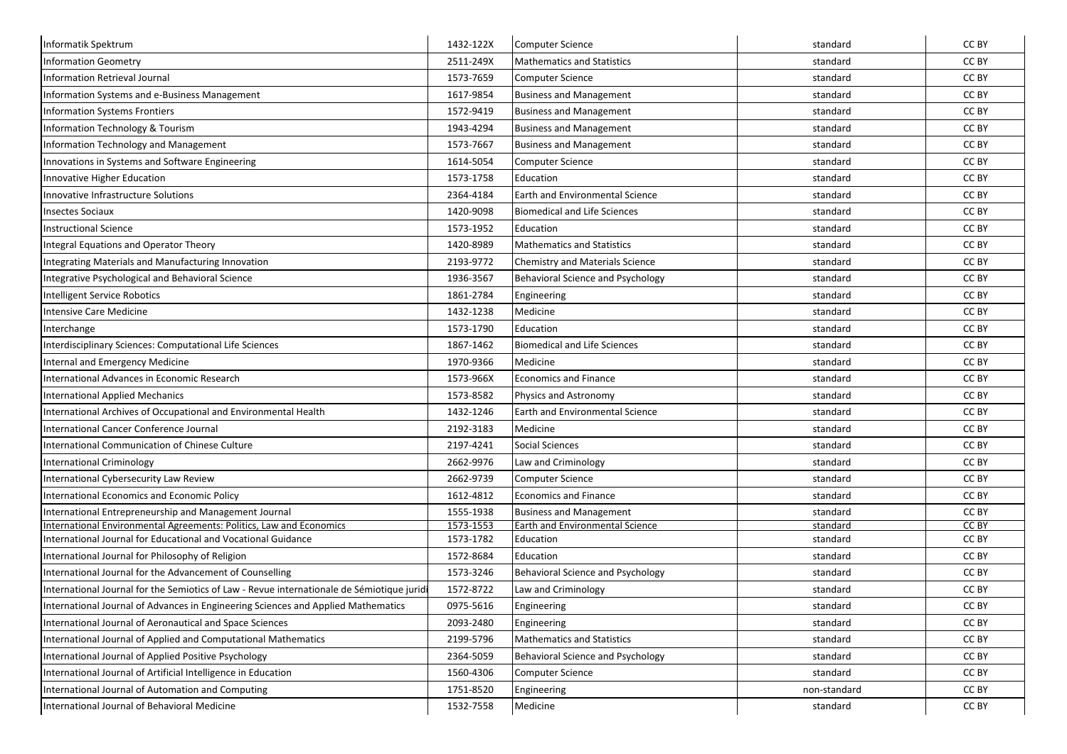| | | | | |
|---|---|---|---|---|
| Informatik Spektrum | 1432-122X | Computer Science | standard | CC BY |
| Information Geometry | 2511-249X | Mathematics and Statistics | standard | CC BY |
| Information Retrieval Journal | 1573-7659 | Computer Science | standard | CC BY |
| Information Systems and e-Business Management | 1617-9854 | Business and Management | standard | CC BY |
| Information Systems Frontiers | 1572-9419 | Business and Management | standard | CC BY |
| Information Technology & Tourism | 1943-4294 | Business and Management | standard | CC BY |
| Information Technology and Management | 1573-7667 | Business and Management | standard | CC BY |
| Innovations in Systems and Software Engineering | 1614-5054 | Computer Science | standard | CC BY |
| Innovative Higher Education | 1573-1758 | Education | standard | CC BY |
| Innovative Infrastructure Solutions | 2364-4184 | Earth and Environmental Science | standard | CC BY |
| Insectes Sociaux | 1420-9098 | Biomedical and Life Sciences | standard | CC BY |
| Instructional Science | 1573-1952 | Education | standard | CC BY |
| Integral Equations and Operator Theory | 1420-8989 | Mathematics and Statistics | standard | CC BY |
| Integrating Materials and Manufacturing Innovation | 2193-9772 | Chemistry and Materials Science | standard | CC BY |
| Integrative Psychological and Behavioral Science | 1936-3567 | Behavioral Science and Psychology | standard | CC BY |
| Intelligent Service Robotics | 1861-2784 | Engineering | standard | CC BY |
| Intensive Care Medicine | 1432-1238 | Medicine | standard | CC BY |
| Interchange | 1573-1790 | Education | standard | CC BY |
| Interdisciplinary Sciences: Computational Life Sciences | 1867-1462 | Biomedical and Life Sciences | standard | CC BY |
| Internal and Emergency Medicine | 1970-9366 | Medicine | standard | CC BY |
| International Advances in Economic Research | 1573-966X | Economics and Finance | standard | CC BY |
| International Applied Mechanics | 1573-8582 | Physics and Astronomy | standard | CC BY |
| International Archives of Occupational and Environmental Health | 1432-1246 | Earth and Environmental Science | standard | CC BY |
| International Cancer Conference Journal | 2192-3183 | Medicine | standard | CC BY |
| International Communication of Chinese Culture | 2197-4241 | Social Sciences | standard | CC BY |
| International Criminology | 2662-9976 | Law and Criminology | standard | CC BY |
| International Cybersecurity Law Review | 2662-9739 | Computer Science | standard | CC BY |
| International Economics and Economic Policy | 1612-4812 | Economics and Finance | standard | CC BY |
| International Entrepreneurship and Management Journal | 1555-1938 | Business and Management | standard | CC BY |
| International Environmental Agreements: Politics, Law and Economics | 1573-1553 | Earth and Environmental Science | standard | CC BY |
| International Journal for Educational and Vocational Guidance | 1573-1782 | Education | standard | CC BY |
| International Journal for Philosophy of Religion | 1572-8684 | Education | standard | CC BY |
| International Journal for the Advancement of Counselling | 1573-3246 | Behavioral Science and Psychology | standard | CC BY |
| International Journal for the Semiotics of Law - Revue internationale de Sémiotique juridi | 1572-8722 | Law and Criminology | standard | CC BY |
| International Journal of Advances in Engineering Sciences and Applied Mathematics | 0975-5616 | Engineering | standard | CC BY |
| International Journal of Aeronautical and Space Sciences | 2093-2480 | Engineering | standard | CC BY |
| International Journal of Applied and Computational Mathematics | 2199-5796 | Mathematics and Statistics | standard | CC BY |
| International Journal of Applied Positive Psychology | 2364-5059 | Behavioral Science and Psychology | standard | CC BY |
| International Journal of Artificial Intelligence in Education | 1560-4306 | Computer Science | standard | CC BY |
| International Journal of Automation and Computing | 1751-8520 | Engineering | non-standard | CC BY |
| International Journal of Behavioral Medicine | 1532-7558 | Medicine | standard | CC BY |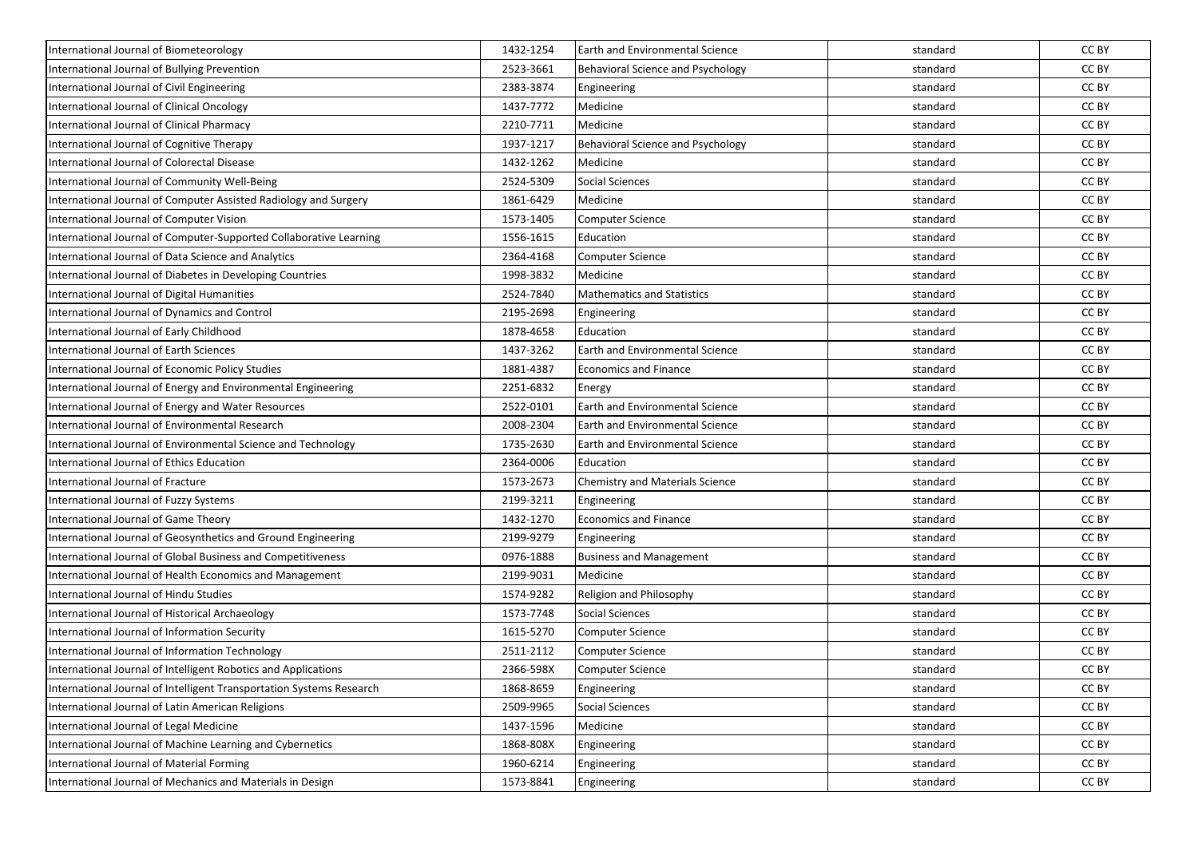| | | | | |
|---|---|---|---|---|
| International Journal of Biometeorology | 1432-1254 | Earth and Environmental Science | standard | CC BY |
| International Journal of Bullying Prevention | 2523-3661 | Behavioral Science and Psychology | standard | CC BY |
| International Journal of Civil Engineering | 2383-3874 | Engineering | standard | CC BY |
| International Journal of Clinical Oncology | 1437-7772 | Medicine | standard | CC BY |
| International Journal of Clinical Pharmacy | 2210-7711 | Medicine | standard | CC BY |
| International Journal of Cognitive Therapy | 1937-1217 | Behavioral Science and Psychology | standard | CC BY |
| International Journal of Colorectal Disease | 1432-1262 | Medicine | standard | CC BY |
| International Journal of Community Well-Being | 2524-5309 | Social Sciences | standard | CC BY |
| International Journal of Computer Assisted Radiology and Surgery | 1861-6429 | Medicine | standard | CC BY |
| International Journal of Computer Vision | 1573-1405 | Computer Science | standard | CC BY |
| International Journal of Computer-Supported Collaborative Learning | 1556-1615 | Education | standard | CC BY |
| International Journal of Data Science and Analytics | 2364-4168 | Computer Science | standard | CC BY |
| International Journal of Diabetes in Developing Countries | 1998-3832 | Medicine | standard | CC BY |
| International Journal of Digital Humanities | 2524-7840 | Mathematics and Statistics | standard | CC BY |
| International Journal of Dynamics and Control | 2195-2698 | Engineering | standard | CC BY |
| International Journal of Early Childhood | 1878-4658 | Education | standard | CC BY |
| International Journal of Earth Sciences | 1437-3262 | Earth and Environmental Science | standard | CC BY |
| International Journal of Economic Policy Studies | 1881-4387 | Economics and Finance | standard | CC BY |
| International Journal of Energy and Environmental Engineering | 2251-6832 | Energy | standard | CC BY |
| International Journal of Energy and Water Resources | 2522-0101 | Earth and Environmental Science | standard | CC BY |
| International Journal of Environmental Research | 2008-2304 | Earth and Environmental Science | standard | CC BY |
| International Journal of Environmental Science and Technology | 1735-2630 | Earth and Environmental Science | standard | CC BY |
| International Journal of Ethics Education | 2364-0006 | Education | standard | CC BY |
| International Journal of Fracture | 1573-2673 | Chemistry and Materials Science | standard | CC BY |
| International Journal of Fuzzy Systems | 2199-3211 | Engineering | standard | CC BY |
| International Journal of Game Theory | 1432-1270 | Economics and Finance | standard | CC BY |
| International Journal of Geosynthetics and Ground Engineering | 2199-9279 | Engineering | standard | CC BY |
| International Journal of Global Business and Competitiveness | 0976-1888 | Business and Management | standard | CC BY |
| International Journal of Health Economics and Management | 2199-9031 | Medicine | standard | CC BY |
| International Journal of Hindu Studies | 1574-9282 | Religion and Philosophy | standard | CC BY |
| International Journal of Historical Archaeology | 1573-7748 | Social Sciences | standard | CC BY |
| International Journal of Information Security | 1615-5270 | Computer Science | standard | CC BY |
| International Journal of Information Technology | 2511-2112 | Computer Science | standard | CC BY |
| International Journal of Intelligent Robotics and Applications | 2366-598X | Computer Science | standard | CC BY |
| International Journal of Intelligent Transportation Systems Research | 1868-8659 | Engineering | standard | CC BY |
| International Journal of Latin American Religions | 2509-9965 | Social Sciences | standard | CC BY |
| International Journal of Legal Medicine | 1437-1596 | Medicine | standard | CC BY |
| International Journal of Machine Learning and Cybernetics | 1868-808X | Engineering | standard | CC BY |
| International Journal of Material Forming | 1960-6214 | Engineering | standard | CC BY |
| International Journal of Mechanics and Materials in Design | 1573-8841 | Engineering | standard | CC BY |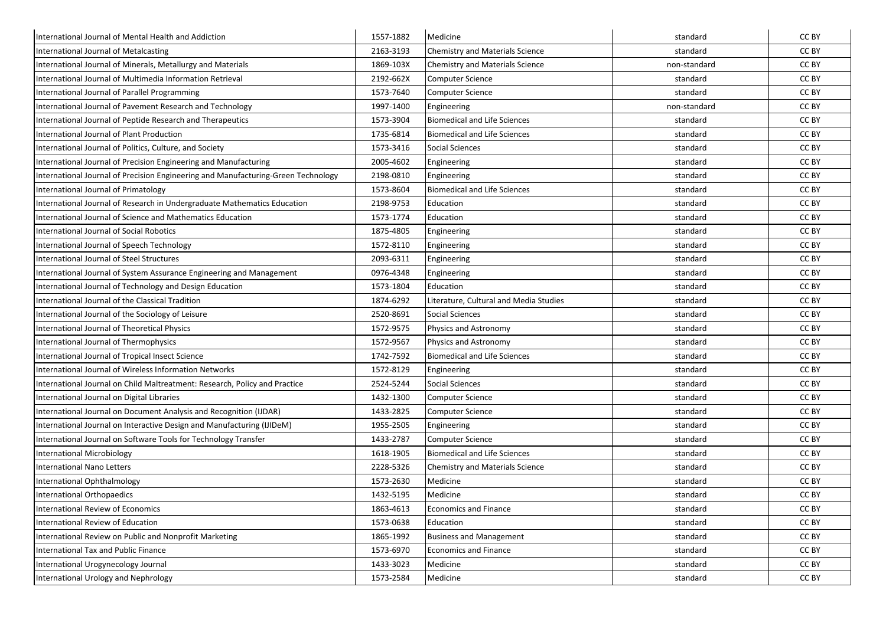| International Journal of Mental Health and Addiction | 1557-1882 | Medicine | standard | CC BY |
|---|---|---|---|---|
| International Journal of Metalcasting | 2163-3193 | Chemistry and Materials Science | standard | CC BY |
| International Journal of Minerals, Metallurgy and Materials | 1869-103X | Chemistry and Materials Science | non-standard | CC BY |
| International Journal of Multimedia Information Retrieval | 2192-662X | Computer Science | standard | CC BY |
| International Journal of Parallel Programming | 1573-7640 | Computer Science | standard | CC BY |
| International Journal of Pavement Research and Technology | 1997-1400 | Engineering | non-standard | CC BY |
| International Journal of Peptide Research and Therapeutics | 1573-3904 | Biomedical and Life Sciences | standard | CC BY |
| International Journal of Plant Production | 1735-6814 | Biomedical and Life Sciences | standard | CC BY |
| International Journal of Politics, Culture, and Society | 1573-3416 | Social Sciences | standard | CC BY |
| International Journal of Precision Engineering and Manufacturing | 2005-4602 | Engineering | standard | CC BY |
| International Journal of Precision Engineering and Manufacturing-Green Technology | 2198-0810 | Engineering | standard | CC BY |
| International Journal of Primatology | 1573-8604 | Biomedical and Life Sciences | standard | CC BY |
| International Journal of Research in Undergraduate Mathematics Education | 2198-9753 | Education | standard | CC BY |
| International Journal of Science and Mathematics Education | 1573-1774 | Education | standard | CC BY |
| International Journal of Social Robotics | 1875-4805 | Engineering | standard | CC BY |
| International Journal of Speech Technology | 1572-8110 | Engineering | standard | CC BY |
| International Journal of Steel Structures | 2093-6311 | Engineering | standard | CC BY |
| International Journal of System Assurance Engineering and Management | 0976-4348 | Engineering | standard | CC BY |
| International Journal of Technology and Design Education | 1573-1804 | Education | standard | CC BY |
| International Journal of the Classical Tradition | 1874-6292 | Literature, Cultural and Media Studies | standard | CC BY |
| International Journal of the Sociology of Leisure | 2520-8691 | Social Sciences | standard | CC BY |
| International Journal of Theoretical Physics | 1572-9575 | Physics and Astronomy | standard | CC BY |
| International Journal of Thermophysics | 1572-9567 | Physics and Astronomy | standard | CC BY |
| International Journal of Tropical Insect Science | 1742-7592 | Biomedical and Life Sciences | standard | CC BY |
| International Journal of Wireless Information Networks | 1572-8129 | Engineering | standard | CC BY |
| International Journal on Child Maltreatment: Research, Policy and Practice | 2524-5244 | Social Sciences | standard | CC BY |
| International Journal on Digital Libraries | 1432-1300 | Computer Science | standard | CC BY |
| International Journal on Document Analysis and Recognition (IJDAR) | 1433-2825 | Computer Science | standard | CC BY |
| International Journal on Interactive Design and Manufacturing (IJIDeM) | 1955-2505 | Engineering | standard | CC BY |
| International Journal on Software Tools for Technology Transfer | 1433-2787 | Computer Science | standard | CC BY |
| International Microbiology | 1618-1905 | Biomedical and Life Sciences | standard | CC BY |
| International Nano Letters | 2228-5326 | Chemistry and Materials Science | standard | CC BY |
| International Ophthalmology | 1573-2630 | Medicine | standard | CC BY |
| International Orthopaedics | 1432-5195 | Medicine | standard | CC BY |
| International Review of Economics | 1863-4613 | Economics and Finance | standard | CC BY |
| International Review of Education | 1573-0638 | Education | standard | CC BY |
| International Review on Public and Nonprofit Marketing | 1865-1992 | Business and Management | standard | CC BY |
| International Tax and Public Finance | 1573-6970 | Economics and Finance | standard | CC BY |
| International Urogynecology Journal | 1433-3023 | Medicine | standard | CC BY |
| International Urology and Nephrology | 1573-2584 | Medicine | standard | CC BY |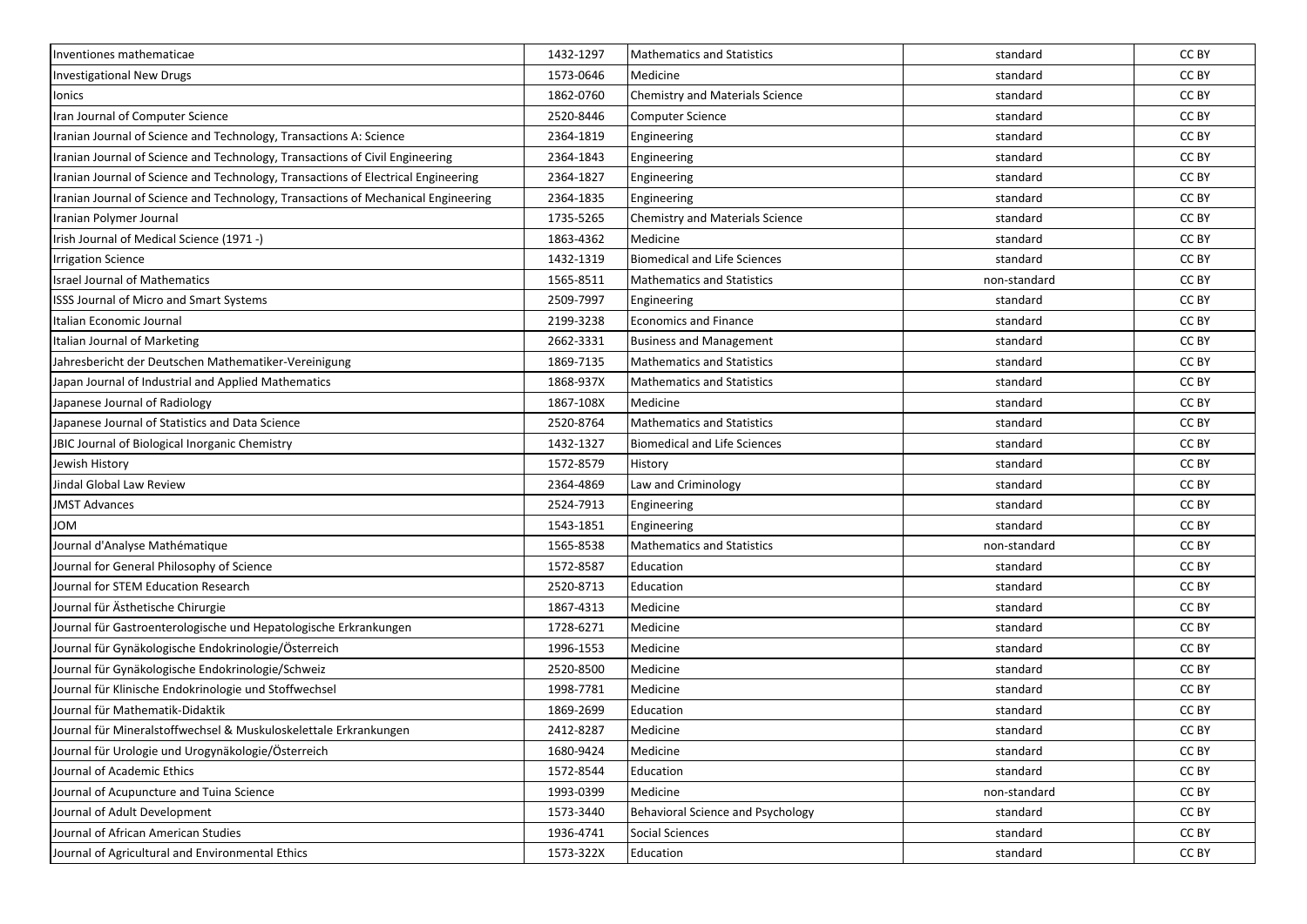| | | | | |
|---|---|---|---|---|
| Inventiones mathematicae | 1432-1297 | Mathematics and Statistics | standard | CC BY |
| Investigational New Drugs | 1573-0646 | Medicine | standard | CC BY |
| Ionics | 1862-0760 | Chemistry and Materials Science | standard | CC BY |
| Iran Journal of Computer Science | 2520-8446 | Computer Science | standard | CC BY |
| Iranian Journal of Science and Technology, Transactions A: Science | 2364-1819 | Engineering | standard | CC BY |
| Iranian Journal of Science and Technology, Transactions of Civil Engineering | 2364-1843 | Engineering | standard | CC BY |
| Iranian Journal of Science and Technology, Transactions of Electrical Engineering | 2364-1827 | Engineering | standard | CC BY |
| Iranian Journal of Science and Technology, Transactions of Mechanical Engineering | 2364-1835 | Engineering | standard | CC BY |
| Iranian Polymer Journal | 1735-5265 | Chemistry and Materials Science | standard | CC BY |
| Irish Journal of Medical Science (1971 -) | 1863-4362 | Medicine | standard | CC BY |
| Irrigation Science | 1432-1319 | Biomedical and Life Sciences | standard | CC BY |
| Israel Journal of Mathematics | 1565-8511 | Mathematics and Statistics | non-standard | CC BY |
| ISSS Journal of Micro and Smart Systems | 2509-7997 | Engineering | standard | CC BY |
| Italian Economic Journal | 2199-3238 | Economics and Finance | standard | CC BY |
| Italian Journal of Marketing | 2662-3331 | Business and Management | standard | CC BY |
| Jahresbericht der Deutschen Mathematiker-Vereinigung | 1869-7135 | Mathematics and Statistics | standard | CC BY |
| Japan Journal of Industrial and Applied Mathematics | 1868-937X | Mathematics and Statistics | standard | CC BY |
| Japanese Journal of Radiology | 1867-108X | Medicine | standard | CC BY |
| Japanese Journal of Statistics and Data Science | 2520-8764 | Mathematics and Statistics | standard | CC BY |
| JBIC Journal of Biological Inorganic Chemistry | 1432-1327 | Biomedical and Life Sciences | standard | CC BY |
| Jewish History | 1572-8579 | History | standard | CC BY |
| Jindal Global Law Review | 2364-4869 | Law and Criminology | standard | CC BY |
| JMST Advances | 2524-7913 | Engineering | standard | CC BY |
| JOM | 1543-1851 | Engineering | standard | CC BY |
| Journal d'Analyse Mathématique | 1565-8538 | Mathematics and Statistics | non-standard | CC BY |
| Journal for General Philosophy of Science | 1572-8587 | Education | standard | CC BY |
| Journal for STEM Education Research | 2520-8713 | Education | standard | CC BY |
| Journal für Ästhetische Chirurgie | 1867-4313 | Medicine | standard | CC BY |
| Journal für Gastroenterologische und Hepatologische Erkrankungen | 1728-6271 | Medicine | standard | CC BY |
| Journal für Gynäkologische Endokrinologie/Österreich | 1996-1553 | Medicine | standard | CC BY |
| Journal für Gynäkologische Endokrinologie/Schweiz | 2520-8500 | Medicine | standard | CC BY |
| Journal für Klinische Endokrinologie und Stoffwechsel | 1998-7781 | Medicine | standard | CC BY |
| Journal für Mathematik-Didaktik | 1869-2699 | Education | standard | CC BY |
| Journal für Mineralstoffwechsel & Muskuloskelettale Erkrankungen | 2412-8287 | Medicine | standard | CC BY |
| Journal für Urologie und Urogynäkologie/Österreich | 1680-9424 | Medicine | standard | CC BY |
| Journal of Academic Ethics | 1572-8544 | Education | standard | CC BY |
| Journal of Acupuncture and Tuina Science | 1993-0399 | Medicine | non-standard | CC BY |
| Journal of Adult Development | 1573-3440 | Behavioral Science and Psychology | standard | CC BY |
| Journal of African American Studies | 1936-4741 | Social Sciences | standard | CC BY |
| Journal of Agricultural and Environmental Ethics | 1573-322X | Education | standard | CC BY |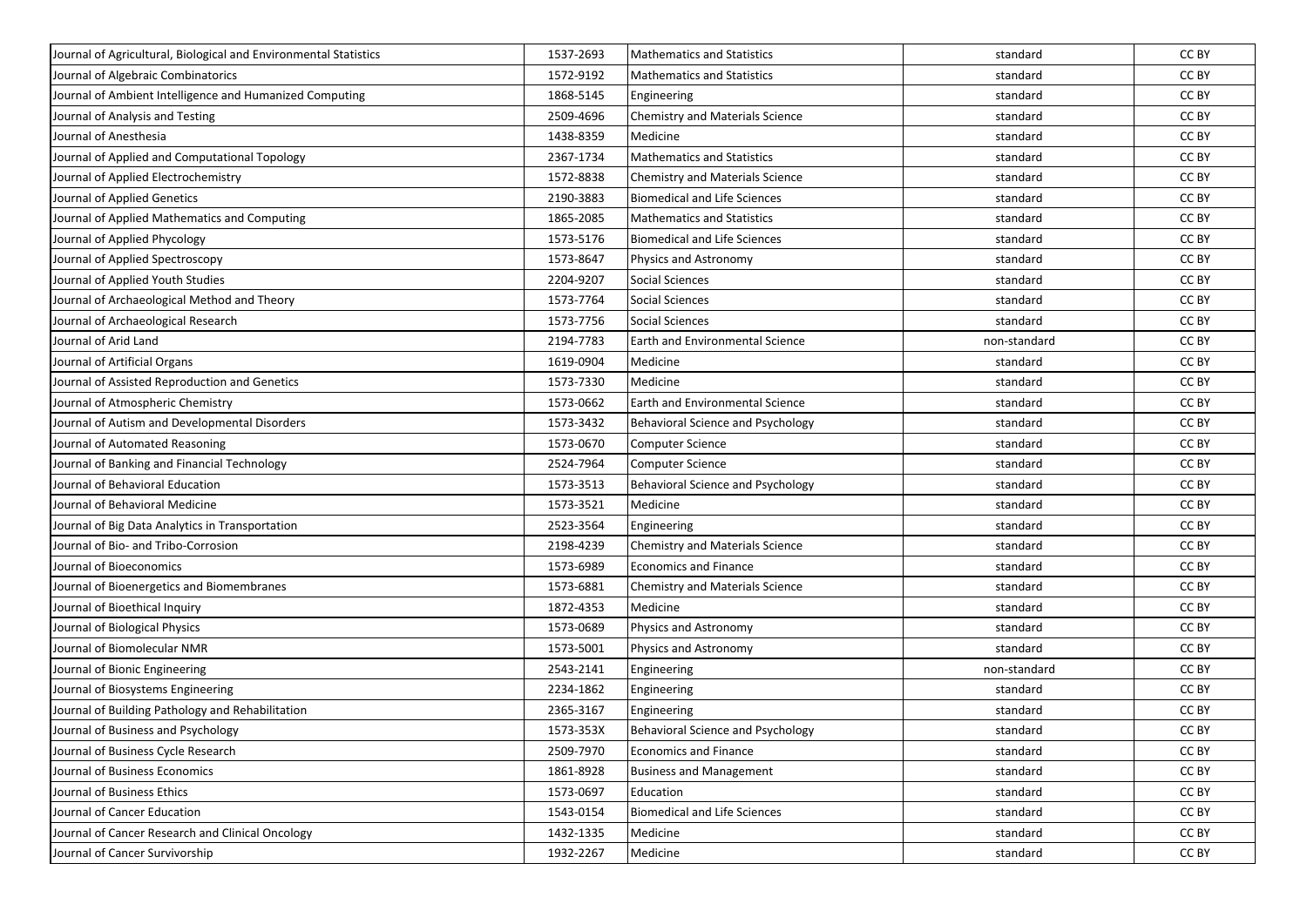| | | | | |
|---|---|---|---|---|
| Journal of Agricultural, Biological and Environmental Statistics | 1537-2693 | Mathematics and Statistics | standard | CC BY |
| Journal of Algebraic Combinatorics | 1572-9192 | Mathematics and Statistics | standard | CC BY |
| Journal of Ambient Intelligence and Humanized Computing | 1868-5145 | Engineering | standard | CC BY |
| Journal of Analysis and Testing | 2509-4696 | Chemistry and Materials Science | standard | CC BY |
| Journal of Anesthesia | 1438-8359 | Medicine | standard | CC BY |
| Journal of Applied and Computational Topology | 2367-1734 | Mathematics and Statistics | standard | CC BY |
| Journal of Applied Electrochemistry | 1572-8838 | Chemistry and Materials Science | standard | CC BY |
| Journal of Applied Genetics | 2190-3883 | Biomedical and Life Sciences | standard | CC BY |
| Journal of Applied Mathematics and Computing | 1865-2085 | Mathematics and Statistics | standard | CC BY |
| Journal of Applied Phycology | 1573-5176 | Biomedical and Life Sciences | standard | CC BY |
| Journal of Applied Spectroscopy | 1573-8647 | Physics and Astronomy | standard | CC BY |
| Journal of Applied Youth Studies | 2204-9207 | Social Sciences | standard | CC BY |
| Journal of Archaeological Method and Theory | 1573-7764 | Social Sciences | standard | CC BY |
| Journal of Archaeological Research | 1573-7756 | Social Sciences | standard | CC BY |
| Journal of Arid Land | 2194-7783 | Earth and Environmental Science | non-standard | CC BY |
| Journal of Artificial Organs | 1619-0904 | Medicine | standard | CC BY |
| Journal of Assisted Reproduction and Genetics | 1573-7330 | Medicine | standard | CC BY |
| Journal of Atmospheric Chemistry | 1573-0662 | Earth and Environmental Science | standard | CC BY |
| Journal of Autism and Developmental Disorders | 1573-3432 | Behavioral Science and Psychology | standard | CC BY |
| Journal of Automated Reasoning | 1573-0670 | Computer Science | standard | CC BY |
| Journal of Banking and Financial Technology | 2524-7964 | Computer Science | standard | CC BY |
| Journal of Behavioral Education | 1573-3513 | Behavioral Science and Psychology | standard | CC BY |
| Journal of Behavioral Medicine | 1573-3521 | Medicine | standard | CC BY |
| Journal of Big Data Analytics in Transportation | 2523-3564 | Engineering | standard | CC BY |
| Journal of Bio- and Tribo-Corrosion | 2198-4239 | Chemistry and Materials Science | standard | CC BY |
| Journal of Bioeconomics | 1573-6989 | Economics and Finance | standard | CC BY |
| Journal of Bioenergetics and Biomembranes | 1573-6881 | Chemistry and Materials Science | standard | CC BY |
| Journal of Bioethical Inquiry | 1872-4353 | Medicine | standard | CC BY |
| Journal of Biological Physics | 1573-0689 | Physics and Astronomy | standard | CC BY |
| Journal of Biomolecular NMR | 1573-5001 | Physics and Astronomy | standard | CC BY |
| Journal of Bionic Engineering | 2543-2141 | Engineering | non-standard | CC BY |
| Journal of Biosystems Engineering | 2234-1862 | Engineering | standard | CC BY |
| Journal of Building Pathology and Rehabilitation | 2365-3167 | Engineering | standard | CC BY |
| Journal of Business and Psychology | 1573-353X | Behavioral Science and Psychology | standard | CC BY |
| Journal of Business Cycle Research | 2509-7970 | Economics and Finance | standard | CC BY |
| Journal of Business Economics | 1861-8928 | Business and Management | standard | CC BY |
| Journal of Business Ethics | 1573-0697 | Education | standard | CC BY |
| Journal of Cancer Education | 1543-0154 | Biomedical and Life Sciences | standard | CC BY |
| Journal of Cancer Research and Clinical Oncology | 1432-1335 | Medicine | standard | CC BY |
| Journal of Cancer Survivorship | 1932-2267 | Medicine | standard | CC BY |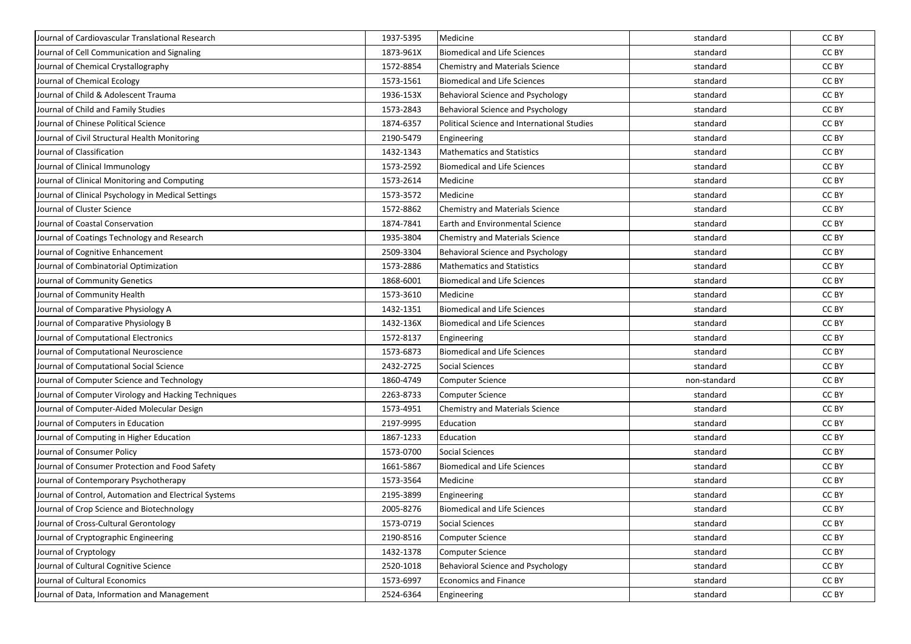| | | | | |
|---|---|---|---|---|
| Journal of Cardiovascular Translational Research | 1937-5395 | Medicine | standard | CC BY |
| Journal of Cell Communication and Signaling | 1873-961X | Biomedical and Life Sciences | standard | CC BY |
| Journal of Chemical Crystallography | 1572-8854 | Chemistry and Materials Science | standard | CC BY |
| Journal of Chemical Ecology | 1573-1561 | Biomedical and Life Sciences | standard | CC BY |
| Journal of Child & Adolescent Trauma | 1936-153X | Behavioral Science and Psychology | standard | CC BY |
| Journal of Child and Family Studies | 1573-2843 | Behavioral Science and Psychology | standard | CC BY |
| Journal of Chinese Political Science | 1874-6357 | Political Science and International Studies | standard | CC BY |
| Journal of Civil Structural Health Monitoring | 2190-5479 | Engineering | standard | CC BY |
| Journal of Classification | 1432-1343 | Mathematics and Statistics | standard | CC BY |
| Journal of Clinical Immunology | 1573-2592 | Biomedical and Life Sciences | standard | CC BY |
| Journal of Clinical Monitoring and Computing | 1573-2614 | Medicine | standard | CC BY |
| Journal of Clinical Psychology in Medical Settings | 1573-3572 | Medicine | standard | CC BY |
| Journal of Cluster Science | 1572-8862 | Chemistry and Materials Science | standard | CC BY |
| Journal of Coastal Conservation | 1874-7841 | Earth and Environmental Science | standard | CC BY |
| Journal of Coatings Technology and Research | 1935-3804 | Chemistry and Materials Science | standard | CC BY |
| Journal of Cognitive Enhancement | 2509-3304 | Behavioral Science and Psychology | standard | CC BY |
| Journal of Combinatorial Optimization | 1573-2886 | Mathematics and Statistics | standard | CC BY |
| Journal of Community Genetics | 1868-6001 | Biomedical and Life Sciences | standard | CC BY |
| Journal of Community Health | 1573-3610 | Medicine | standard | CC BY |
| Journal of Comparative Physiology A | 1432-1351 | Biomedical and Life Sciences | standard | CC BY |
| Journal of Comparative Physiology B | 1432-136X | Biomedical and Life Sciences | standard | CC BY |
| Journal of Computational Electronics | 1572-8137 | Engineering | standard | CC BY |
| Journal of Computational Neuroscience | 1573-6873 | Biomedical and Life Sciences | standard | CC BY |
| Journal of Computational Social Science | 2432-2725 | Social Sciences | standard | CC BY |
| Journal of Computer Science and Technology | 1860-4749 | Computer Science | non-standard | CC BY |
| Journal of Computer Virology and Hacking Techniques | 2263-8733 | Computer Science | standard | CC BY |
| Journal of Computer-Aided Molecular Design | 1573-4951 | Chemistry and Materials Science | standard | CC BY |
| Journal of Computers in Education | 2197-9995 | Education | standard | CC BY |
| Journal of Computing in Higher Education | 1867-1233 | Education | standard | CC BY |
| Journal of Consumer Policy | 1573-0700 | Social Sciences | standard | CC BY |
| Journal of Consumer Protection and Food Safety | 1661-5867 | Biomedical and Life Sciences | standard | CC BY |
| Journal of Contemporary Psychotherapy | 1573-3564 | Medicine | standard | CC BY |
| Journal of Control, Automation and Electrical Systems | 2195-3899 | Engineering | standard | CC BY |
| Journal of Crop Science and Biotechnology | 2005-8276 | Biomedical and Life Sciences | standard | CC BY |
| Journal of Cross-Cultural Gerontology | 1573-0719 | Social Sciences | standard | CC BY |
| Journal of Cryptographic Engineering | 2190-8516 | Computer Science | standard | CC BY |
| Journal of Cryptology | 1432-1378 | Computer Science | standard | CC BY |
| Journal of Cultural Cognitive Science | 2520-1018 | Behavioral Science and Psychology | standard | CC BY |
| Journal of Cultural Economics | 1573-6997 | Economics and Finance | standard | CC BY |
| Journal of Data, Information and Management | 2524-6364 | Engineering | standard | CC BY |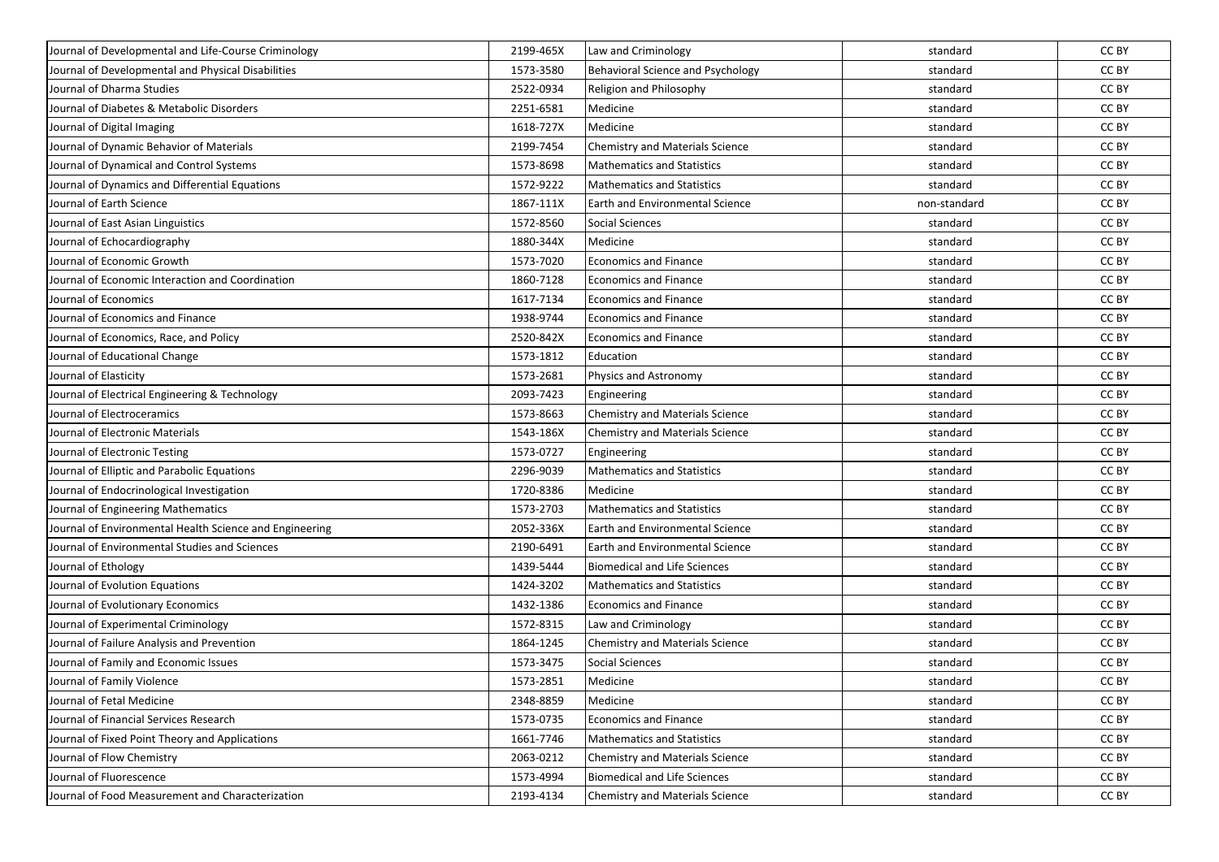| | | | | |
|---|---|---|---|---|
| Journal of Developmental and Life-Course Criminology | 2199-465X | Law and Criminology | standard | CC BY |
| Journal of Developmental and Physical Disabilities | 1573-3580 | Behavioral Science and Psychology | standard | CC BY |
| Journal of Dharma Studies | 2522-0934 | Religion and Philosophy | standard | CC BY |
| Journal of Diabetes & Metabolic Disorders | 2251-6581 | Medicine | standard | CC BY |
| Journal of Digital Imaging | 1618-727X | Medicine | standard | CC BY |
| Journal of Dynamic Behavior of Materials | 2199-7454 | Chemistry and Materials Science | standard | CC BY |
| Journal of Dynamical and Control Systems | 1573-8698 | Mathematics and Statistics | standard | CC BY |
| Journal of Dynamics and Differential Equations | 1572-9222 | Mathematics and Statistics | standard | CC BY |
| Journal of Earth Science | 1867-111X | Earth and Environmental Science | non-standard | CC BY |
| Journal of East Asian Linguistics | 1572-8560 | Social Sciences | standard | CC BY |
| Journal of Echocardiography | 1880-344X | Medicine | standard | CC BY |
| Journal of Economic Growth | 1573-7020 | Economics and Finance | standard | CC BY |
| Journal of Economic Interaction and Coordination | 1860-7128 | Economics and Finance | standard | CC BY |
| Journal of Economics | 1617-7134 | Economics and Finance | standard | CC BY |
| Journal of Economics and Finance | 1938-9744 | Economics and Finance | standard | CC BY |
| Journal of Economics, Race, and Policy | 2520-842X | Economics and Finance | standard | CC BY |
| Journal of Educational Change | 1573-1812 | Education | standard | CC BY |
| Journal of Elasticity | 1573-2681 | Physics and Astronomy | standard | CC BY |
| Journal of Electrical Engineering & Technology | 2093-7423 | Engineering | standard | CC BY |
| Journal of Electroceramics | 1573-8663 | Chemistry and Materials Science | standard | CC BY |
| Journal of Electronic Materials | 1543-186X | Chemistry and Materials Science | standard | CC BY |
| Journal of Electronic Testing | 1573-0727 | Engineering | standard | CC BY |
| Journal of Elliptic and Parabolic Equations | 2296-9039 | Mathematics and Statistics | standard | CC BY |
| Journal of Endocrinological Investigation | 1720-8386 | Medicine | standard | CC BY |
| Journal of Engineering Mathematics | 1573-2703 | Mathematics and Statistics | standard | CC BY |
| Journal of Environmental Health Science and Engineering | 2052-336X | Earth and Environmental Science | standard | CC BY |
| Journal of Environmental Studies and Sciences | 2190-6491 | Earth and Environmental Science | standard | CC BY |
| Journal of Ethology | 1439-5444 | Biomedical and Life Sciences | standard | CC BY |
| Journal of Evolution Equations | 1424-3202 | Mathematics and Statistics | standard | CC BY |
| Journal of Evolutionary Economics | 1432-1386 | Economics and Finance | standard | CC BY |
| Journal of Experimental Criminology | 1572-8315 | Law and Criminology | standard | CC BY |
| Journal of Failure Analysis and Prevention | 1864-1245 | Chemistry and Materials Science | standard | CC BY |
| Journal of Family and Economic Issues | 1573-3475 | Social Sciences | standard | CC BY |
| Journal of Family Violence | 1573-2851 | Medicine | standard | CC BY |
| Journal of Fetal Medicine | 2348-8859 | Medicine | standard | CC BY |
| Journal of Financial Services Research | 1573-0735 | Economics and Finance | standard | CC BY |
| Journal of Fixed Point Theory and Applications | 1661-7746 | Mathematics and Statistics | standard | CC BY |
| Journal of Flow Chemistry | 2063-0212 | Chemistry and Materials Science | standard | CC BY |
| Journal of Fluorescence | 1573-4994 | Biomedical and Life Sciences | standard | CC BY |
| Journal of Food Measurement and Characterization | 2193-4134 | Chemistry and Materials Science | standard | CC BY |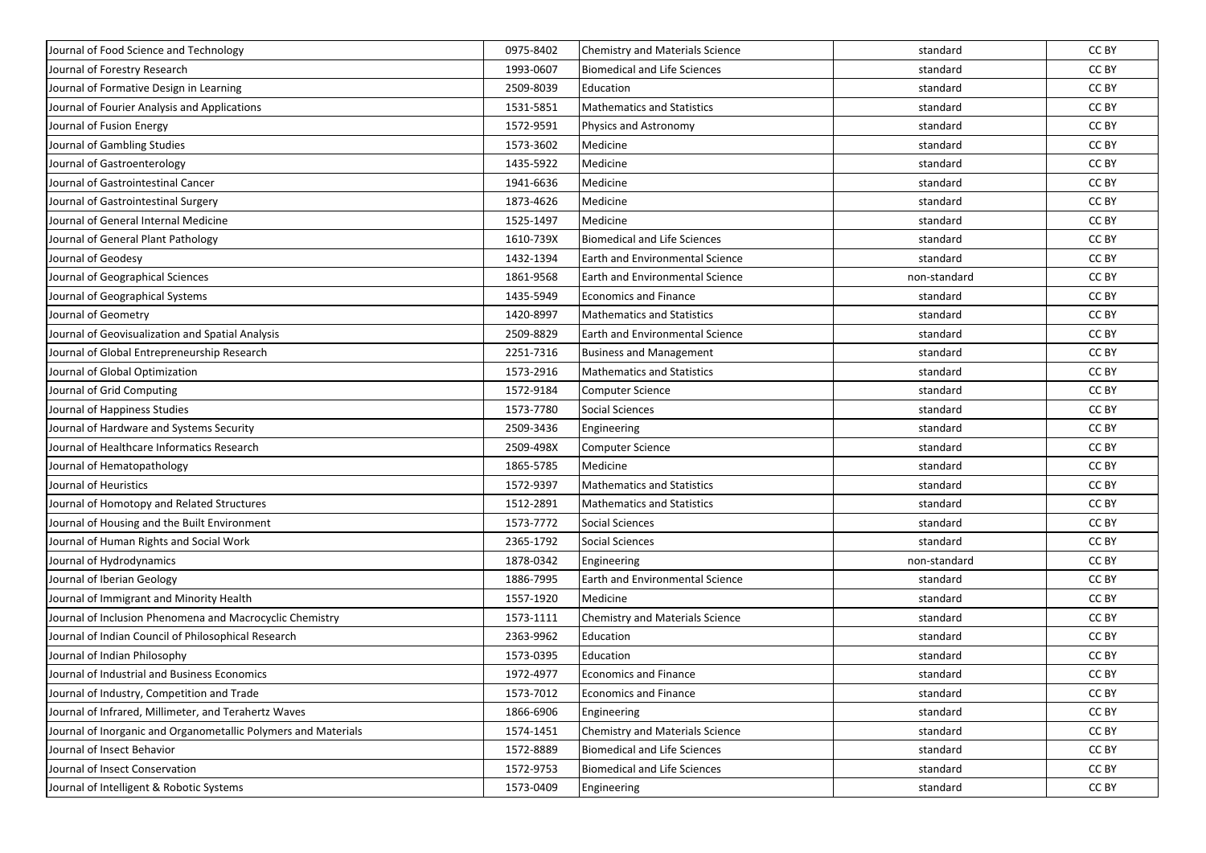| | | | | |
|---|---|---|---|---|
| Journal of Food Science and Technology | 0975-8402 | Chemistry and Materials Science | standard | CC BY |
| Journal of Forestry Research | 1993-0607 | Biomedical and Life Sciences | standard | CC BY |
| Journal of Formative Design in Learning | 2509-8039 | Education | standard | CC BY |
| Journal of Fourier Analysis and Applications | 1531-5851 | Mathematics and Statistics | standard | CC BY |
| Journal of Fusion Energy | 1572-9591 | Physics and Astronomy | standard | CC BY |
| Journal of Gambling Studies | 1573-3602 | Medicine | standard | CC BY |
| Journal of Gastroenterology | 1435-5922 | Medicine | standard | CC BY |
| Journal of Gastrointestinal Cancer | 1941-6636 | Medicine | standard | CC BY |
| Journal of Gastrointestinal Surgery | 1873-4626 | Medicine | standard | CC BY |
| Journal of General Internal Medicine | 1525-1497 | Medicine | standard | CC BY |
| Journal of General Plant Pathology | 1610-739X | Biomedical and Life Sciences | standard | CC BY |
| Journal of Geodesy | 1432-1394 | Earth and Environmental Science | standard | CC BY |
| Journal of Geographical Sciences | 1861-9568 | Earth and Environmental Science | non-standard | CC BY |
| Journal of Geographical Systems | 1435-5949 | Economics and Finance | standard | CC BY |
| Journal of Geometry | 1420-8997 | Mathematics and Statistics | standard | CC BY |
| Journal of Geovisualization and Spatial Analysis | 2509-8829 | Earth and Environmental Science | standard | CC BY |
| Journal of Global Entrepreneurship Research | 2251-7316 | Business and Management | standard | CC BY |
| Journal of Global Optimization | 1573-2916 | Mathematics and Statistics | standard | CC BY |
| Journal of Grid Computing | 1572-9184 | Computer Science | standard | CC BY |
| Journal of Happiness Studies | 1573-7780 | Social Sciences | standard | CC BY |
| Journal of Hardware and Systems Security | 2509-3436 | Engineering | standard | CC BY |
| Journal of Healthcare Informatics Research | 2509-498X | Computer Science | standard | CC BY |
| Journal of Hematopathology | 1865-5785 | Medicine | standard | CC BY |
| Journal of Heuristics | 1572-9397 | Mathematics and Statistics | standard | CC BY |
| Journal of Homotopy and Related Structures | 1512-2891 | Mathematics and Statistics | standard | CC BY |
| Journal of Housing and the Built Environment | 1573-7772 | Social Sciences | standard | CC BY |
| Journal of Human Rights and Social Work | 2365-1792 | Social Sciences | standard | CC BY |
| Journal of Hydrodynamics | 1878-0342 | Engineering | non-standard | CC BY |
| Journal of Iberian Geology | 1886-7995 | Earth and Environmental Science | standard | CC BY |
| Journal of Immigrant and Minority Health | 1557-1920 | Medicine | standard | CC BY |
| Journal of Inclusion Phenomena and Macrocyclic Chemistry | 1573-1111 | Chemistry and Materials Science | standard | CC BY |
| Journal of Indian Council of Philosophical Research | 2363-9962 | Education | standard | CC BY |
| Journal of Indian Philosophy | 1573-0395 | Education | standard | CC BY |
| Journal of Industrial and Business Economics | 1972-4977 | Economics and Finance | standard | CC BY |
| Journal of Industry, Competition and Trade | 1573-7012 | Economics and Finance | standard | CC BY |
| Journal of Infrared, Millimeter, and Terahertz Waves | 1866-6906 | Engineering | standard | CC BY |
| Journal of Inorganic and Organometallic Polymers and Materials | 1574-1451 | Chemistry and Materials Science | standard | CC BY |
| Journal of Insect Behavior | 1572-8889 | Biomedical and Life Sciences | standard | CC BY |
| Journal of Insect Conservation | 1572-9753 | Biomedical and Life Sciences | standard | CC BY |
| Journal of Intelligent & Robotic Systems | 1573-0409 | Engineering | standard | CC BY |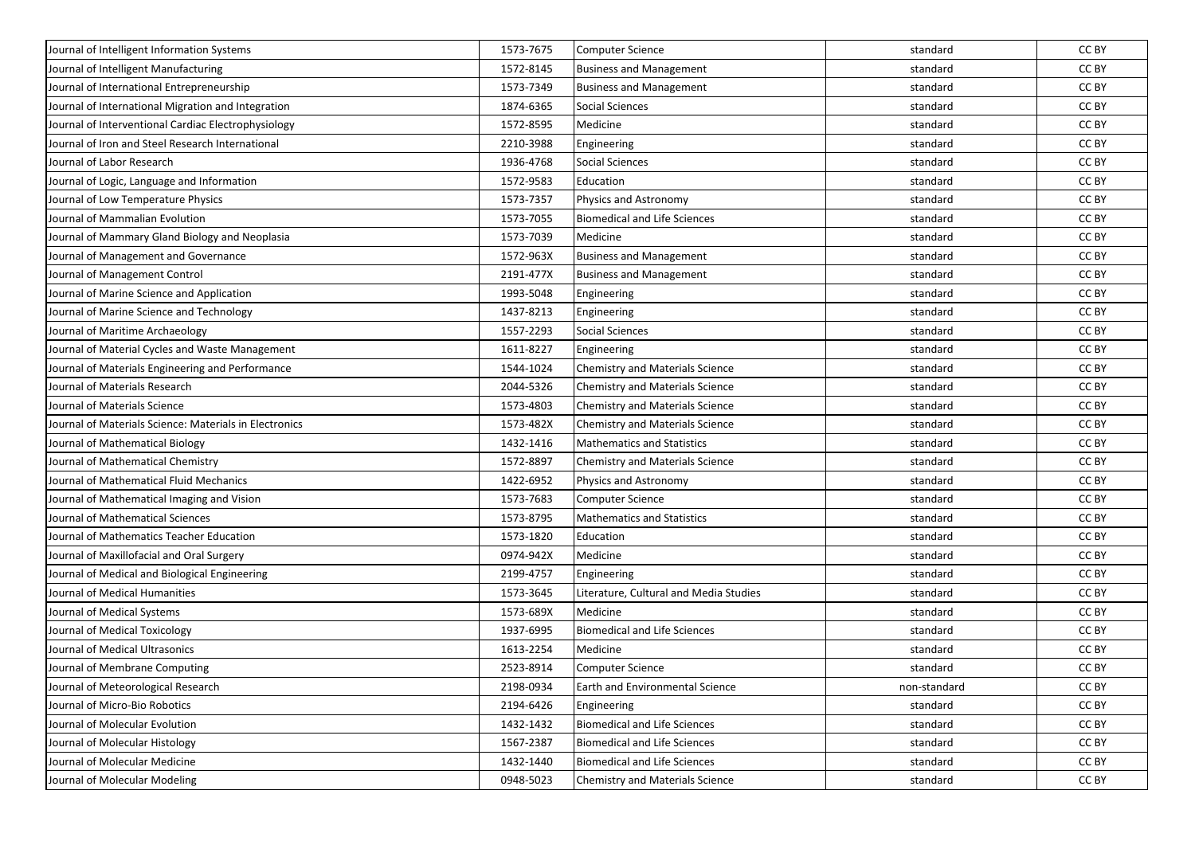| | | | | |
|---|---|---|---|---|
| Journal of Intelligent Information Systems | 1573-7675 | Computer Science | standard | CC BY |
| Journal of Intelligent Manufacturing | 1572-8145 | Business and Management | standard | CC BY |
| Journal of International Entrepreneurship | 1573-7349 | Business and Management | standard | CC BY |
| Journal of International Migration and Integration | 1874-6365 | Social Sciences | standard | CC BY |
| Journal of Interventional Cardiac Electrophysiology | 1572-8595 | Medicine | standard | CC BY |
| Journal of Iron and Steel Research International | 2210-3988 | Engineering | standard | CC BY |
| Journal of Labor Research | 1936-4768 | Social Sciences | standard | CC BY |
| Journal of Logic, Language and Information | 1572-9583 | Education | standard | CC BY |
| Journal of Low Temperature Physics | 1573-7357 | Physics and Astronomy | standard | CC BY |
| Journal of Mammalian Evolution | 1573-7055 | Biomedical and Life Sciences | standard | CC BY |
| Journal of Mammary Gland Biology and Neoplasia | 1573-7039 | Medicine | standard | CC BY |
| Journal of Management and Governance | 1572-963X | Business and Management | standard | CC BY |
| Journal of Management Control | 2191-477X | Business and Management | standard | CC BY |
| Journal of Marine Science and Application | 1993-5048 | Engineering | standard | CC BY |
| Journal of Marine Science and Technology | 1437-8213 | Engineering | standard | CC BY |
| Journal of Maritime Archaeology | 1557-2293 | Social Sciences | standard | CC BY |
| Journal of Material Cycles and Waste Management | 1611-8227 | Engineering | standard | CC BY |
| Journal of Materials Engineering and Performance | 1544-1024 | Chemistry and Materials Science | standard | CC BY |
| Journal of Materials Research | 2044-5326 | Chemistry and Materials Science | standard | CC BY |
| Journal of Materials Science | 1573-4803 | Chemistry and Materials Science | standard | CC BY |
| Journal of Materials Science: Materials in Electronics | 1573-482X | Chemistry and Materials Science | standard | CC BY |
| Journal of Mathematical Biology | 1432-1416 | Mathematics and Statistics | standard | CC BY |
| Journal of Mathematical Chemistry | 1572-8897 | Chemistry and Materials Science | standard | CC BY |
| Journal of Mathematical Fluid Mechanics | 1422-6952 | Physics and Astronomy | standard | CC BY |
| Journal of Mathematical Imaging and Vision | 1573-7683 | Computer Science | standard | CC BY |
| Journal of Mathematical Sciences | 1573-8795 | Mathematics and Statistics | standard | CC BY |
| Journal of Mathematics Teacher Education | 1573-1820 | Education | standard | CC BY |
| Journal of Maxillofacial and Oral Surgery | 0974-942X | Medicine | standard | CC BY |
| Journal of Medical and Biological Engineering | 2199-4757 | Engineering | standard | CC BY |
| Journal of Medical Humanities | 1573-3645 | Literature, Cultural and Media Studies | standard | CC BY |
| Journal of Medical Systems | 1573-689X | Medicine | standard | CC BY |
| Journal of Medical Toxicology | 1937-6995 | Biomedical and Life Sciences | standard | CC BY |
| Journal of Medical Ultrasonics | 1613-2254 | Medicine | standard | CC BY |
| Journal of Membrane Computing | 2523-8914 | Computer Science | standard | CC BY |
| Journal of Meteorological Research | 2198-0934 | Earth and Environmental Science | non-standard | CC BY |
| Journal of Micro-Bio Robotics | 2194-6426 | Engineering | standard | CC BY |
| Journal of Molecular Evolution | 1432-1432 | Biomedical and Life Sciences | standard | CC BY |
| Journal of Molecular Histology | 1567-2387 | Biomedical and Life Sciences | standard | CC BY |
| Journal of Molecular Medicine | 1432-1440 | Biomedical and Life Sciences | standard | CC BY |
| Journal of Molecular Modeling | 0948-5023 | Chemistry and Materials Science | standard | CC BY |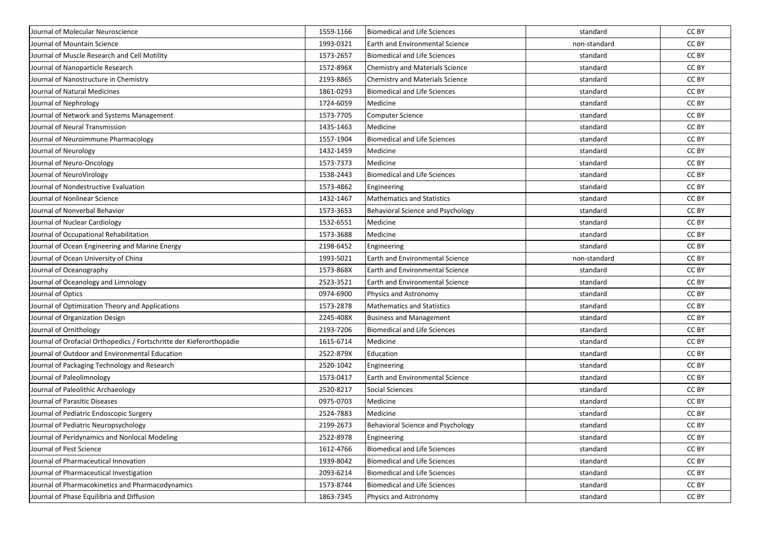| | | | | |
|---|---|---|---|---|
| Journal of Molecular Neuroscience | 1559-1166 | Biomedical and Life Sciences | standard | CC BY |
| Journal of Mountain Science | 1993-0321 | Earth and Environmental Science | non-standard | CC BY |
| Journal of Muscle Research and Cell Motility | 1573-2657 | Biomedical and Life Sciences | standard | CC BY |
| Journal of Nanoparticle Research | 1572-896X | Chemistry and Materials Science | standard | CC BY |
| Journal of Nanostructure in Chemistry | 2193-8865 | Chemistry and Materials Science | standard | CC BY |
| Journal of Natural Medicines | 1861-0293 | Biomedical and Life Sciences | standard | CC BY |
| Journal of Nephrology | 1724-6059 | Medicine | standard | CC BY |
| Journal of Network and Systems Management | 1573-7705 | Computer Science | standard | CC BY |
| Journal of Neural Transmission | 1435-1463 | Medicine | standard | CC BY |
| Journal of Neuroimmune Pharmacology | 1557-1904 | Biomedical and Life Sciences | standard | CC BY |
| Journal of Neurology | 1432-1459 | Medicine | standard | CC BY |
| Journal of Neuro-Oncology | 1573-7373 | Medicine | standard | CC BY |
| Journal of NeuroVirology | 1538-2443 | Biomedical and Life Sciences | standard | CC BY |
| Journal of Nondestructive Evaluation | 1573-4862 | Engineering | standard | CC BY |
| Journal of Nonlinear Science | 1432-1467 | Mathematics and Statistics | standard | CC BY |
| Journal of Nonverbal Behavior | 1573-3653 | Behavioral Science and Psychology | standard | CC BY |
| Journal of Nuclear Cardiology | 1532-6551 | Medicine | standard | CC BY |
| Journal of Occupational Rehabilitation | 1573-3688 | Medicine | standard | CC BY |
| Journal of Ocean Engineering and Marine Energy | 2198-6452 | Engineering | standard | CC BY |
| Journal of Ocean University of China | 1993-5021 | Earth and Environmental Science | non-standard | CC BY |
| Journal of Oceanography | 1573-868X | Earth and Environmental Science | standard | CC BY |
| Journal of Oceanology and Limnology | 2523-3521 | Earth and Environmental Science | standard | CC BY |
| Journal of Optics | 0974-6900 | Physics and Astronomy | standard | CC BY |
| Journal of Optimization Theory and Applications | 1573-2878 | Mathematics and Statistics | standard | CC BY |
| Journal of Organization Design | 2245-408X | Business and Management | standard | CC BY |
| Journal of Ornithology | 2193-7206 | Biomedical and Life Sciences | standard | CC BY |
| Journal of Orofacial Orthopedics / Fortschritte der Kieferorthopädie | 1615-6714 | Medicine | standard | CC BY |
| Journal of Outdoor and Environmental Education | 2522-879X | Education | standard | CC BY |
| Journal of Packaging Technology and Research | 2520-1042 | Engineering | standard | CC BY |
| Journal of Paleolimnology | 1573-0417 | Earth and Environmental Science | standard | CC BY |
| Journal of Paleolithic Archaeology | 2520-8217 | Social Sciences | standard | CC BY |
| Journal of Parasitic Diseases | 0975-0703 | Medicine | standard | CC BY |
| Journal of Pediatric Endoscopic Surgery | 2524-7883 | Medicine | standard | CC BY |
| Journal of Pediatric Neuropsychology | 2199-2673 | Behavioral Science and Psychology | standard | CC BY |
| Journal of Peridynamics and Nonlocal Modeling | 2522-8978 | Engineering | standard | CC BY |
| Journal of Pest Science | 1612-4766 | Biomedical and Life Sciences | standard | CC BY |
| Journal of Pharmaceutical Innovation | 1939-8042 | Biomedical and Life Sciences | standard | CC BY |
| Journal of Pharmaceutical Investigation | 2093-6214 | Biomedical and Life Sciences | standard | CC BY |
| Journal of Pharmacokinetics and Pharmacodynamics | 1573-8744 | Biomedical and Life Sciences | standard | CC BY |
| Journal of Phase Equilibria and Diffusion | 1863-7345 | Physics and Astronomy | standard | CC BY |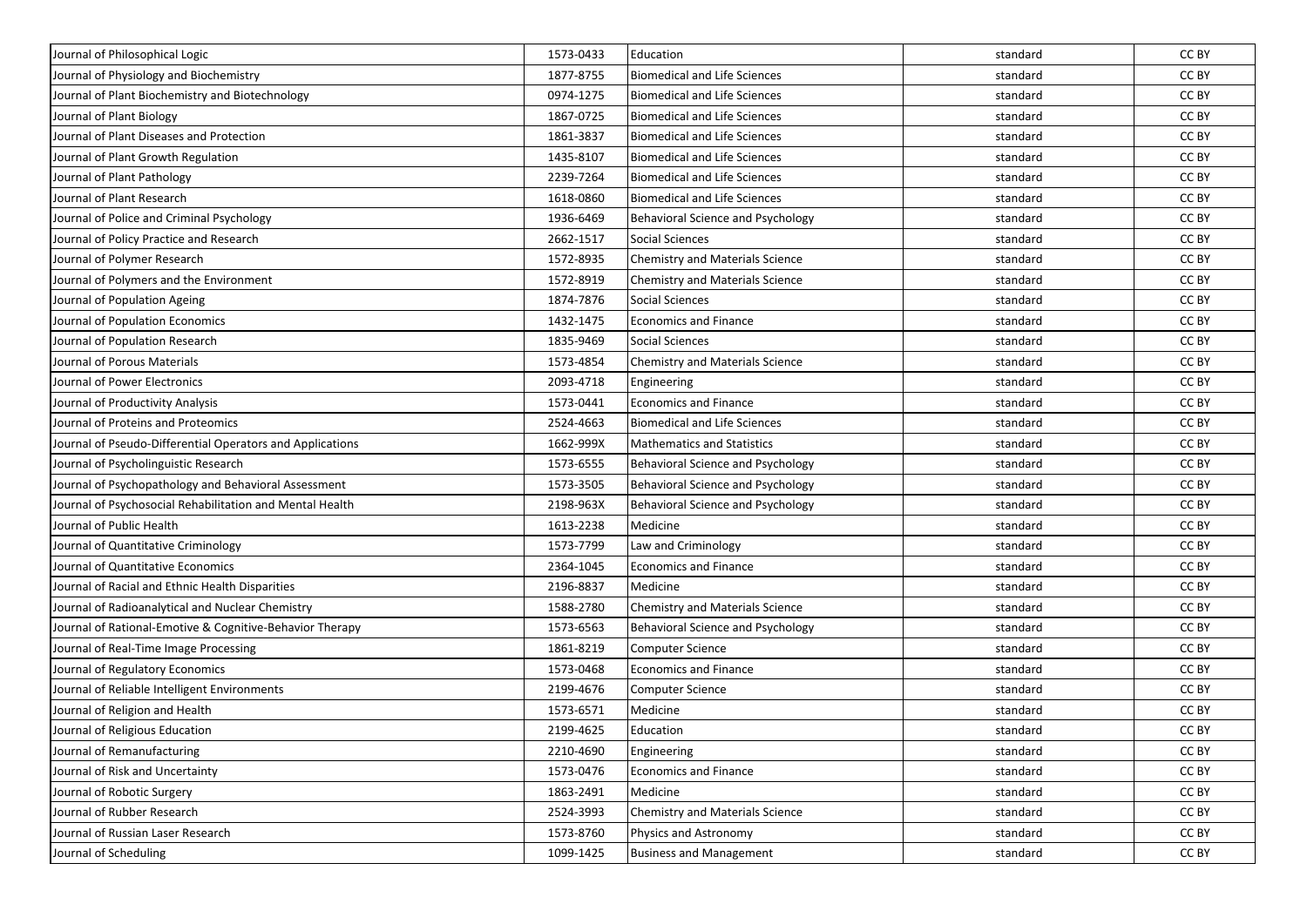| | | | | |
|---|---|---|---|---|
| Journal of Philosophical Logic | 1573-0433 | Education | standard | CC BY |
| Journal of Physiology and Biochemistry | 1877-8755 | Biomedical and Life Sciences | standard | CC BY |
| Journal of Plant Biochemistry and Biotechnology | 0974-1275 | Biomedical and Life Sciences | standard | CC BY |
| Journal of Plant Biology | 1867-0725 | Biomedical and Life Sciences | standard | CC BY |
| Journal of Plant Diseases and Protection | 1861-3837 | Biomedical and Life Sciences | standard | CC BY |
| Journal of Plant Growth Regulation | 1435-8107 | Biomedical and Life Sciences | standard | CC BY |
| Journal of Plant Pathology | 2239-7264 | Biomedical and Life Sciences | standard | CC BY |
| Journal of Plant Research | 1618-0860 | Biomedical and Life Sciences | standard | CC BY |
| Journal of Police and Criminal Psychology | 1936-6469 | Behavioral Science and Psychology | standard | CC BY |
| Journal of Policy Practice and Research | 2662-1517 | Social Sciences | standard | CC BY |
| Journal of Polymer Research | 1572-8935 | Chemistry and Materials Science | standard | CC BY |
| Journal of Polymers and the Environment | 1572-8919 | Chemistry and Materials Science | standard | CC BY |
| Journal of Population Ageing | 1874-7876 | Social Sciences | standard | CC BY |
| Journal of Population Economics | 1432-1475 | Economics and Finance | standard | CC BY |
| Journal of Population Research | 1835-9469 | Social Sciences | standard | CC BY |
| Journal of Porous Materials | 1573-4854 | Chemistry and Materials Science | standard | CC BY |
| Journal of Power Electronics | 2093-4718 | Engineering | standard | CC BY |
| Journal of Productivity Analysis | 1573-0441 | Economics and Finance | standard | CC BY |
| Journal of Proteins and Proteomics | 2524-4663 | Biomedical and Life Sciences | standard | CC BY |
| Journal of Pseudo-Differential Operators and Applications | 1662-999X | Mathematics and Statistics | standard | CC BY |
| Journal of Psycholinguistic Research | 1573-6555 | Behavioral Science and Psychology | standard | CC BY |
| Journal of Psychopathology and Behavioral Assessment | 1573-3505 | Behavioral Science and Psychology | standard | CC BY |
| Journal of Psychosocial Rehabilitation and Mental Health | 2198-963X | Behavioral Science and Psychology | standard | CC BY |
| Journal of Public Health | 1613-2238 | Medicine | standard | CC BY |
| Journal of Quantitative Criminology | 1573-7799 | Law and Criminology | standard | CC BY |
| Journal of Quantitative Economics | 2364-1045 | Economics and Finance | standard | CC BY |
| Journal of Racial and Ethnic Health Disparities | 2196-8837 | Medicine | standard | CC BY |
| Journal of Radioanalytical and Nuclear Chemistry | 1588-2780 | Chemistry and Materials Science | standard | CC BY |
| Journal of Rational-Emotive & Cognitive-Behavior Therapy | 1573-6563 | Behavioral Science and Psychology | standard | CC BY |
| Journal of Real-Time Image Processing | 1861-8219 | Computer Science | standard | CC BY |
| Journal of Regulatory Economics | 1573-0468 | Economics and Finance | standard | CC BY |
| Journal of Reliable Intelligent Environments | 2199-4676 | Computer Science | standard | CC BY |
| Journal of Religion and Health | 1573-6571 | Medicine | standard | CC BY |
| Journal of Religious Education | 2199-4625 | Education | standard | CC BY |
| Journal of Remanufacturing | 2210-4690 | Engineering | standard | CC BY |
| Journal of Risk and Uncertainty | 1573-0476 | Economics and Finance | standard | CC BY |
| Journal of Robotic Surgery | 1863-2491 | Medicine | standard | CC BY |
| Journal of Rubber Research | 2524-3993 | Chemistry and Materials Science | standard | CC BY |
| Journal of Russian Laser Research | 1573-8760 | Physics and Astronomy | standard | CC BY |
| Journal of Scheduling | 1099-1425 | Business and Management | standard | CC BY |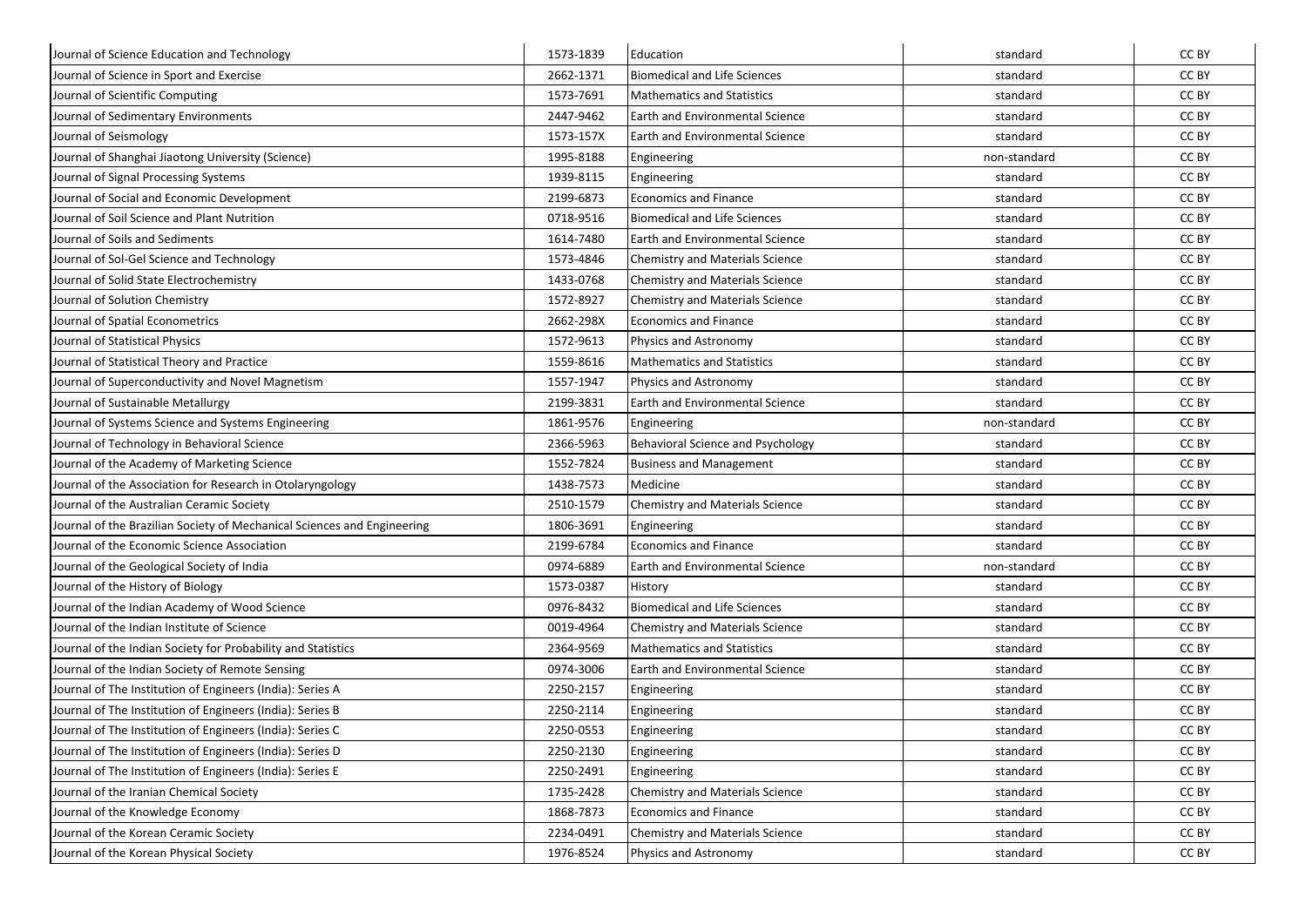| | | | | |
|---|---|---|---|---|
| Journal of Science Education and Technology | 1573-1839 | Education | standard | CC BY |
| Journal of Science in Sport and Exercise | 2662-1371 | Biomedical and Life Sciences | standard | CC BY |
| Journal of Scientific Computing | 1573-7691 | Mathematics and Statistics | standard | CC BY |
| Journal of Sedimentary Environments | 2447-9462 | Earth and Environmental Science | standard | CC BY |
| Journal of Seismology | 1573-157X | Earth and Environmental Science | standard | CC BY |
| Journal of Shanghai Jiaotong University (Science) | 1995-8188 | Engineering | non-standard | CC BY |
| Journal of Signal Processing Systems | 1939-8115 | Engineering | standard | CC BY |
| Journal of Social and Economic Development | 2199-6873 | Economics and Finance | standard | CC BY |
| Journal of Soil Science and Plant Nutrition | 0718-9516 | Biomedical and Life Sciences | standard | CC BY |
| Journal of Soils and Sediments | 1614-7480 | Earth and Environmental Science | standard | CC BY |
| Journal of Sol-Gel Science and Technology | 1573-4846 | Chemistry and Materials Science | standard | CC BY |
| Journal of Solid State Electrochemistry | 1433-0768 | Chemistry and Materials Science | standard | CC BY |
| Journal of Solution Chemistry | 1572-8927 | Chemistry and Materials Science | standard | CC BY |
| Journal of Spatial Econometrics | 2662-298X | Economics and Finance | standard | CC BY |
| Journal of Statistical Physics | 1572-9613 | Physics and Astronomy | standard | CC BY |
| Journal of Statistical Theory and Practice | 1559-8616 | Mathematics and Statistics | standard | CC BY |
| Journal of Superconductivity and Novel Magnetism | 1557-1947 | Physics and Astronomy | standard | CC BY |
| Journal of Sustainable Metallurgy | 2199-3831 | Earth and Environmental Science | standard | CC BY |
| Journal of Systems Science and Systems Engineering | 1861-9576 | Engineering | non-standard | CC BY |
| Journal of Technology in Behavioral Science | 2366-5963 | Behavioral Science and Psychology | standard | CC BY |
| Journal of the Academy of Marketing Science | 1552-7824 | Business and Management | standard | CC BY |
| Journal of the Association for Research in Otolaryngology | 1438-7573 | Medicine | standard | CC BY |
| Journal of the Australian Ceramic Society | 2510-1579 | Chemistry and Materials Science | standard | CC BY |
| Journal of the Brazilian Society of Mechanical Sciences and Engineering | 1806-3691 | Engineering | standard | CC BY |
| Journal of the Economic Science Association | 2199-6784 | Economics and Finance | standard | CC BY |
| Journal of the Geological Society of India | 0974-6889 | Earth and Environmental Science | non-standard | CC BY |
| Journal of the History of Biology | 1573-0387 | History | standard | CC BY |
| Journal of the Indian Academy of Wood Science | 0976-8432 | Biomedical and Life Sciences | standard | CC BY |
| Journal of the Indian Institute of Science | 0019-4964 | Chemistry and Materials Science | standard | CC BY |
| Journal of the Indian Society for Probability and Statistics | 2364-9569 | Mathematics and Statistics | standard | CC BY |
| Journal of the Indian Society of Remote Sensing | 0974-3006 | Earth and Environmental Science | standard | CC BY |
| Journal of The Institution of Engineers (India): Series A | 2250-2157 | Engineering | standard | CC BY |
| Journal of The Institution of Engineers (India): Series B | 2250-2114 | Engineering | standard | CC BY |
| Journal of The Institution of Engineers (India): Series C | 2250-0553 | Engineering | standard | CC BY |
| Journal of The Institution of Engineers (India): Series D | 2250-2130 | Engineering | standard | CC BY |
| Journal of The Institution of Engineers (India): Series E | 2250-2491 | Engineering | standard | CC BY |
| Journal of the Iranian Chemical Society | 1735-2428 | Chemistry and Materials Science | standard | CC BY |
| Journal of the Knowledge Economy | 1868-7873 | Economics and Finance | standard | CC BY |
| Journal of the Korean Ceramic Society | 2234-0491 | Chemistry and Materials Science | standard | CC BY |
| Journal of the Korean Physical Society | 1976-8524 | Physics and Astronomy | standard | CC BY |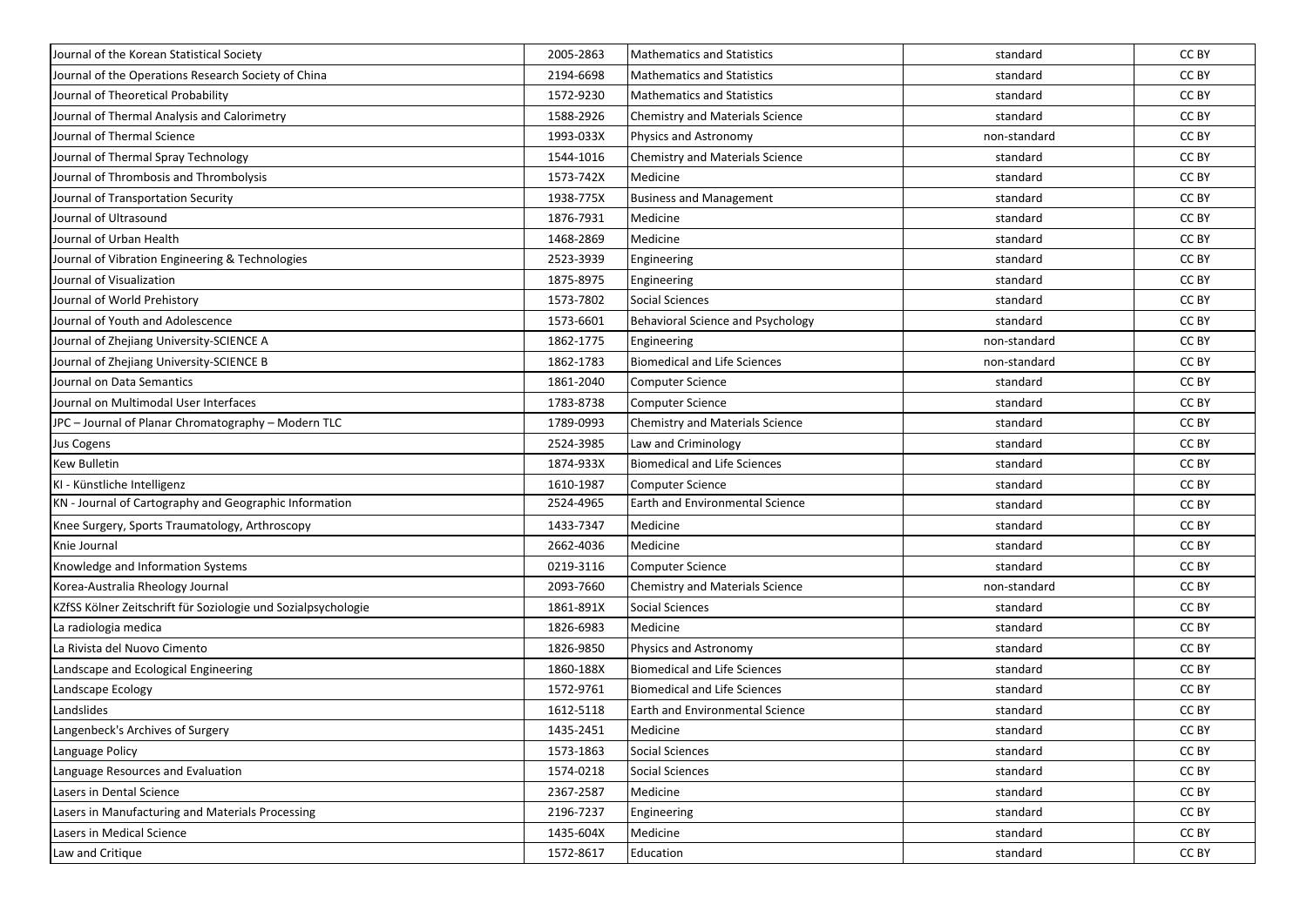| | | | | |
|---|---|---|---|---|
| Journal of the Korean Statistical Society | 2005-2863 | Mathematics and Statistics | standard | CC BY |
| Journal of the Operations Research Society of China | 2194-6698 | Mathematics and Statistics | standard | CC BY |
| Journal of Theoretical Probability | 1572-9230 | Mathematics and Statistics | standard | CC BY |
| Journal of Thermal Analysis and Calorimetry | 1588-2926 | Chemistry and Materials Science | standard | CC BY |
| Journal of Thermal Science | 1993-033X | Physics and Astronomy | non-standard | CC BY |
| Journal of Thermal Spray Technology | 1544-1016 | Chemistry and Materials Science | standard | CC BY |
| Journal of Thrombosis and Thrombolysis | 1573-742X | Medicine | standard | CC BY |
| Journal of Transportation Security | 1938-775X | Business and Management | standard | CC BY |
| Journal of Ultrasound | 1876-7931 | Medicine | standard | CC BY |
| Journal of Urban Health | 1468-2869 | Medicine | standard | CC BY |
| Journal of Vibration Engineering & Technologies | 2523-3939 | Engineering | standard | CC BY |
| Journal of Visualization | 1875-8975 | Engineering | standard | CC BY |
| Journal of World Prehistory | 1573-7802 | Social Sciences | standard | CC BY |
| Journal of Youth and Adolescence | 1573-6601 | Behavioral Science and Psychology | standard | CC BY |
| Journal of Zhejiang University-SCIENCE A | 1862-1775 | Engineering | non-standard | CC BY |
| Journal of Zhejiang University-SCIENCE B | 1862-1783 | Biomedical and Life Sciences | non-standard | CC BY |
| Journal on Data Semantics | 1861-2040 | Computer Science | standard | CC BY |
| Journal on Multimodal User Interfaces | 1783-8738 | Computer Science | standard | CC BY |
| JPC – Journal of Planar Chromatography – Modern TLC | 1789-0993 | Chemistry and Materials Science | standard | CC BY |
| Jus Cogens | 2524-3985 | Law and Criminology | standard | CC BY |
| Kew Bulletin | 1874-933X | Biomedical and Life Sciences | standard | CC BY |
| KI - Künstliche Intelligenz | 1610-1987 | Computer Science | standard | CC BY |
| KN - Journal of Cartography and Geographic Information | 2524-4965 | Earth and Environmental Science | standard | CC BY |
| Knee Surgery, Sports Traumatology, Arthroscopy | 1433-7347 | Medicine | standard | CC BY |
| Knie Journal | 2662-4036 | Medicine | standard | CC BY |
| Knowledge and Information Systems | 0219-3116 | Computer Science | standard | CC BY |
| Korea-Australia Rheology Journal | 2093-7660 | Chemistry and Materials Science | non-standard | CC BY |
| KZfSS Kölner Zeitschrift für Soziologie und Sozialpsychologie | 1861-891X | Social Sciences | standard | CC BY |
| La radiologia medica | 1826-6983 | Medicine | standard | CC BY |
| La Rivista del Nuovo Cimento | 1826-9850 | Physics and Astronomy | standard | CC BY |
| Landscape and Ecological Engineering | 1860-188X | Biomedical and Life Sciences | standard | CC BY |
| Landscape Ecology | 1572-9761 | Biomedical and Life Sciences | standard | CC BY |
| Landslides | 1612-5118 | Earth and Environmental Science | standard | CC BY |
| Langenbeck's Archives of Surgery | 1435-2451 | Medicine | standard | CC BY |
| Language Policy | 1573-1863 | Social Sciences | standard | CC BY |
| Language Resources and Evaluation | 1574-0218 | Social Sciences | standard | CC BY |
| Lasers in Dental Science | 2367-2587 | Medicine | standard | CC BY |
| Lasers in Manufacturing and Materials Processing | 2196-7237 | Engineering | standard | CC BY |
| Lasers in Medical Science | 1435-604X | Medicine | standard | CC BY |
| Law and Critique | 1572-8617 | Education | standard | CC BY |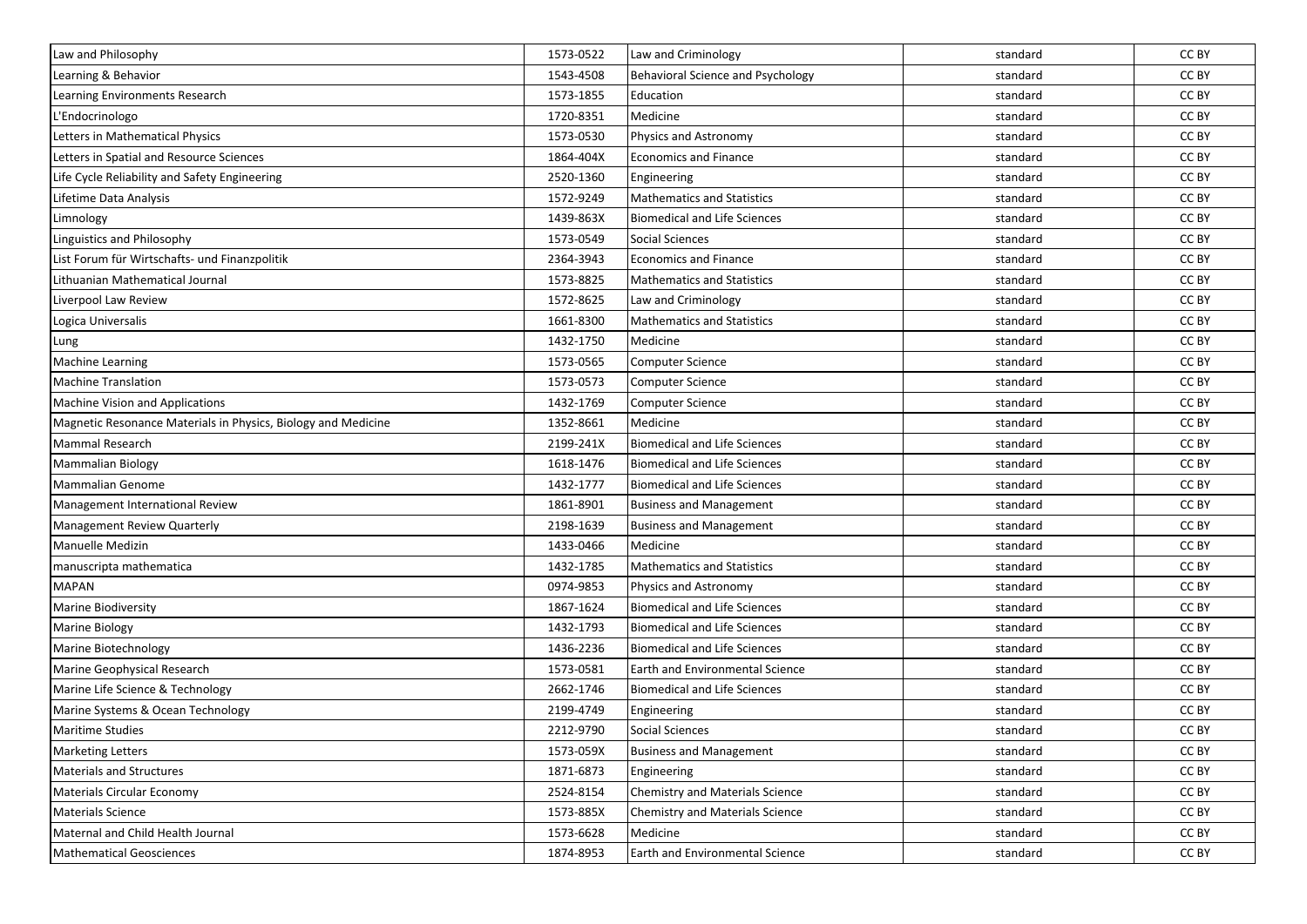| Law and Philosophy | 1573-0522 | Law and Criminology | standard | CC BY |
|---|---|---|---|---|
| Learning & Behavior | 1543-4508 | Behavioral Science and Psychology | standard | CC BY |
| Learning Environments Research | 1573-1855 | Education | standard | CC BY |
| L'Endocrinologo | 1720-8351 | Medicine | standard | CC BY |
| Letters in Mathematical Physics | 1573-0530 | Physics and Astronomy | standard | CC BY |
| Letters in Spatial and Resource Sciences | 1864-404X | Economics and Finance | standard | CC BY |
| Life Cycle Reliability and Safety Engineering | 2520-1360 | Engineering | standard | CC BY |
| Lifetime Data Analysis | 1572-9249 | Mathematics and Statistics | standard | CC BY |
| Limnology | 1439-863X | Biomedical and Life Sciences | standard | CC BY |
| Linguistics and Philosophy | 1573-0549 | Social Sciences | standard | CC BY |
| List Forum für Wirtschafts- und Finanzpolitik | 2364-3943 | Economics and Finance | standard | CC BY |
| Lithuanian Mathematical Journal | 1573-8825 | Mathematics and Statistics | standard | CC BY |
| Liverpool Law Review | 1572-8625 | Law and Criminology | standard | CC BY |
| Logica Universalis | 1661-8300 | Mathematics and Statistics | standard | CC BY |
| Lung | 1432-1750 | Medicine | standard | CC BY |
| Machine Learning | 1573-0565 | Computer Science | standard | CC BY |
| Machine Translation | 1573-0573 | Computer Science | standard | CC BY |
| Machine Vision and Applications | 1432-1769 | Computer Science | standard | CC BY |
| Magnetic Resonance Materials in Physics, Biology and Medicine | 1352-8661 | Medicine | standard | CC BY |
| Mammal Research | 2199-241X | Biomedical and Life Sciences | standard | CC BY |
| Mammalian Biology | 1618-1476 | Biomedical and Life Sciences | standard | CC BY |
| Mammalian Genome | 1432-1777 | Biomedical and Life Sciences | standard | CC BY |
| Management International Review | 1861-8901 | Business and Management | standard | CC BY |
| Management Review Quarterly | 2198-1639 | Business and Management | standard | CC BY |
| Manuelle Medizin | 1433-0466 | Medicine | standard | CC BY |
| manuscripta mathematica | 1432-1785 | Mathematics and Statistics | standard | CC BY |
| MAPAN | 0974-9853 | Physics and Astronomy | standard | CC BY |
| Marine Biodiversity | 1867-1624 | Biomedical and Life Sciences | standard | CC BY |
| Marine Biology | 1432-1793 | Biomedical and Life Sciences | standard | CC BY |
| Marine Biotechnology | 1436-2236 | Biomedical and Life Sciences | standard | CC BY |
| Marine Geophysical Research | 1573-0581 | Earth and Environmental Science | standard | CC BY |
| Marine Life Science & Technology | 2662-1746 | Biomedical and Life Sciences | standard | CC BY |
| Marine Systems & Ocean Technology | 2199-4749 | Engineering | standard | CC BY |
| Maritime Studies | 2212-9790 | Social Sciences | standard | CC BY |
| Marketing Letters | 1573-059X | Business and Management | standard | CC BY |
| Materials and Structures | 1871-6873 | Engineering | standard | CC BY |
| Materials Circular Economy | 2524-8154 | Chemistry and Materials Science | standard | CC BY |
| Materials Science | 1573-885X | Chemistry and Materials Science | standard | CC BY |
| Maternal and Child Health Journal | 1573-6628 | Medicine | standard | CC BY |
| Mathematical Geosciences | 1874-8953 | Earth and Environmental Science | standard | CC BY |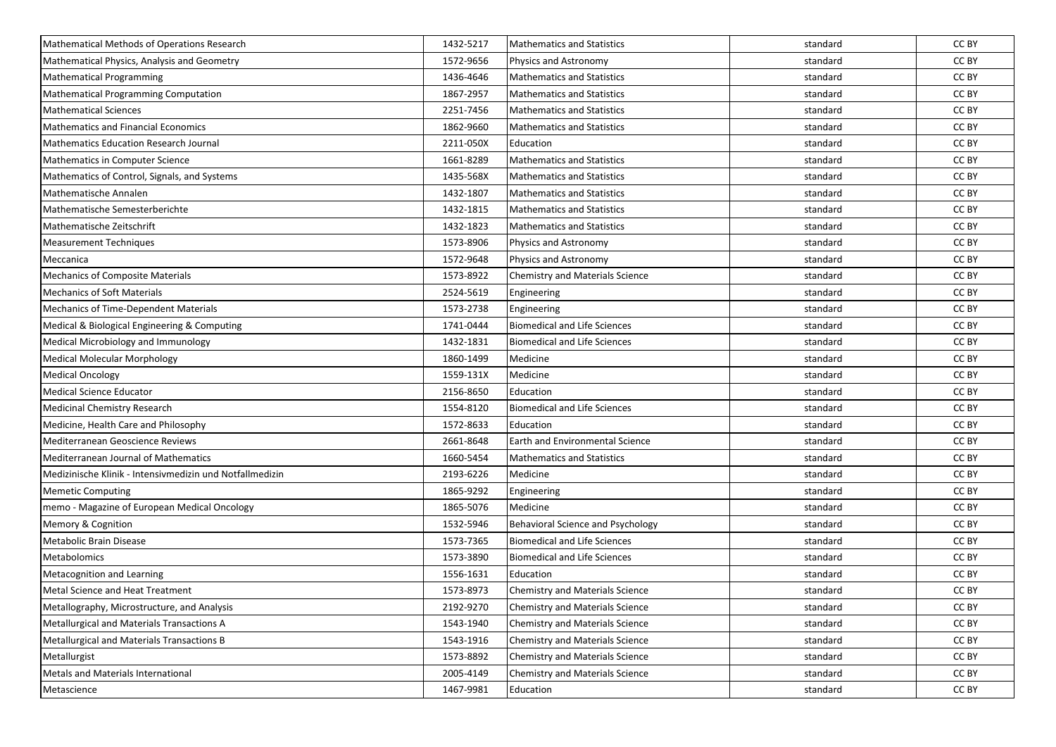| Mathematical Methods of Operations Research | 1432-5217 | Mathematics and Statistics | standard | CC BY |
|---|---|---|---|---|
| Mathematical Physics, Analysis and Geometry | 1572-9656 | Physics and Astronomy | standard | CC BY |
| Mathematical Programming | 1436-4646 | Mathematics and Statistics | standard | CC BY |
| Mathematical Programming Computation | 1867-2957 | Mathematics and Statistics | standard | CC BY |
| Mathematical Sciences | 2251-7456 | Mathematics and Statistics | standard | CC BY |
| Mathematics and Financial Economics | 1862-9660 | Mathematics and Statistics | standard | CC BY |
| Mathematics Education Research Journal | 2211-050X | Education | standard | CC BY |
| Mathematics in Computer Science | 1661-8289 | Mathematics and Statistics | standard | CC BY |
| Mathematics of Control, Signals, and Systems | 1435-568X | Mathematics and Statistics | standard | CC BY |
| Mathematische Annalen | 1432-1807 | Mathematics and Statistics | standard | CC BY |
| Mathematische Semesterberichte | 1432-1815 | Mathematics and Statistics | standard | CC BY |
| Mathematische Zeitschrift | 1432-1823 | Mathematics and Statistics | standard | CC BY |
| Measurement Techniques | 1573-8906 | Physics and Astronomy | standard | CC BY |
| Meccanica | 1572-9648 | Physics and Astronomy | standard | CC BY |
| Mechanics of Composite Materials | 1573-8922 | Chemistry and Materials Science | standard | CC BY |
| Mechanics of Soft Materials | 2524-5619 | Engineering | standard | CC BY |
| Mechanics of Time-Dependent Materials | 1573-2738 | Engineering | standard | CC BY |
| Medical & Biological Engineering & Computing | 1741-0444 | Biomedical and Life Sciences | standard | CC BY |
| Medical Microbiology and Immunology | 1432-1831 | Biomedical and Life Sciences | standard | CC BY |
| Medical Molecular Morphology | 1860-1499 | Medicine | standard | CC BY |
| Medical Oncology | 1559-131X | Medicine | standard | CC BY |
| Medical Science Educator | 2156-8650 | Education | standard | CC BY |
| Medicinal Chemistry Research | 1554-8120 | Biomedical and Life Sciences | standard | CC BY |
| Medicine, Health Care and Philosophy | 1572-8633 | Education | standard | CC BY |
| Mediterranean Geoscience Reviews | 2661-8648 | Earth and Environmental Science | standard | CC BY |
| Mediterranean Journal of Mathematics | 1660-5454 | Mathematics and Statistics | standard | CC BY |
| Medizinische Klinik - Intensivmedizin und Notfallmedizin | 2193-6226 | Medicine | standard | CC BY |
| Memetic Computing | 1865-9292 | Engineering | standard | CC BY |
| memo - Magazine of European Medical Oncology | 1865-5076 | Medicine | standard | CC BY |
| Memory & Cognition | 1532-5946 | Behavioral Science and Psychology | standard | CC BY |
| Metabolic Brain Disease | 1573-7365 | Biomedical and Life Sciences | standard | CC BY |
| Metabolomics | 1573-3890 | Biomedical and Life Sciences | standard | CC BY |
| Metacognition and Learning | 1556-1631 | Education | standard | CC BY |
| Metal Science and Heat Treatment | 1573-8973 | Chemistry and Materials Science | standard | CC BY |
| Metallography, Microstructure, and Analysis | 2192-9270 | Chemistry and Materials Science | standard | CC BY |
| Metallurgical and Materials Transactions A | 1543-1940 | Chemistry and Materials Science | standard | CC BY |
| Metallurgical and Materials Transactions B | 1543-1916 | Chemistry and Materials Science | standard | CC BY |
| Metallurgist | 1573-8892 | Chemistry and Materials Science | standard | CC BY |
| Metals and Materials International | 2005-4149 | Chemistry and Materials Science | standard | CC BY |
| Metascience | 1467-9981 | Education | standard | CC BY |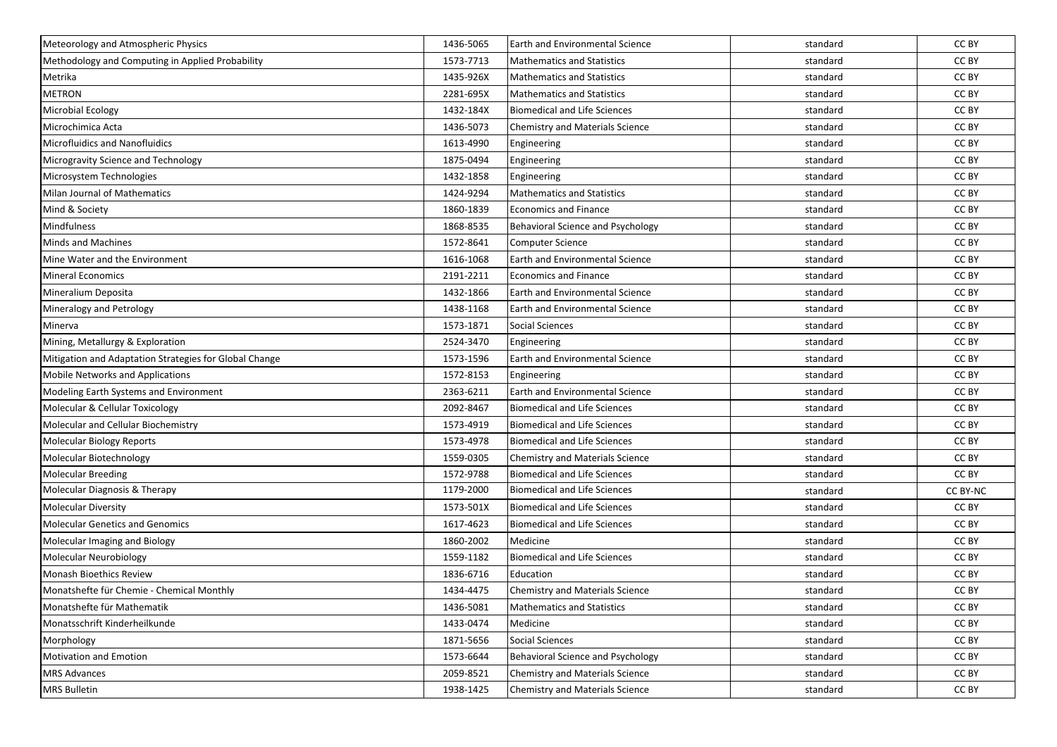| Meteorology and Atmospheric Physics | 1436-5065 | Earth and Environmental Science | standard | CC BY |
|---|---|---|---|---|
| Methodology and Computing in Applied Probability | 1573-7713 | Mathematics and Statistics | standard | CC BY |
| Metrika | 1435-926X | Mathematics and Statistics | standard | CC BY |
| METRON | 2281-695X | Mathematics and Statistics | standard | CC BY |
| Microbial Ecology | 1432-184X | Biomedical and Life Sciences | standard | CC BY |
| Microchimica Acta | 1436-5073 | Chemistry and Materials Science | standard | CC BY |
| Microfluidics and Nanofluidics | 1613-4990 | Engineering | standard | CC BY |
| Microgravity Science and Technology | 1875-0494 | Engineering | standard | CC BY |
| Microsystem Technologies | 1432-1858 | Engineering | standard | CC BY |
| Milan Journal of Mathematics | 1424-9294 | Mathematics and Statistics | standard | CC BY |
| Mind & Society | 1860-1839 | Economics and Finance | standard | CC BY |
| Mindfulness | 1868-8535 | Behavioral Science and Psychology | standard | CC BY |
| Minds and Machines | 1572-8641 | Computer Science | standard | CC BY |
| Mine Water and the Environment | 1616-1068 | Earth and Environmental Science | standard | CC BY |
| Mineral Economics | 2191-2211 | Economics and Finance | standard | CC BY |
| Mineralium Deposita | 1432-1866 | Earth and Environmental Science | standard | CC BY |
| Mineralogy and Petrology | 1438-1168 | Earth and Environmental Science | standard | CC BY |
| Minerva | 1573-1871 | Social Sciences | standard | CC BY |
| Mining, Metallurgy & Exploration | 2524-3470 | Engineering | standard | CC BY |
| Mitigation and Adaptation Strategies for Global Change | 1573-1596 | Earth and Environmental Science | standard | CC BY |
| Mobile Networks and Applications | 1572-8153 | Engineering | standard | CC BY |
| Modeling Earth Systems and Environment | 2363-6211 | Earth and Environmental Science | standard | CC BY |
| Molecular & Cellular Toxicology | 2092-8467 | Biomedical and Life Sciences | standard | CC BY |
| Molecular and Cellular Biochemistry | 1573-4919 | Biomedical and Life Sciences | standard | CC BY |
| Molecular Biology Reports | 1573-4978 | Biomedical and Life Sciences | standard | CC BY |
| Molecular Biotechnology | 1559-0305 | Chemistry and Materials Science | standard | CC BY |
| Molecular Breeding | 1572-9788 | Biomedical and Life Sciences | standard | CC BY |
| Molecular Diagnosis & Therapy | 1179-2000 | Biomedical and Life Sciences | standard | CC BY-NC |
| Molecular Diversity | 1573-501X | Biomedical and Life Sciences | standard | CC BY |
| Molecular Genetics and Genomics | 1617-4623 | Biomedical and Life Sciences | standard | CC BY |
| Molecular Imaging and Biology | 1860-2002 | Medicine | standard | CC BY |
| Molecular Neurobiology | 1559-1182 | Biomedical and Life Sciences | standard | CC BY |
| Monash Bioethics Review | 1836-6716 | Education | standard | CC BY |
| Monatshefte für Chemie - Chemical Monthly | 1434-4475 | Chemistry and Materials Science | standard | CC BY |
| Monatshefte für Mathematik | 1436-5081 | Mathematics and Statistics | standard | CC BY |
| Monatsschrift Kinderheilkunde | 1433-0474 | Medicine | standard | CC BY |
| Morphology | 1871-5656 | Social Sciences | standard | CC BY |
| Motivation and Emotion | 1573-6644 | Behavioral Science and Psychology | standard | CC BY |
| MRS Advances | 2059-8521 | Chemistry and Materials Science | standard | CC BY |
| MRS Bulletin | 1938-1425 | Chemistry and Materials Science | standard | CC BY |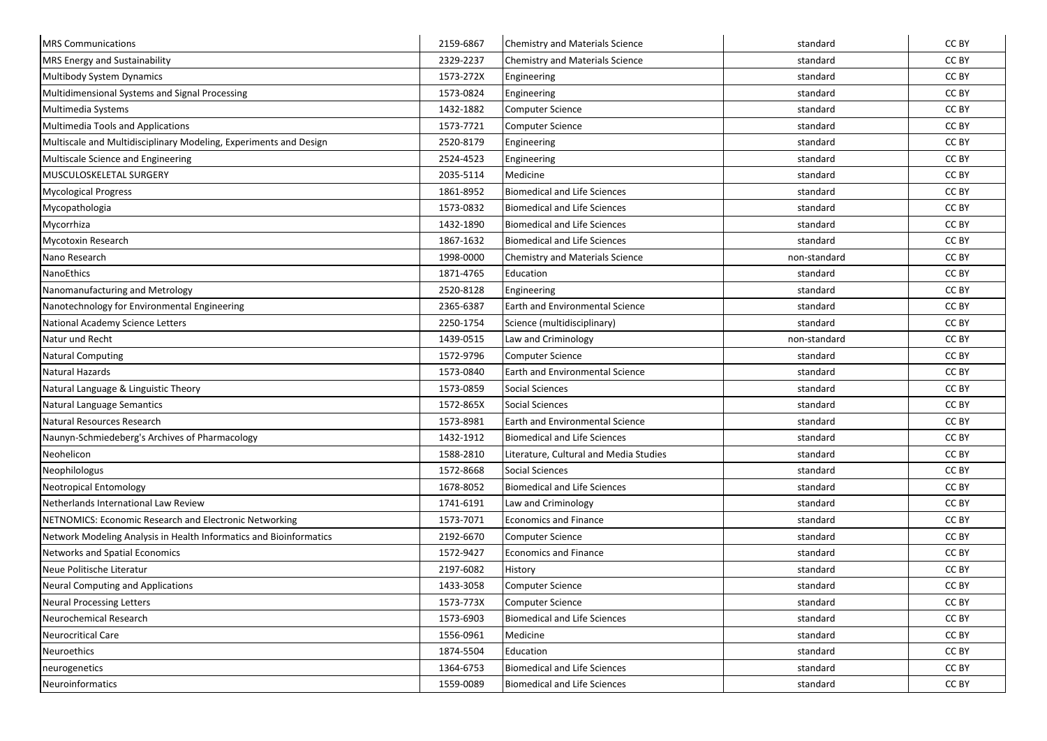| | | | | |
|---|---|---|---|---|
| MRS Communications | 2159-6867 | Chemistry and Materials Science | standard | CC BY |
| MRS Energy and Sustainability | 2329-2237 | Chemistry and Materials Science | standard | CC BY |
| Multibody System Dynamics | 1573-272X | Engineering | standard | CC BY |
| Multidimensional Systems and Signal Processing | 1573-0824 | Engineering | standard | CC BY |
| Multimedia Systems | 1432-1882 | Computer Science | standard | CC BY |
| Multimedia Tools and Applications | 1573-7721 | Computer Science | standard | CC BY |
| Multiscale and Multidisciplinary Modeling, Experiments and Design | 2520-8179 | Engineering | standard | CC BY |
| Multiscale Science and Engineering | 2524-4523 | Engineering | standard | CC BY |
| MUSCULOSKELETAL SURGERY | 2035-5114 | Medicine | standard | CC BY |
| Mycological Progress | 1861-8952 | Biomedical and Life Sciences | standard | CC BY |
| Mycopathologia | 1573-0832 | Biomedical and Life Sciences | standard | CC BY |
| Mycorrhiza | 1432-1890 | Biomedical and Life Sciences | standard | CC BY |
| Mycotoxin Research | 1867-1632 | Biomedical and Life Sciences | standard | CC BY |
| Nano Research | 1998-0000 | Chemistry and Materials Science | non-standard | CC BY |
| NanoEthics | 1871-4765 | Education | standard | CC BY |
| Nanomanufacturing and Metrology | 2520-8128 | Engineering | standard | CC BY |
| Nanotechnology for Environmental Engineering | 2365-6387 | Earth and Environmental Science | standard | CC BY |
| National Academy Science Letters | 2250-1754 | Science (multidisciplinary) | standard | CC BY |
| Natur und Recht | 1439-0515 | Law and Criminology | non-standard | CC BY |
| Natural Computing | 1572-9796 | Computer Science | standard | CC BY |
| Natural Hazards | 1573-0840 | Earth and Environmental Science | standard | CC BY |
| Natural Language & Linguistic Theory | 1573-0859 | Social Sciences | standard | CC BY |
| Natural Language Semantics | 1572-865X | Social Sciences | standard | CC BY |
| Natural Resources Research | 1573-8981 | Earth and Environmental Science | standard | CC BY |
| Naunyn-Schmiedeberg's Archives of Pharmacology | 1432-1912 | Biomedical and Life Sciences | standard | CC BY |
| Neohelicon | 1588-2810 | Literature, Cultural and Media Studies | standard | CC BY |
| Neophilologus | 1572-8668 | Social Sciences | standard | CC BY |
| Neotropical Entomology | 1678-8052 | Biomedical and Life Sciences | standard | CC BY |
| Netherlands International Law Review | 1741-6191 | Law and Criminology | standard | CC BY |
| NETNOMICS: Economic Research and Electronic Networking | 1573-7071 | Economics and Finance | standard | CC BY |
| Network Modeling Analysis in Health Informatics and Bioinformatics | 2192-6670 | Computer Science | standard | CC BY |
| Networks and Spatial Economics | 1572-9427 | Economics and Finance | standard | CC BY |
| Neue Politische Literatur | 2197-6082 | History | standard | CC BY |
| Neural Computing and Applications | 1433-3058 | Computer Science | standard | CC BY |
| Neural Processing Letters | 1573-773X | Computer Science | standard | CC BY |
| Neurochemical Research | 1573-6903 | Biomedical and Life Sciences | standard | CC BY |
| Neurocritical Care | 1556-0961 | Medicine | standard | CC BY |
| Neuroethics | 1874-5504 | Education | standard | CC BY |
| neurogenetics | 1364-6753 | Biomedical and Life Sciences | standard | CC BY |
| Neuroinformatics | 1559-0089 | Biomedical and Life Sciences | standard | CC BY |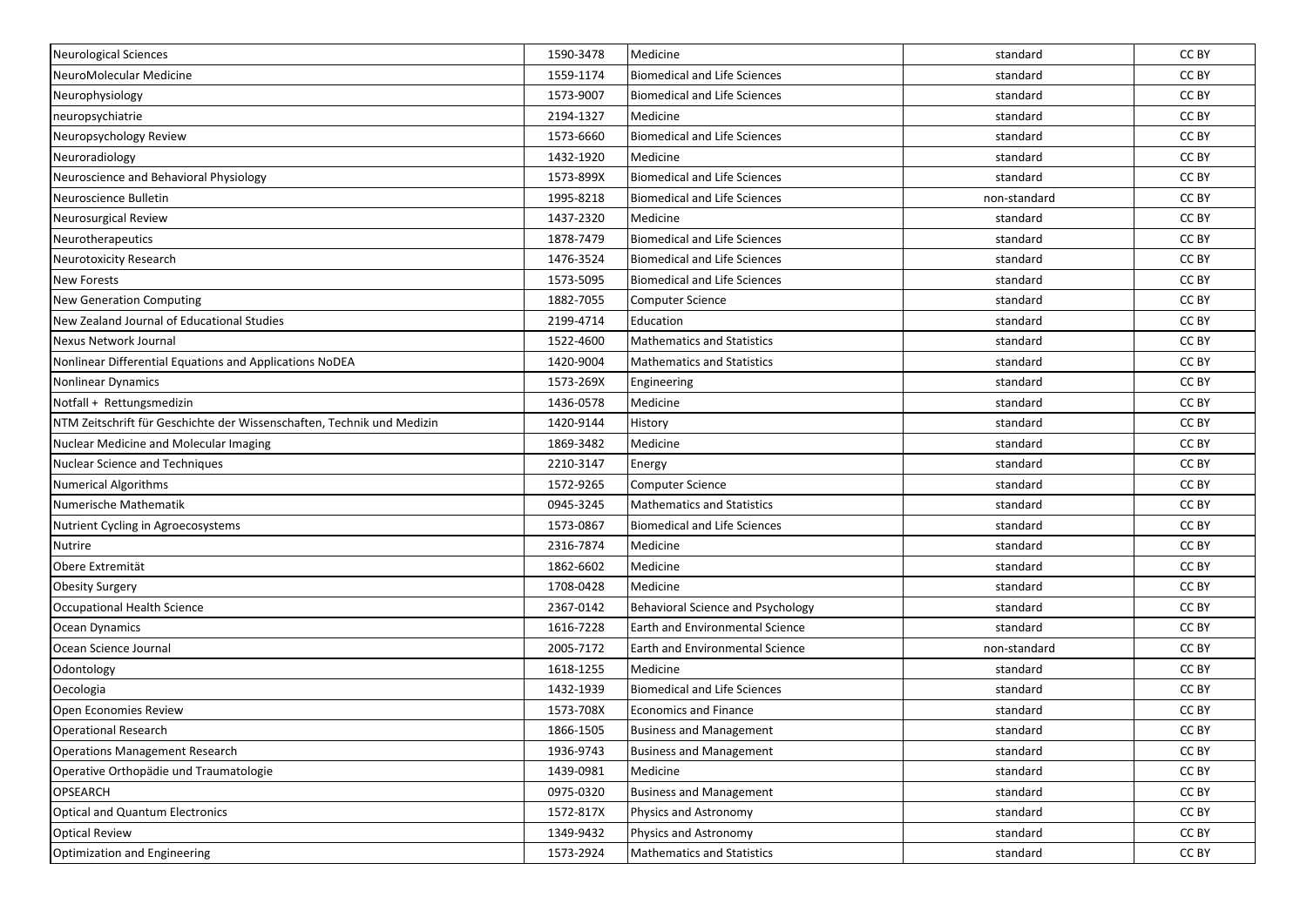| | | | | |
|---|---|---|---|---|
| Neurological Sciences | 1590-3478 | Medicine | standard | CC BY |
| NeuroMolecular Medicine | 1559-1174 | Biomedical and Life Sciences | standard | CC BY |
| Neurophysiology | 1573-9007 | Biomedical and Life Sciences | standard | CC BY |
| neuropsychiatrie | 2194-1327 | Medicine | standard | CC BY |
| Neuropsychology Review | 1573-6660 | Biomedical and Life Sciences | standard | CC BY |
| Neuroradiology | 1432-1920 | Medicine | standard | CC BY |
| Neuroscience and Behavioral Physiology | 1573-899X | Biomedical and Life Sciences | standard | CC BY |
| Neuroscience Bulletin | 1995-8218 | Biomedical and Life Sciences | non-standard | CC BY |
| Neurosurgical Review | 1437-2320 | Medicine | standard | CC BY |
| Neurotherapeutics | 1878-7479 | Biomedical and Life Sciences | standard | CC BY |
| Neurotoxicity Research | 1476-3524 | Biomedical and Life Sciences | standard | CC BY |
| New Forests | 1573-5095 | Biomedical and Life Sciences | standard | CC BY |
| New Generation Computing | 1882-7055 | Computer Science | standard | CC BY |
| New Zealand Journal of Educational Studies | 2199-4714 | Education | standard | CC BY |
| Nexus Network Journal | 1522-4600 | Mathematics and Statistics | standard | CC BY |
| Nonlinear Differential Equations and Applications NoDEA | 1420-9004 | Mathematics and Statistics | standard | CC BY |
| Nonlinear Dynamics | 1573-269X | Engineering | standard | CC BY |
| Notfall + Rettungsmedizin | 1436-0578 | Medicine | standard | CC BY |
| NTM Zeitschrift für Geschichte der Wissenschaften, Technik und Medizin | 1420-9144 | History | standard | CC BY |
| Nuclear Medicine and Molecular Imaging | 1869-3482 | Medicine | standard | CC BY |
| Nuclear Science and Techniques | 2210-3147 | Energy | standard | CC BY |
| Numerical Algorithms | 1572-9265 | Computer Science | standard | CC BY |
| Numerische Mathematik | 0945-3245 | Mathematics and Statistics | standard | CC BY |
| Nutrient Cycling in Agroecosystems | 1573-0867 | Biomedical and Life Sciences | standard | CC BY |
| Nutrire | 2316-7874 | Medicine | standard | CC BY |
| Obere Extremität | 1862-6602 | Medicine | standard | CC BY |
| Obesity Surgery | 1708-0428 | Medicine | standard | CC BY |
| Occupational Health Science | 2367-0142 | Behavioral Science and Psychology | standard | CC BY |
| Ocean Dynamics | 1616-7228 | Earth and Environmental Science | standard | CC BY |
| Ocean Science Journal | 2005-7172 | Earth and Environmental Science | non-standard | CC BY |
| Odontology | 1618-1255 | Medicine | standard | CC BY |
| Oecologia | 1432-1939 | Biomedical and Life Sciences | standard | CC BY |
| Open Economies Review | 1573-708X | Economics and Finance | standard | CC BY |
| Operational Research | 1866-1505 | Business and Management | standard | CC BY |
| Operations Management Research | 1936-9743 | Business and Management | standard | CC BY |
| Operative Orthopädie und Traumatologie | 1439-0981 | Medicine | standard | CC BY |
| OPSEARCH | 0975-0320 | Business and Management | standard | CC BY |
| Optical and Quantum Electronics | 1572-817X | Physics and Astronomy | standard | CC BY |
| Optical Review | 1349-9432 | Physics and Astronomy | standard | CC BY |
| Optimization and Engineering | 1573-2924 | Mathematics and Statistics | standard | CC BY |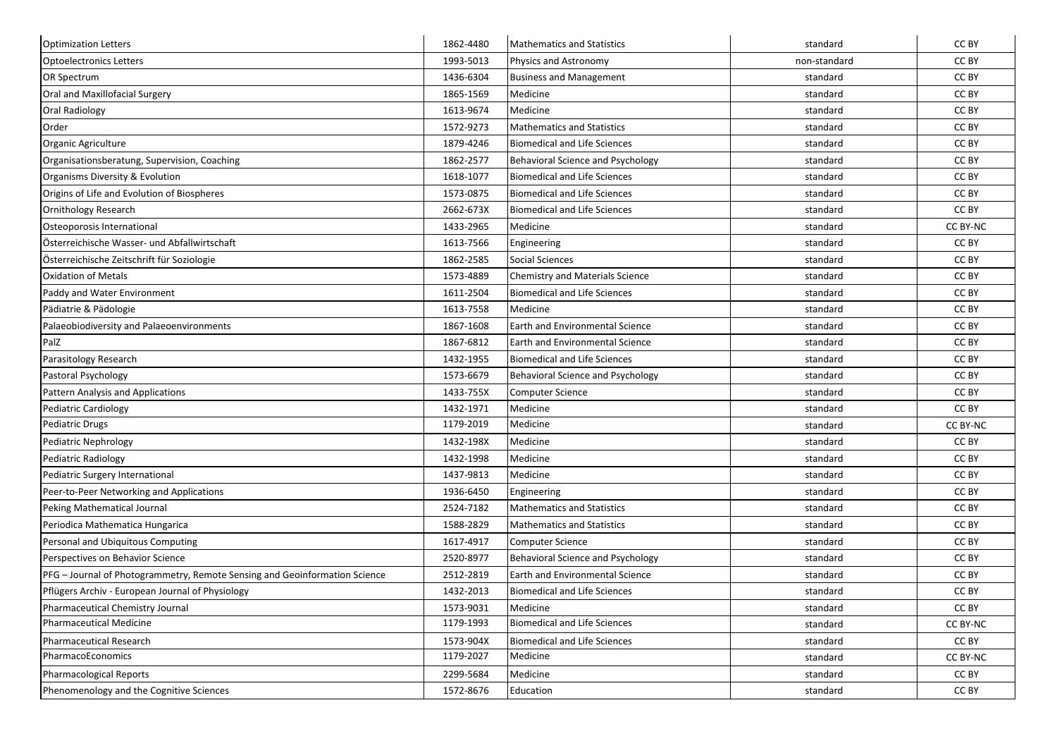| Optimization Letters | 1862-4480 | Mathematics and Statistics | standard | CC BY |
|---|---|---|---|---|
| Optoelectronics Letters | 1993-5013 | Physics and Astronomy | non-standard | CC BY |
| OR Spectrum | 1436-6304 | Business and Management | standard | CC BY |
| Oral and Maxillofacial Surgery | 1865-1569 | Medicine | standard | CC BY |
| Oral Radiology | 1613-9674 | Medicine | standard | CC BY |
| Order | 1572-9273 | Mathematics and Statistics | standard | CC BY |
| Organic Agriculture | 1879-4246 | Biomedical and Life Sciences | standard | CC BY |
| Organisationsberatung, Supervision, Coaching | 1862-2577 | Behavioral Science and Psychology | standard | CC BY |
| Organisms Diversity & Evolution | 1618-1077 | Biomedical and Life Sciences | standard | CC BY |
| Origins of Life and Evolution of Biospheres | 1573-0875 | Biomedical and Life Sciences | standard | CC BY |
| Ornithology Research | 2662-673X | Biomedical and Life Sciences | standard | CC BY |
| Osteoporosis International | 1433-2965 | Medicine | standard | CC BY-NC |
| Österreichische Wasser- und Abfallwirtschaft | 1613-7566 | Engineering | standard | CC BY |
| Österreichische Zeitschrift für Soziologie | 1862-2585 | Social Sciences | standard | CC BY |
| Oxidation of Metals | 1573-4889 | Chemistry and Materials Science | standard | CC BY |
| Paddy and Water Environment | 1611-2504 | Biomedical and Life Sciences | standard | CC BY |
| Pädiatrie & Pädologie | 1613-7558 | Medicine | standard | CC BY |
| Palaeobiodiversity and Palaeoenvironments | 1867-1608 | Earth and Environmental Science | standard | CC BY |
| PalZ | 1867-6812 | Earth and Environmental Science | standard | CC BY |
| Parasitology Research | 1432-1955 | Biomedical and Life Sciences | standard | CC BY |
| Pastoral Psychology | 1573-6679 | Behavioral Science and Psychology | standard | CC BY |
| Pattern Analysis and Applications | 1433-755X | Computer Science | standard | CC BY |
| Pediatric Cardiology | 1432-1971 | Medicine | standard | CC BY |
| Pediatric Drugs | 1179-2019 | Medicine | standard | CC BY-NC |
| Pediatric Nephrology | 1432-198X | Medicine | standard | CC BY |
| Pediatric Radiology | 1432-1998 | Medicine | standard | CC BY |
| Pediatric Surgery International | 1437-9813 | Medicine | standard | CC BY |
| Peer-to-Peer Networking and Applications | 1936-6450 | Engineering | standard | CC BY |
| Peking Mathematical Journal | 2524-7182 | Mathematics and Statistics | standard | CC BY |
| Periodica Mathematica Hungarica | 1588-2829 | Mathematics and Statistics | standard | CC BY |
| Personal and Ubiquitous Computing | 1617-4917 | Computer Science | standard | CC BY |
| Perspectives on Behavior Science | 2520-8977 | Behavioral Science and Psychology | standard | CC BY |
| PFG – Journal of Photogrammetry, Remote Sensing and Geoinformation Science | 2512-2819 | Earth and Environmental Science | standard | CC BY |
| Pflügers Archiv - European Journal of Physiology | 1432-2013 | Biomedical and Life Sciences | standard | CC BY |
| Pharmaceutical Chemistry Journal | 1573-9031 | Medicine | standard | CC BY |
| Pharmaceutical Medicine | 1179-1993 | Biomedical and Life Sciences | standard | CC BY-NC |
| Pharmaceutical Research | 1573-904X | Biomedical and Life Sciences | standard | CC BY |
| PharmacoEconomics | 1179-2027 | Medicine | standard | CC BY-NC |
| Pharmacological Reports | 2299-5684 | Medicine | standard | CC BY |
| Phenomenology and the Cognitive Sciences | 1572-8676 | Education | standard | CC BY |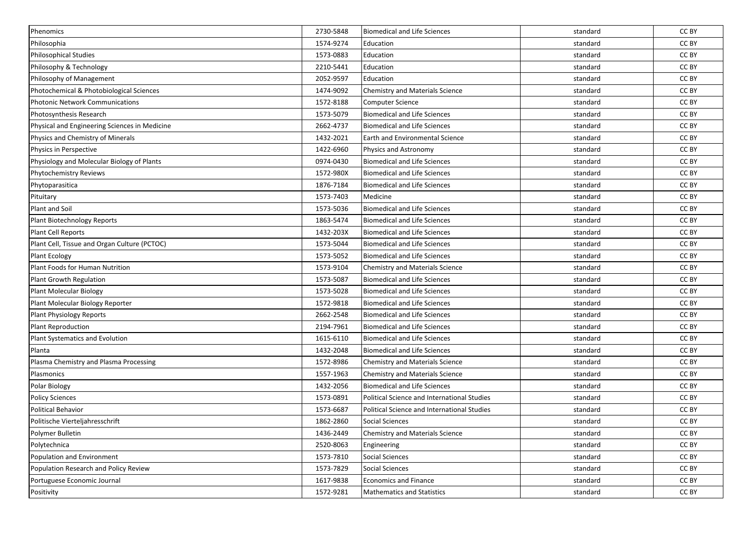| | | | | |
|---|---|---|---|---|
| Phenomics | 2730-5848 | Biomedical and Life Sciences | standard | CC BY |
| Philosophia | 1574-9274 | Education | standard | CC BY |
| Philosophical Studies | 1573-0883 | Education | standard | CC BY |
| Philosophy & Technology | 2210-5441 | Education | standard | CC BY |
| Philosophy of Management | 2052-9597 | Education | standard | CC BY |
| Photochemical & Photobiological Sciences | 1474-9092 | Chemistry and Materials Science | standard | CC BY |
| Photonic Network Communications | 1572-8188 | Computer Science | standard | CC BY |
| Photosynthesis Research | 1573-5079 | Biomedical and Life Sciences | standard | CC BY |
| Physical and Engineering Sciences in Medicine | 2662-4737 | Biomedical and Life Sciences | standard | CC BY |
| Physics and Chemistry of Minerals | 1432-2021 | Earth and Environmental Science | standard | CC BY |
| Physics in Perspective | 1422-6960 | Physics and Astronomy | standard | CC BY |
| Physiology and Molecular Biology of Plants | 0974-0430 | Biomedical and Life Sciences | standard | CC BY |
| Phytochemistry Reviews | 1572-980X | Biomedical and Life Sciences | standard | CC BY |
| Phytoparasitica | 1876-7184 | Biomedical and Life Sciences | standard | CC BY |
| Pituitary | 1573-7403 | Medicine | standard | CC BY |
| Plant and Soil | 1573-5036 | Biomedical and Life Sciences | standard | CC BY |
| Plant Biotechnology Reports | 1863-5474 | Biomedical and Life Sciences | standard | CC BY |
| Plant Cell Reports | 1432-203X | Biomedical and Life Sciences | standard | CC BY |
| Plant Cell, Tissue and Organ Culture (PCTOC) | 1573-5044 | Biomedical and Life Sciences | standard | CC BY |
| Plant Ecology | 1573-5052 | Biomedical and Life Sciences | standard | CC BY |
| Plant Foods for Human Nutrition | 1573-9104 | Chemistry and Materials Science | standard | CC BY |
| Plant Growth Regulation | 1573-5087 | Biomedical and Life Sciences | standard | CC BY |
| Plant Molecular Biology | 1573-5028 | Biomedical and Life Sciences | standard | CC BY |
| Plant Molecular Biology Reporter | 1572-9818 | Biomedical and Life Sciences | standard | CC BY |
| Plant Physiology Reports | 2662-2548 | Biomedical and Life Sciences | standard | CC BY |
| Plant Reproduction | 2194-7961 | Biomedical and Life Sciences | standard | CC BY |
| Plant Systematics and Evolution | 1615-6110 | Biomedical and Life Sciences | standard | CC BY |
| Planta | 1432-2048 | Biomedical and Life Sciences | standard | CC BY |
| Plasma Chemistry and Plasma Processing | 1572-8986 | Chemistry and Materials Science | standard | CC BY |
| Plasmonics | 1557-1963 | Chemistry and Materials Science | standard | CC BY |
| Polar Biology | 1432-2056 | Biomedical and Life Sciences | standard | CC BY |
| Policy Sciences | 1573-0891 | Political Science and International Studies | standard | CC BY |
| Political Behavior | 1573-6687 | Political Science and International Studies | standard | CC BY |
| Politische Vierteljahresschrift | 1862-2860 | Social Sciences | standard | CC BY |
| Polymer Bulletin | 1436-2449 | Chemistry and Materials Science | standard | CC BY |
| Polytechnica | 2520-8063 | Engineering | standard | CC BY |
| Population and Environment | 1573-7810 | Social Sciences | standard | CC BY |
| Population Research and Policy Review | 1573-7829 | Social Sciences | standard | CC BY |
| Portuguese Economic Journal | 1617-9838 | Economics and Finance | standard | CC BY |
| Positivity | 1572-9281 | Mathematics and Statistics | standard | CC BY |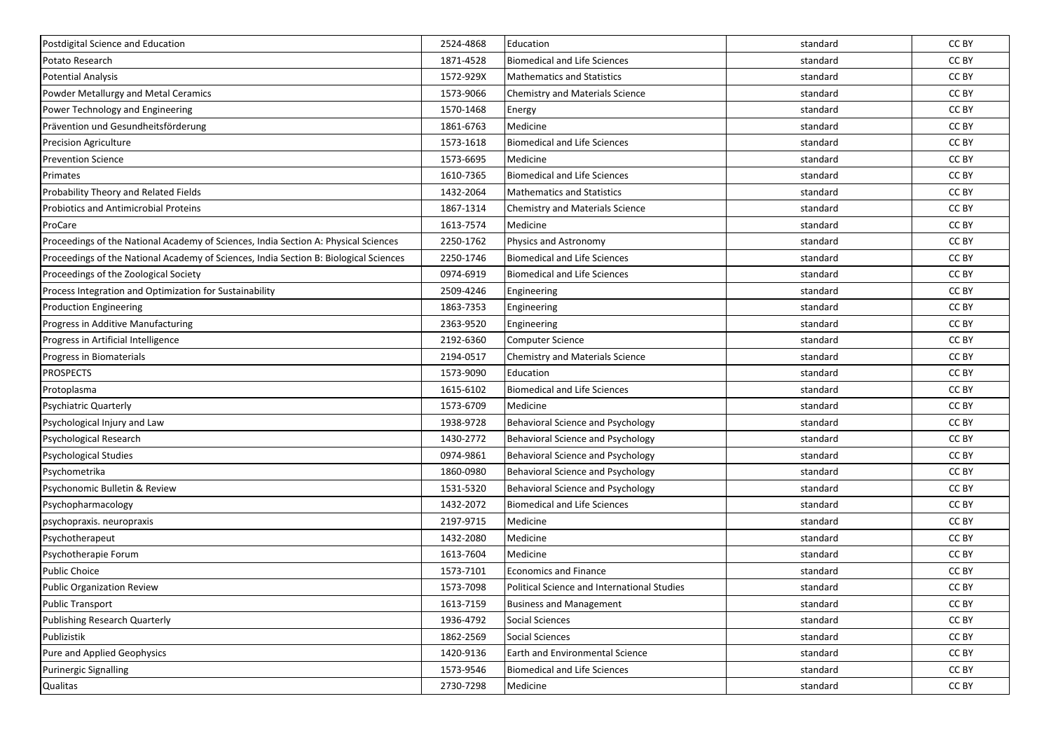| | | | | |
|---|---|---|---|---|
| Postdigital Science and Education | 2524-4868 | Education | standard | CC BY |
| Potato Research | 1871-4528 | Biomedical and Life Sciences | standard | CC BY |
| Potential Analysis | 1572-929X | Mathematics and Statistics | standard | CC BY |
| Powder Metallurgy and Metal Ceramics | 1573-9066 | Chemistry and Materials Science | standard | CC BY |
| Power Technology and Engineering | 1570-1468 | Energy | standard | CC BY |
| Prävention und Gesundheitsförderung | 1861-6763 | Medicine | standard | CC BY |
| Precision Agriculture | 1573-1618 | Biomedical and Life Sciences | standard | CC BY |
| Prevention Science | 1573-6695 | Medicine | standard | CC BY |
| Primates | 1610-7365 | Biomedical and Life Sciences | standard | CC BY |
| Probability Theory and Related Fields | 1432-2064 | Mathematics and Statistics | standard | CC BY |
| Probiotics and Antimicrobial Proteins | 1867-1314 | Chemistry and Materials Science | standard | CC BY |
| ProCare | 1613-7574 | Medicine | standard | CC BY |
| Proceedings of the National Academy of Sciences, India Section A: Physical Sciences | 2250-1762 | Physics and Astronomy | standard | CC BY |
| Proceedings of the National Academy of Sciences, India Section B: Biological Sciences | 2250-1746 | Biomedical and Life Sciences | standard | CC BY |
| Proceedings of the Zoological Society | 0974-6919 | Biomedical and Life Sciences | standard | CC BY |
| Process Integration and Optimization for Sustainability | 2509-4246 | Engineering | standard | CC BY |
| Production Engineering | 1863-7353 | Engineering | standard | CC BY |
| Progress in Additive Manufacturing | 2363-9520 | Engineering | standard | CC BY |
| Progress in Artificial Intelligence | 2192-6360 | Computer Science | standard | CC BY |
| Progress in Biomaterials | 2194-0517 | Chemistry and Materials Science | standard | CC BY |
| PROSPECTS | 1573-9090 | Education | standard | CC BY |
| Protoplasma | 1615-6102 | Biomedical and Life Sciences | standard | CC BY |
| Psychiatric Quarterly | 1573-6709 | Medicine | standard | CC BY |
| Psychological Injury and Law | 1938-9728 | Behavioral Science and Psychology | standard | CC BY |
| Psychological Research | 1430-2772 | Behavioral Science and Psychology | standard | CC BY |
| Psychological Studies | 0974-9861 | Behavioral Science and Psychology | standard | CC BY |
| Psychometrika | 1860-0980 | Behavioral Science and Psychology | standard | CC BY |
| Psychonomic Bulletin & Review | 1531-5320 | Behavioral Science and Psychology | standard | CC BY |
| Psychopharmacology | 1432-2072 | Biomedical and Life Sciences | standard | CC BY |
| psychopraxis. neuropraxis | 2197-9715 | Medicine | standard | CC BY |
| Psychotherapeut | 1432-2080 | Medicine | standard | CC BY |
| Psychotherapie Forum | 1613-7604 | Medicine | standard | CC BY |
| Public Choice | 1573-7101 | Economics and Finance | standard | CC BY |
| Public Organization Review | 1573-7098 | Political Science and International Studies | standard | CC BY |
| Public Transport | 1613-7159 | Business and Management | standard | CC BY |
| Publishing Research Quarterly | 1936-4792 | Social Sciences | standard | CC BY |
| Publizistik | 1862-2569 | Social Sciences | standard | CC BY |
| Pure and Applied Geophysics | 1420-9136 | Earth and Environmental Science | standard | CC BY |
| Purinergic Signalling | 1573-9546 | Biomedical and Life Sciences | standard | CC BY |
| Qualitas | 2730-7298 | Medicine | standard | CC BY |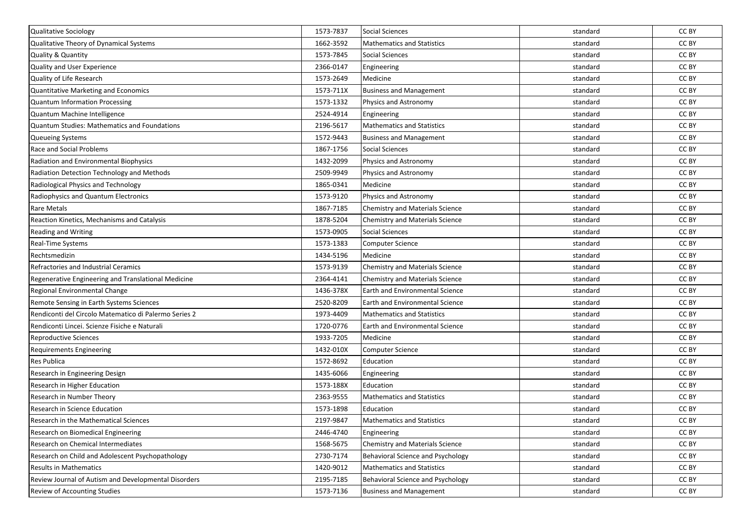| | | | | |
|---|---|---|---|---|
| Qualitative Sociology | 1573-7837 | Social Sciences | standard | CC BY |
| Qualitative Theory of Dynamical Systems | 1662-3592 | Mathematics and Statistics | standard | CC BY |
| Quality & Quantity | 1573-7845 | Social Sciences | standard | CC BY |
| Quality and User Experience | 2366-0147 | Engineering | standard | CC BY |
| Quality of Life Research | 1573-2649 | Medicine | standard | CC BY |
| Quantitative Marketing and Economics | 1573-711X | Business and Management | standard | CC BY |
| Quantum Information Processing | 1573-1332 | Physics and Astronomy | standard | CC BY |
| Quantum Machine Intelligence | 2524-4914 | Engineering | standard | CC BY |
| Quantum Studies: Mathematics and Foundations | 2196-5617 | Mathematics and Statistics | standard | CC BY |
| Queueing Systems | 1572-9443 | Business and Management | standard | CC BY |
| Race and Social Problems | 1867-1756 | Social Sciences | standard | CC BY |
| Radiation and Environmental Biophysics | 1432-2099 | Physics and Astronomy | standard | CC BY |
| Radiation Detection Technology and Methods | 2509-9949 | Physics and Astronomy | standard | CC BY |
| Radiological Physics and Technology | 1865-0341 | Medicine | standard | CC BY |
| Radiophysics and Quantum Electronics | 1573-9120 | Physics and Astronomy | standard | CC BY |
| Rare Metals | 1867-7185 | Chemistry and Materials Science | standard | CC BY |
| Reaction Kinetics, Mechanisms and Catalysis | 1878-5204 | Chemistry and Materials Science | standard | CC BY |
| Reading and Writing | 1573-0905 | Social Sciences | standard | CC BY |
| Real-Time Systems | 1573-1383 | Computer Science | standard | CC BY |
| Rechtsmedizin | 1434-5196 | Medicine | standard | CC BY |
| Refractories and Industrial Ceramics | 1573-9139 | Chemistry and Materials Science | standard | CC BY |
| Regenerative Engineering and Translational Medicine | 2364-4141 | Chemistry and Materials Science | standard | CC BY |
| Regional Environmental Change | 1436-378X | Earth and Environmental Science | standard | CC BY |
| Remote Sensing in Earth Systems Sciences | 2520-8209 | Earth and Environmental Science | standard | CC BY |
| Rendiconti del Circolo Matematico di Palermo Series 2 | 1973-4409 | Mathematics and Statistics | standard | CC BY |
| Rendiconti Lincei. Scienze Fisiche e Naturali | 1720-0776 | Earth and Environmental Science | standard | CC BY |
| Reproductive Sciences | 1933-7205 | Medicine | standard | CC BY |
| Requirements Engineering | 1432-010X | Computer Science | standard | CC BY |
| Res Publica | 1572-8692 | Education | standard | CC BY |
| Research in Engineering Design | 1435-6066 | Engineering | standard | CC BY |
| Research in Higher Education | 1573-188X | Education | standard | CC BY |
| Research in Number Theory | 2363-9555 | Mathematics and Statistics | standard | CC BY |
| Research in Science Education | 1573-1898 | Education | standard | CC BY |
| Research in the Mathematical Sciences | 2197-9847 | Mathematics and Statistics | standard | CC BY |
| Research on Biomedical Engineering | 2446-4740 | Engineering | standard | CC BY |
| Research on Chemical Intermediates | 1568-5675 | Chemistry and Materials Science | standard | CC BY |
| Research on Child and Adolescent Psychopathology | 2730-7174 | Behavioral Science and Psychology | standard | CC BY |
| Results in Mathematics | 1420-9012 | Mathematics and Statistics | standard | CC BY |
| Review Journal of Autism and Developmental Disorders | 2195-7185 | Behavioral Science and Psychology | standard | CC BY |
| Review of Accounting Studies | 1573-7136 | Business and Management | standard | CC BY |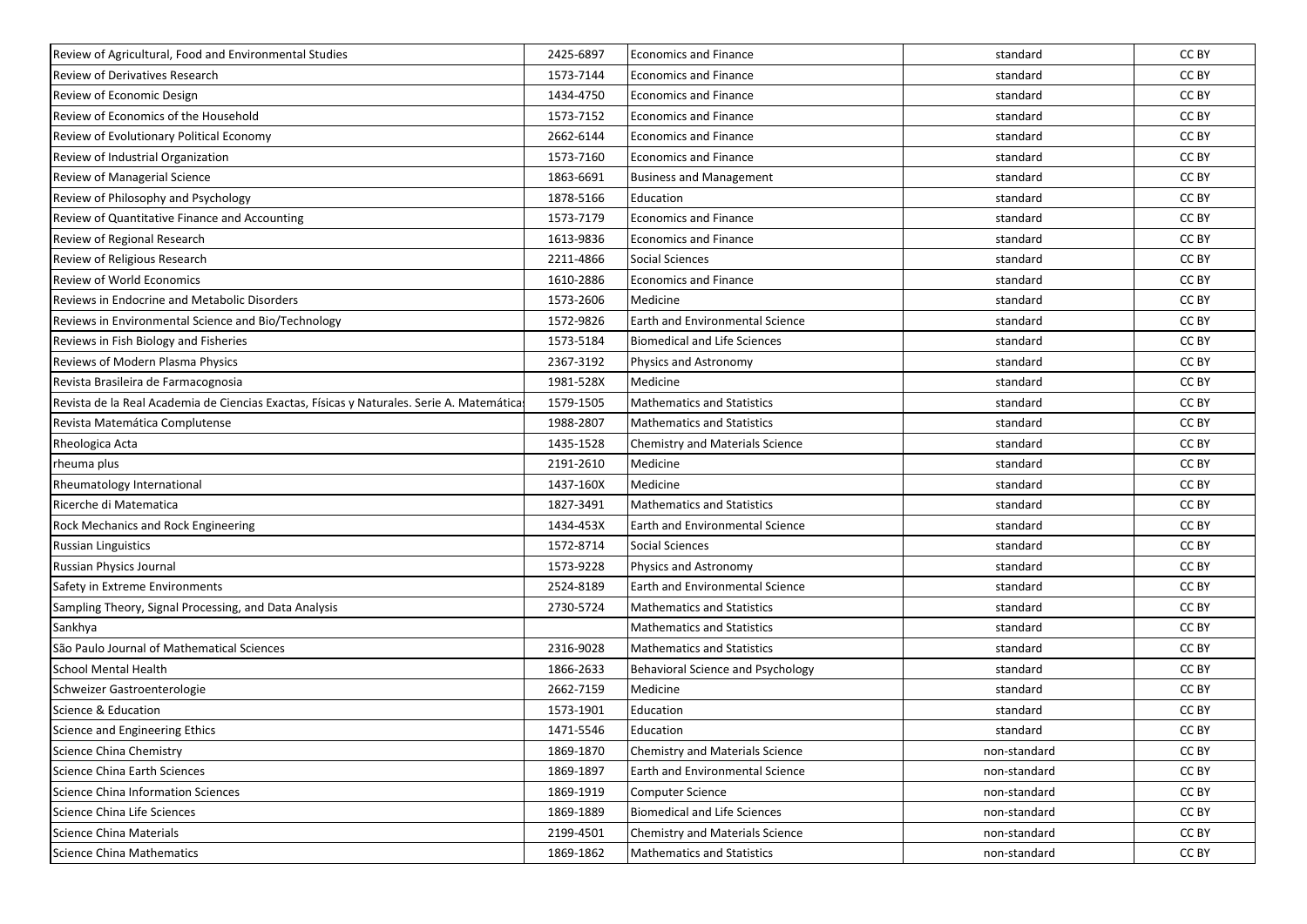| | | | | |
|---|---|---|---|---|
| Review of Agricultural, Food and Environmental Studies | 2425-6897 | Economics and Finance | standard | CC BY |
| Review of Derivatives Research | 1573-7144 | Economics and Finance | standard | CC BY |
| Review of Economic Design | 1434-4750 | Economics and Finance | standard | CC BY |
| Review of Economics of the Household | 1573-7152 | Economics and Finance | standard | CC BY |
| Review of Evolutionary Political Economy | 2662-6144 | Economics and Finance | standard | CC BY |
| Review of Industrial Organization | 1573-7160 | Economics and Finance | standard | CC BY |
| Review of Managerial Science | 1863-6691 | Business and Management | standard | CC BY |
| Review of Philosophy and Psychology | 1878-5166 | Education | standard | CC BY |
| Review of Quantitative Finance and Accounting | 1573-7179 | Economics and Finance | standard | CC BY |
| Review of Regional Research | 1613-9836 | Economics and Finance | standard | CC BY |
| Review of Religious Research | 2211-4866 | Social Sciences | standard | CC BY |
| Review of World Economics | 1610-2886 | Economics and Finance | standard | CC BY |
| Reviews in Endocrine and Metabolic Disorders | 1573-2606 | Medicine | standard | CC BY |
| Reviews in Environmental Science and Bio/Technology | 1572-9826 | Earth and Environmental Science | standard | CC BY |
| Reviews in Fish Biology and Fisheries | 1573-5184 | Biomedical and Life Sciences | standard | CC BY |
| Reviews of Modern Plasma Physics | 2367-3192 | Physics and Astronomy | standard | CC BY |
| Revista Brasileira de Farmacognosia | 1981-528X | Medicine | standard | CC BY |
| Revista de la Real Academia de Ciencias Exactas, Físicas y Naturales. Serie A. Matemática | 1579-1505 | Mathematics and Statistics | standard | CC BY |
| Revista Matemática Complutense | 1988-2807 | Mathematics and Statistics | standard | CC BY |
| Rheologica Acta | 1435-1528 | Chemistry and Materials Science | standard | CC BY |
| rheuma plus | 2191-2610 | Medicine | standard | CC BY |
| Rheumatology International | 1437-160X | Medicine | standard | CC BY |
| Ricerche di Matematica | 1827-3491 | Mathematics and Statistics | standard | CC BY |
| Rock Mechanics and Rock Engineering | 1434-453X | Earth and Environmental Science | standard | CC BY |
| Russian Linguistics | 1572-8714 | Social Sciences | standard | CC BY |
| Russian Physics Journal | 1573-9228 | Physics and Astronomy | standard | CC BY |
| Safety in Extreme Environments | 2524-8189 | Earth and Environmental Science | standard | CC BY |
| Sampling Theory, Signal Processing, and Data Analysis | 2730-5724 | Mathematics and Statistics | standard | CC BY |
| Sankhya | | Mathematics and Statistics | standard | CC BY |
| São Paulo Journal of Mathematical Sciences | 2316-9028 | Mathematics and Statistics | standard | CC BY |
| School Mental Health | 1866-2633 | Behavioral Science and Psychology | standard | CC BY |
| Schweizer Gastroenterologie | 2662-7159 | Medicine | standard | CC BY |
| Science & Education | 1573-1901 | Education | standard | CC BY |
| Science and Engineering Ethics | 1471-5546 | Education | standard | CC BY |
| Science China Chemistry | 1869-1870 | Chemistry and Materials Science | non-standard | CC BY |
| Science China Earth Sciences | 1869-1897 | Earth and Environmental Science | non-standard | CC BY |
| Science China Information Sciences | 1869-1919 | Computer Science | non-standard | CC BY |
| Science China Life Sciences | 1869-1889 | Biomedical and Life Sciences | non-standard | CC BY |
| Science China Materials | 2199-4501 | Chemistry and Materials Science | non-standard | CC BY |
| Science China Mathematics | 1869-1862 | Mathematics and Statistics | non-standard | CC BY |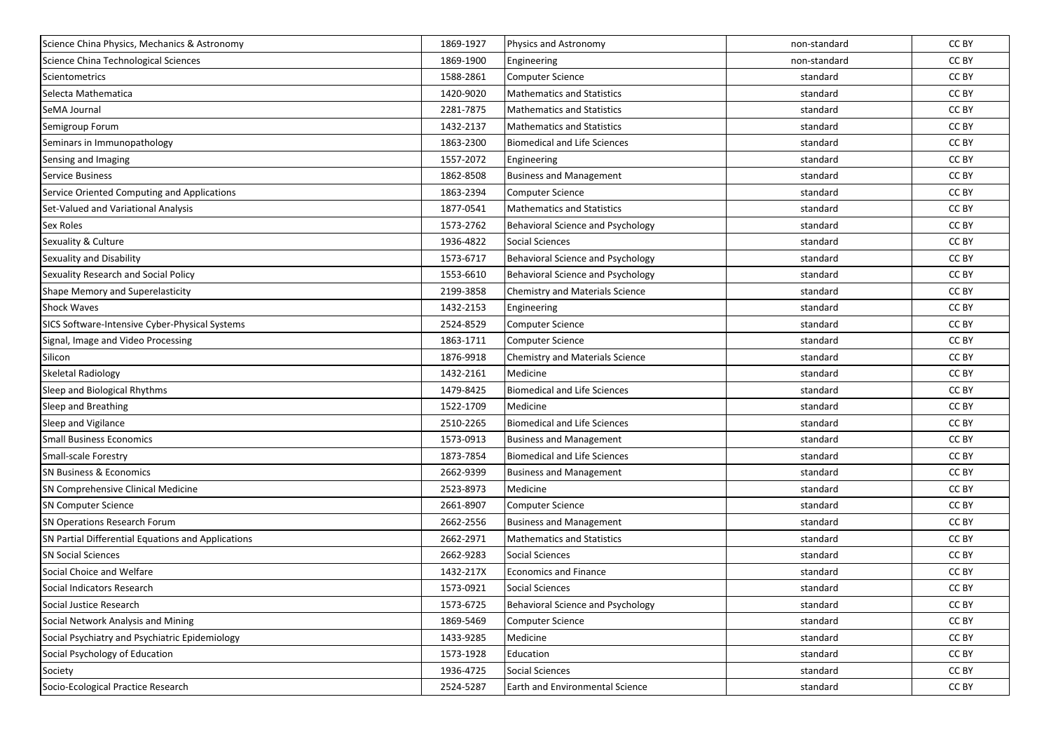| | | | | |
|---|---|---|---|---|
| Science China Physics, Mechanics & Astronomy | 1869-1927 | Physics and Astronomy | non-standard | CC BY |
| Science China Technological Sciences | 1869-1900 | Engineering | non-standard | CC BY |
| Scientometrics | 1588-2861 | Computer Science | standard | CC BY |
| Selecta Mathematica | 1420-9020 | Mathematics and Statistics | standard | CC BY |
| SeMA Journal | 2281-7875 | Mathematics and Statistics | standard | CC BY |
| Semigroup Forum | 1432-2137 | Mathematics and Statistics | standard | CC BY |
| Seminars in Immunopathology | 1863-2300 | Biomedical and Life Sciences | standard | CC BY |
| Sensing and Imaging | 1557-2072 | Engineering | standard | CC BY |
| Service Business | 1862-8508 | Business and Management | standard | CC BY |
| Service Oriented Computing and Applications | 1863-2394 | Computer Science | standard | CC BY |
| Set-Valued and Variational Analysis | 1877-0541 | Mathematics and Statistics | standard | CC BY |
| Sex Roles | 1573-2762 | Behavioral Science and Psychology | standard | CC BY |
| Sexuality & Culture | 1936-4822 | Social Sciences | standard | CC BY |
| Sexuality and Disability | 1573-6717 | Behavioral Science and Psychology | standard | CC BY |
| Sexuality Research and Social Policy | 1553-6610 | Behavioral Science and Psychology | standard | CC BY |
| Shape Memory and Superelasticity | 2199-3858 | Chemistry and Materials Science | standard | CC BY |
| Shock Waves | 1432-2153 | Engineering | standard | CC BY |
| SICS Software-Intensive Cyber-Physical Systems | 2524-8529 | Computer Science | standard | CC BY |
| Signal, Image and Video Processing | 1863-1711 | Computer Science | standard | CC BY |
| Silicon | 1876-9918 | Chemistry and Materials Science | standard | CC BY |
| Skeletal Radiology | 1432-2161 | Medicine | standard | CC BY |
| Sleep and Biological Rhythms | 1479-8425 | Biomedical and Life Sciences | standard | CC BY |
| Sleep and Breathing | 1522-1709 | Medicine | standard | CC BY |
| Sleep and Vigilance | 2510-2265 | Biomedical and Life Sciences | standard | CC BY |
| Small Business Economics | 1573-0913 | Business and Management | standard | CC BY |
| Small-scale Forestry | 1873-7854 | Biomedical and Life Sciences | standard | CC BY |
| SN Business & Economics | 2662-9399 | Business and Management | standard | CC BY |
| SN Comprehensive Clinical Medicine | 2523-8973 | Medicine | standard | CC BY |
| SN Computer Science | 2661-8907 | Computer Science | standard | CC BY |
| SN Operations Research Forum | 2662-2556 | Business and Management | standard | CC BY |
| SN Partial Differential Equations and Applications | 2662-2971 | Mathematics and Statistics | standard | CC BY |
| SN Social Sciences | 2662-9283 | Social Sciences | standard | CC BY |
| Social Choice and Welfare | 1432-217X | Economics and Finance | standard | CC BY |
| Social Indicators Research | 1573-0921 | Social Sciences | standard | CC BY |
| Social Justice Research | 1573-6725 | Behavioral Science and Psychology | standard | CC BY |
| Social Network Analysis and Mining | 1869-5469 | Computer Science | standard | CC BY |
| Social Psychiatry and Psychiatric Epidemiology | 1433-9285 | Medicine | standard | CC BY |
| Social Psychology of Education | 1573-1928 | Education | standard | CC BY |
| Society | 1936-4725 | Social Sciences | standard | CC BY |
| Socio-Ecological Practice Research | 2524-5287 | Earth and Environmental Science | standard | CC BY |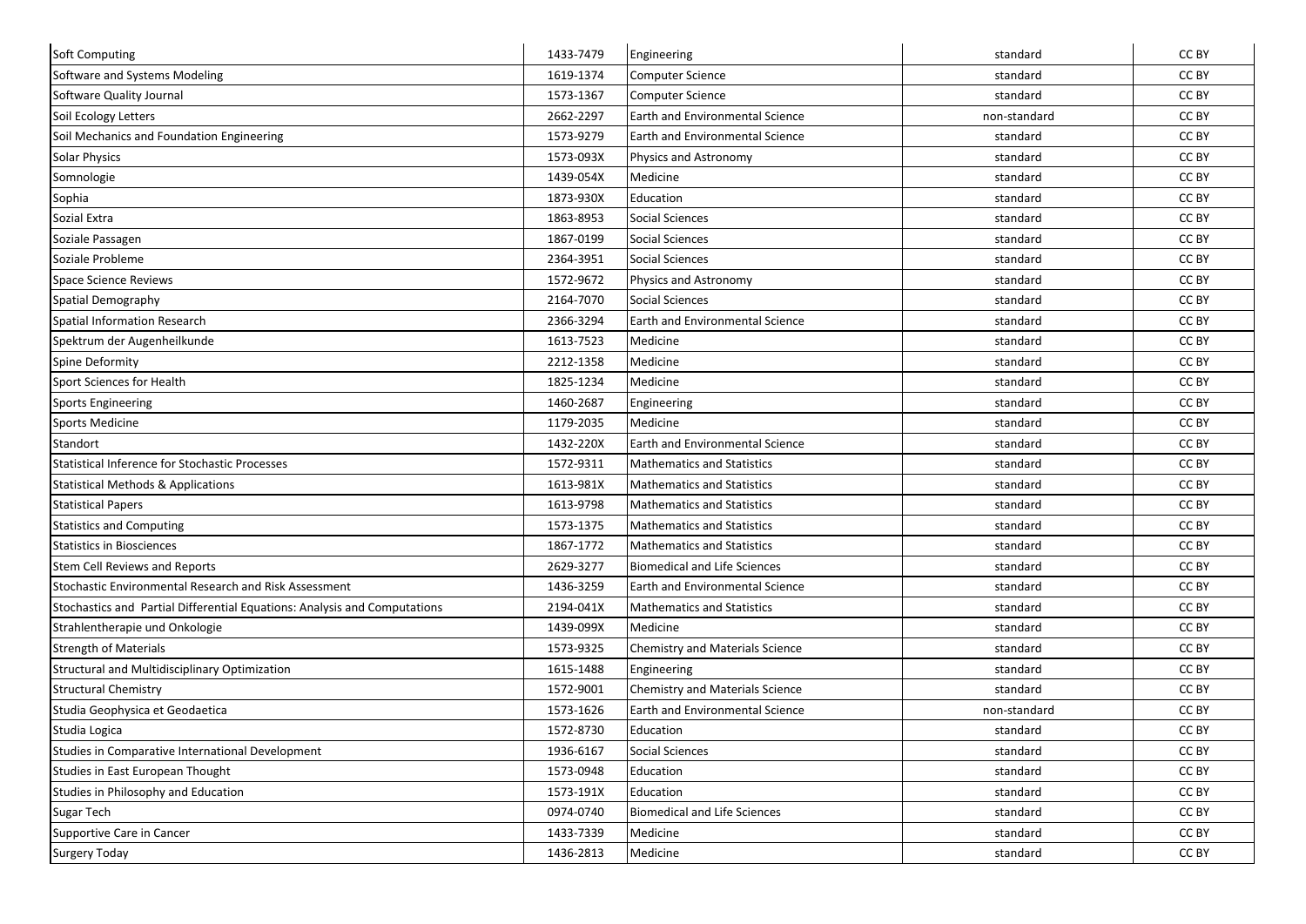| Soft Computing | 1433-7479 | Engineering | standard | CC BY |
|---|---|---|---|---|
| Software and Systems Modeling | 1619-1374 | Computer Science | standard | CC BY |
| Software Quality Journal | 1573-1367 | Computer Science | standard | CC BY |
| Soil Ecology Letters | 2662-2297 | Earth and Environmental Science | non-standard | CC BY |
| Soil Mechanics and Foundation Engineering | 1573-9279 | Earth and Environmental Science | standard | CC BY |
| Solar Physics | 1573-093X | Physics and Astronomy | standard | CC BY |
| Somnologie | 1439-054X | Medicine | standard | CC BY |
| Sophia | 1873-930X | Education | standard | CC BY |
| Sozial Extra | 1863-8953 | Social Sciences | standard | CC BY |
| Soziale Passagen | 1867-0199 | Social Sciences | standard | CC BY |
| Soziale Probleme | 2364-3951 | Social Sciences | standard | CC BY |
| Space Science Reviews | 1572-9672 | Physics and Astronomy | standard | CC BY |
| Spatial Demography | 2164-7070 | Social Sciences | standard | CC BY |
| Spatial Information Research | 2366-3294 | Earth and Environmental Science | standard | CC BY |
| Spektrum der Augenheilkunde | 1613-7523 | Medicine | standard | CC BY |
| Spine Deformity | 2212-1358 | Medicine | standard | CC BY |
| Sport Sciences for Health | 1825-1234 | Medicine | standard | CC BY |
| Sports Engineering | 1460-2687 | Engineering | standard | CC BY |
| Sports Medicine | 1179-2035 | Medicine | standard | CC BY |
| Standort | 1432-220X | Earth and Environmental Science | standard | CC BY |
| Statistical Inference for Stochastic Processes | 1572-9311 | Mathematics and Statistics | standard | CC BY |
| Statistical Methods & Applications | 1613-981X | Mathematics and Statistics | standard | CC BY |
| Statistical Papers | 1613-9798 | Mathematics and Statistics | standard | CC BY |
| Statistics and Computing | 1573-1375 | Mathematics and Statistics | standard | CC BY |
| Statistics in Biosciences | 1867-1772 | Mathematics and Statistics | standard | CC BY |
| Stem Cell Reviews and Reports | 2629-3277 | Biomedical and Life Sciences | standard | CC BY |
| Stochastic Environmental Research and Risk Assessment | 1436-3259 | Earth and Environmental Science | standard | CC BY |
| Stochastics and Partial Differential Equations: Analysis and Computations | 2194-041X | Mathematics and Statistics | standard | CC BY |
| Strahlentherapie und Onkologie | 1439-099X | Medicine | standard | CC BY |
| Strength of Materials | 1573-9325 | Chemistry and Materials Science | standard | CC BY |
| Structural and Multidisciplinary Optimization | 1615-1488 | Engineering | standard | CC BY |
| Structural Chemistry | 1572-9001 | Chemistry and Materials Science | standard | CC BY |
| Studia Geophysica et Geodaetica | 1573-1626 | Earth and Environmental Science | non-standard | CC BY |
| Studia Logica | 1572-8730 | Education | standard | CC BY |
| Studies in Comparative International Development | 1936-6167 | Social Sciences | standard | CC BY |
| Studies in East European Thought | 1573-0948 | Education | standard | CC BY |
| Studies in Philosophy and Education | 1573-191X | Education | standard | CC BY |
| Sugar Tech | 0974-0740 | Biomedical and Life Sciences | standard | CC BY |
| Supportive Care in Cancer | 1433-7339 | Medicine | standard | CC BY |
| Surgery Today | 1436-2813 | Medicine | standard | CC BY |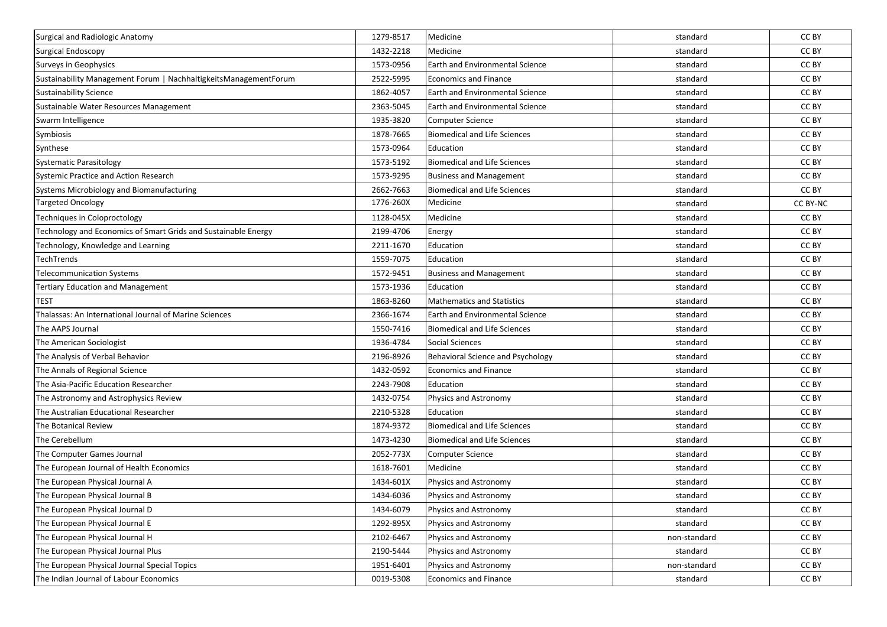| | | | | |
|---|---|---|---|---|
| Surgical and Radiologic Anatomy | 1279-8517 | Medicine | standard | CC BY |
| Surgical Endoscopy | 1432-2218 | Medicine | standard | CC BY |
| Surveys in Geophysics | 1573-0956 | Earth and Environmental Science | standard | CC BY |
| Sustainability Management Forum \| NachhaltigkeitsManagementForum | 2522-5995 | Economics and Finance | standard | CC BY |
| Sustainability Science | 1862-4057 | Earth and Environmental Science | standard | CC BY |
| Sustainable Water Resources Management | 2363-5045 | Earth and Environmental Science | standard | CC BY |
| Swarm Intelligence | 1935-3820 | Computer Science | standard | CC BY |
| Symbiosis | 1878-7665 | Biomedical and Life Sciences | standard | CC BY |
| Synthese | 1573-0964 | Education | standard | CC BY |
| Systematic Parasitology | 1573-5192 | Biomedical and Life Sciences | standard | CC BY |
| Systemic Practice and Action Research | 1573-9295 | Business and Management | standard | CC BY |
| Systems Microbiology and Biomanufacturing | 2662-7663 | Biomedical and Life Sciences | standard | CC BY |
| Targeted Oncology | 1776-260X | Medicine | standard | CC BY-NC |
| Techniques in Coloproctology | 1128-045X | Medicine | standard | CC BY |
| Technology and Economics of Smart Grids and Sustainable Energy | 2199-4706 | Energy | standard | CC BY |
| Technology, Knowledge and Learning | 2211-1670 | Education | standard | CC BY |
| TechTrends | 1559-7075 | Education | standard | CC BY |
| Telecommunication Systems | 1572-9451 | Business and Management | standard | CC BY |
| Tertiary Education and Management | 1573-1936 | Education | standard | CC BY |
| TEST | 1863-8260 | Mathematics and Statistics | standard | CC BY |
| Thalassas: An International Journal of Marine Sciences | 2366-1674 | Earth and Environmental Science | standard | CC BY |
| The AAPS Journal | 1550-7416 | Biomedical and Life Sciences | standard | CC BY |
| The American Sociologist | 1936-4784 | Social Sciences | standard | CC BY |
| The Analysis of Verbal Behavior | 2196-8926 | Behavioral Science and Psychology | standard | CC BY |
| The Annals of Regional Science | 1432-0592 | Economics and Finance | standard | CC BY |
| The Asia-Pacific Education Researcher | 2243-7908 | Education | standard | CC BY |
| The Astronomy and Astrophysics Review | 1432-0754 | Physics and Astronomy | standard | CC BY |
| The Australian Educational Researcher | 2210-5328 | Education | standard | CC BY |
| The Botanical Review | 1874-9372 | Biomedical and Life Sciences | standard | CC BY |
| The Cerebellum | 1473-4230 | Biomedical and Life Sciences | standard | CC BY |
| The Computer Games Journal | 2052-773X | Computer Science | standard | CC BY |
| The European Journal of Health Economics | 1618-7601 | Medicine | standard | CC BY |
| The European Physical Journal A | 1434-601X | Physics and Astronomy | standard | CC BY |
| The European Physical Journal B | 1434-6036 | Physics and Astronomy | standard | CC BY |
| The European Physical Journal D | 1434-6079 | Physics and Astronomy | standard | CC BY |
| The European Physical Journal E | 1292-895X | Physics and Astronomy | standard | CC BY |
| The European Physical Journal H | 2102-6467 | Physics and Astronomy | non-standard | CC BY |
| The European Physical Journal Plus | 2190-5444 | Physics and Astronomy | standard | CC BY |
| The European Physical Journal Special Topics | 1951-6401 | Physics and Astronomy | non-standard | CC BY |
| The Indian Journal of Labour Economics | 0019-5308 | Economics and Finance | standard | CC BY |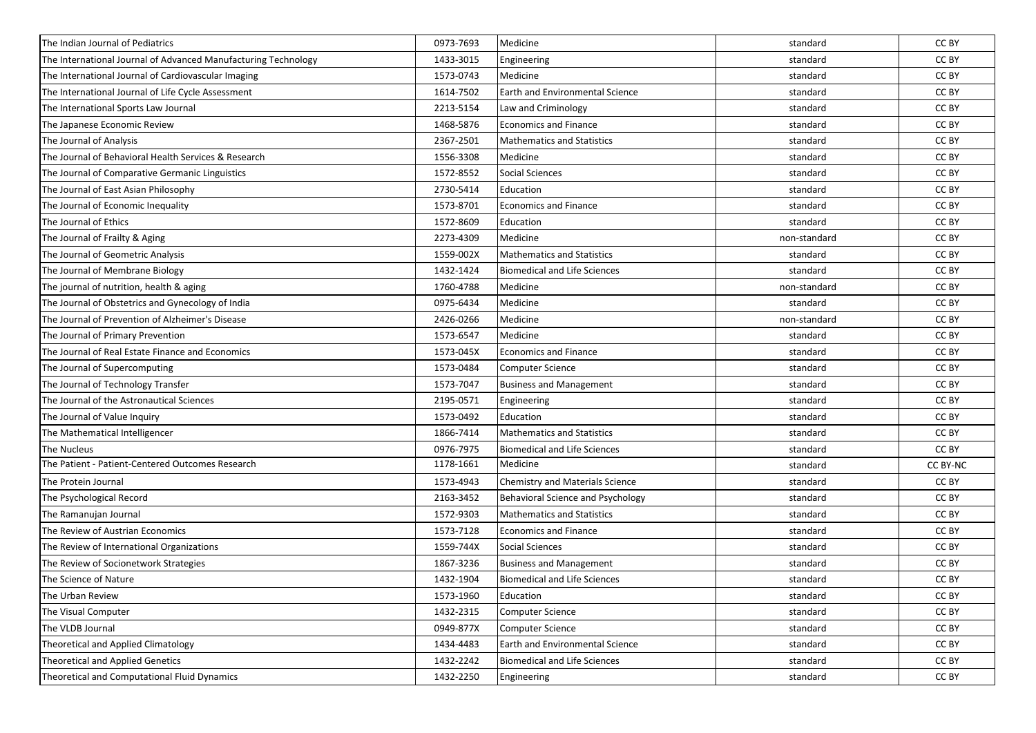| | | | | |
|---|---|---|---|---|
| The Indian Journal of Pediatrics | 0973-7693 | Medicine | standard | CC BY |
| The International Journal of Advanced Manufacturing Technology | 1433-3015 | Engineering | standard | CC BY |
| The International Journal of Cardiovascular Imaging | 1573-0743 | Medicine | standard | CC BY |
| The International Journal of Life Cycle Assessment | 1614-7502 | Earth and Environmental Science | standard | CC BY |
| The International Sports Law Journal | 2213-5154 | Law and Criminology | standard | CC BY |
| The Japanese Economic Review | 1468-5876 | Economics and Finance | standard | CC BY |
| The Journal of Analysis | 2367-2501 | Mathematics and Statistics | standard | CC BY |
| The Journal of Behavioral Health Services & Research | 1556-3308 | Medicine | standard | CC BY |
| The Journal of Comparative Germanic Linguistics | 1572-8552 | Social Sciences | standard | CC BY |
| The Journal of East Asian Philosophy | 2730-5414 | Education | standard | CC BY |
| The Journal of Economic Inequality | 1573-8701 | Economics and Finance | standard | CC BY |
| The Journal of Ethics | 1572-8609 | Education | standard | CC BY |
| The Journal of Frailty & Aging | 2273-4309 | Medicine | non-standard | CC BY |
| The Journal of Geometric Analysis | 1559-002X | Mathematics and Statistics | standard | CC BY |
| The Journal of Membrane Biology | 1432-1424 | Biomedical and Life Sciences | standard | CC BY |
| The journal of nutrition, health & aging | 1760-4788 | Medicine | non-standard | CC BY |
| The Journal of Obstetrics and Gynecology of India | 0975-6434 | Medicine | standard | CC BY |
| The Journal of Prevention of Alzheimer's Disease | 2426-0266 | Medicine | non-standard | CC BY |
| The Journal of Primary Prevention | 1573-6547 | Medicine | standard | CC BY |
| The Journal of Real Estate Finance and Economics | 1573-045X | Economics and Finance | standard | CC BY |
| The Journal of Supercomputing | 1573-0484 | Computer Science | standard | CC BY |
| The Journal of Technology Transfer | 1573-7047 | Business and Management | standard | CC BY |
| The Journal of the Astronautical Sciences | 2195-0571 | Engineering | standard | CC BY |
| The Journal of Value Inquiry | 1573-0492 | Education | standard | CC BY |
| The Mathematical Intelligencer | 1866-7414 | Mathematics and Statistics | standard | CC BY |
| The Nucleus | 0976-7975 | Biomedical and Life Sciences | standard | CC BY |
| The Patient - Patient-Centered Outcomes Research | 1178-1661 | Medicine | standard | CC BY-NC |
| The Protein Journal | 1573-4943 | Chemistry and Materials Science | standard | CC BY |
| The Psychological Record | 2163-3452 | Behavioral Science and Psychology | standard | CC BY |
| The Ramanujan Journal | 1572-9303 | Mathematics and Statistics | standard | CC BY |
| The Review of Austrian Economics | 1573-7128 | Economics and Finance | standard | CC BY |
| The Review of International Organizations | 1559-744X | Social Sciences | standard | CC BY |
| The Review of Socionetwork Strategies | 1867-3236 | Business and Management | standard | CC BY |
| The Science of Nature | 1432-1904 | Biomedical and Life Sciences | standard | CC BY |
| The Urban Review | 1573-1960 | Education | standard | CC BY |
| The Visual Computer | 1432-2315 | Computer Science | standard | CC BY |
| The VLDB Journal | 0949-877X | Computer Science | standard | CC BY |
| Theoretical and Applied Climatology | 1434-4483 | Earth and Environmental Science | standard | CC BY |
| Theoretical and Applied Genetics | 1432-2242 | Biomedical and Life Sciences | standard | CC BY |
| Theoretical and Computational Fluid Dynamics | 1432-2250 | Engineering | standard | CC BY |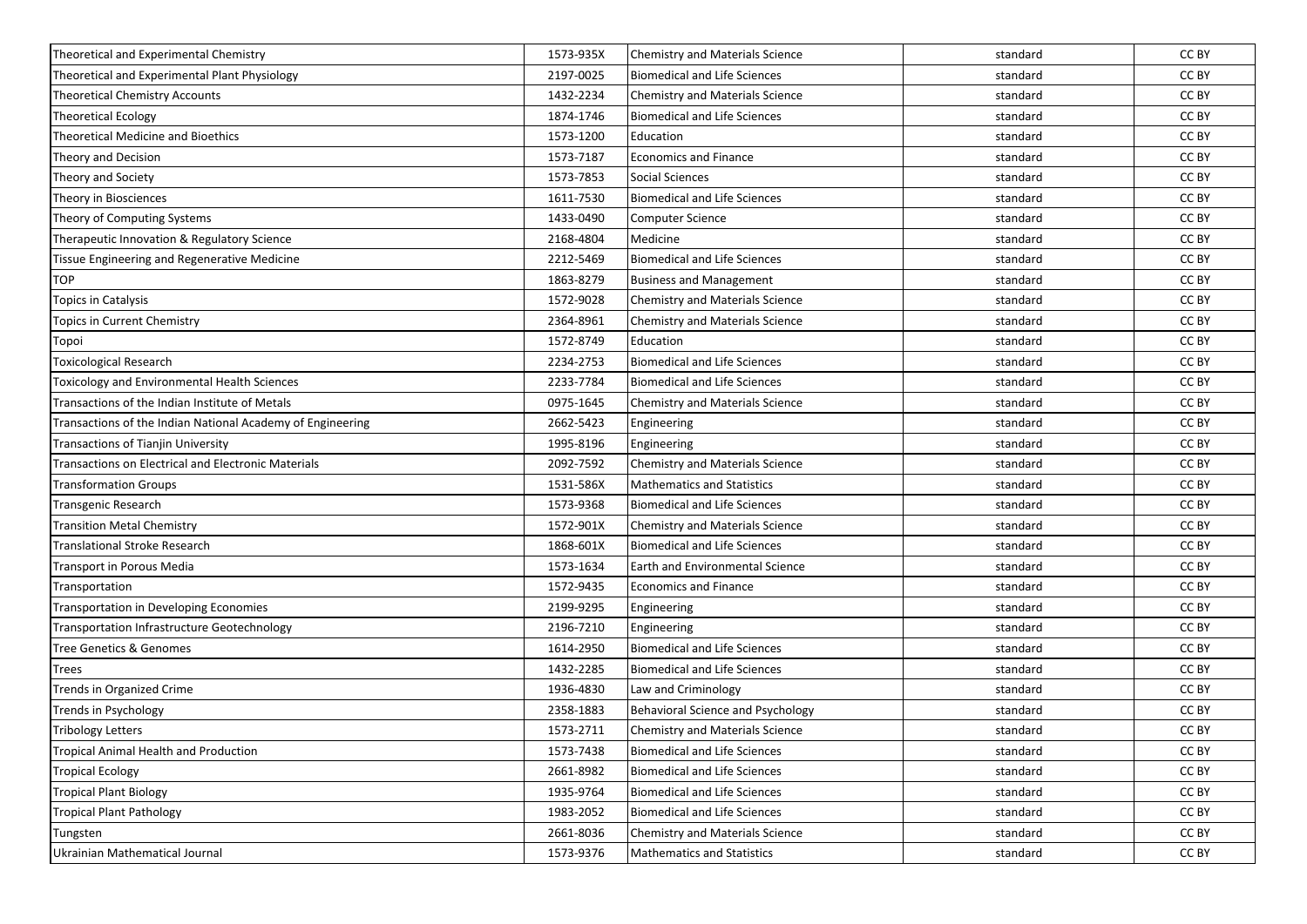| | | | | |
|---|---|---|---|---|
| Theoretical and Experimental Chemistry | 1573-935X | Chemistry and Materials Science | standard | CC BY |
| Theoretical and Experimental Plant Physiology | 2197-0025 | Biomedical and Life Sciences | standard | CC BY |
| Theoretical Chemistry Accounts | 1432-2234 | Chemistry and Materials Science | standard | CC BY |
| Theoretical Ecology | 1874-1746 | Biomedical and Life Sciences | standard | CC BY |
| Theoretical Medicine and Bioethics | 1573-1200 | Education | standard | CC BY |
| Theory and Decision | 1573-7187 | Economics and Finance | standard | CC BY |
| Theory and Society | 1573-7853 | Social Sciences | standard | CC BY |
| Theory in Biosciences | 1611-7530 | Biomedical and Life Sciences | standard | CC BY |
| Theory of Computing Systems | 1433-0490 | Computer Science | standard | CC BY |
| Therapeutic Innovation & Regulatory Science | 2168-4804 | Medicine | standard | CC BY |
| Tissue Engineering and Regenerative Medicine | 2212-5469 | Biomedical and Life Sciences | standard | CC BY |
| TOP | 1863-8279 | Business and Management | standard | CC BY |
| Topics in Catalysis | 1572-9028 | Chemistry and Materials Science | standard | CC BY |
| Topics in Current Chemistry | 2364-8961 | Chemistry and Materials Science | standard | CC BY |
| Topoi | 1572-8749 | Education | standard | CC BY |
| Toxicological Research | 2234-2753 | Biomedical and Life Sciences | standard | CC BY |
| Toxicology and Environmental Health Sciences | 2233-7784 | Biomedical and Life Sciences | standard | CC BY |
| Transactions of the Indian Institute of Metals | 0975-1645 | Chemistry and Materials Science | standard | CC BY |
| Transactions of the Indian National Academy of Engineering | 2662-5423 | Engineering | standard | CC BY |
| Transactions of Tianjin University | 1995-8196 | Engineering | standard | CC BY |
| Transactions on Electrical and Electronic Materials | 2092-7592 | Chemistry and Materials Science | standard | CC BY |
| Transformation Groups | 1531-586X | Mathematics and Statistics | standard | CC BY |
| Transgenic Research | 1573-9368 | Biomedical and Life Sciences | standard | CC BY |
| Transition Metal Chemistry | 1572-901X | Chemistry and Materials Science | standard | CC BY |
| Translational Stroke Research | 1868-601X | Biomedical and Life Sciences | standard | CC BY |
| Transport in Porous Media | 1573-1634 | Earth and Environmental Science | standard | CC BY |
| Transportation | 1572-9435 | Economics and Finance | standard | CC BY |
| Transportation in Developing Economies | 2199-9295 | Engineering | standard | CC BY |
| Transportation Infrastructure Geotechnology | 2196-7210 | Engineering | standard | CC BY |
| Tree Genetics & Genomes | 1614-2950 | Biomedical and Life Sciences | standard | CC BY |
| Trees | 1432-2285 | Biomedical and Life Sciences | standard | CC BY |
| Trends in Organized Crime | 1936-4830 | Law and Criminology | standard | CC BY |
| Trends in Psychology | 2358-1883 | Behavioral Science and Psychology | standard | CC BY |
| Tribology Letters | 1573-2711 | Chemistry and Materials Science | standard | CC BY |
| Tropical Animal Health and Production | 1573-7438 | Biomedical and Life Sciences | standard | CC BY |
| Tropical Ecology | 2661-8982 | Biomedical and Life Sciences | standard | CC BY |
| Tropical Plant Biology | 1935-9764 | Biomedical and Life Sciences | standard | CC BY |
| Tropical Plant Pathology | 1983-2052 | Biomedical and Life Sciences | standard | CC BY |
| Tungsten | 2661-8036 | Chemistry and Materials Science | standard | CC BY |
| Ukrainian Mathematical Journal | 1573-9376 | Mathematics and Statistics | standard | CC BY |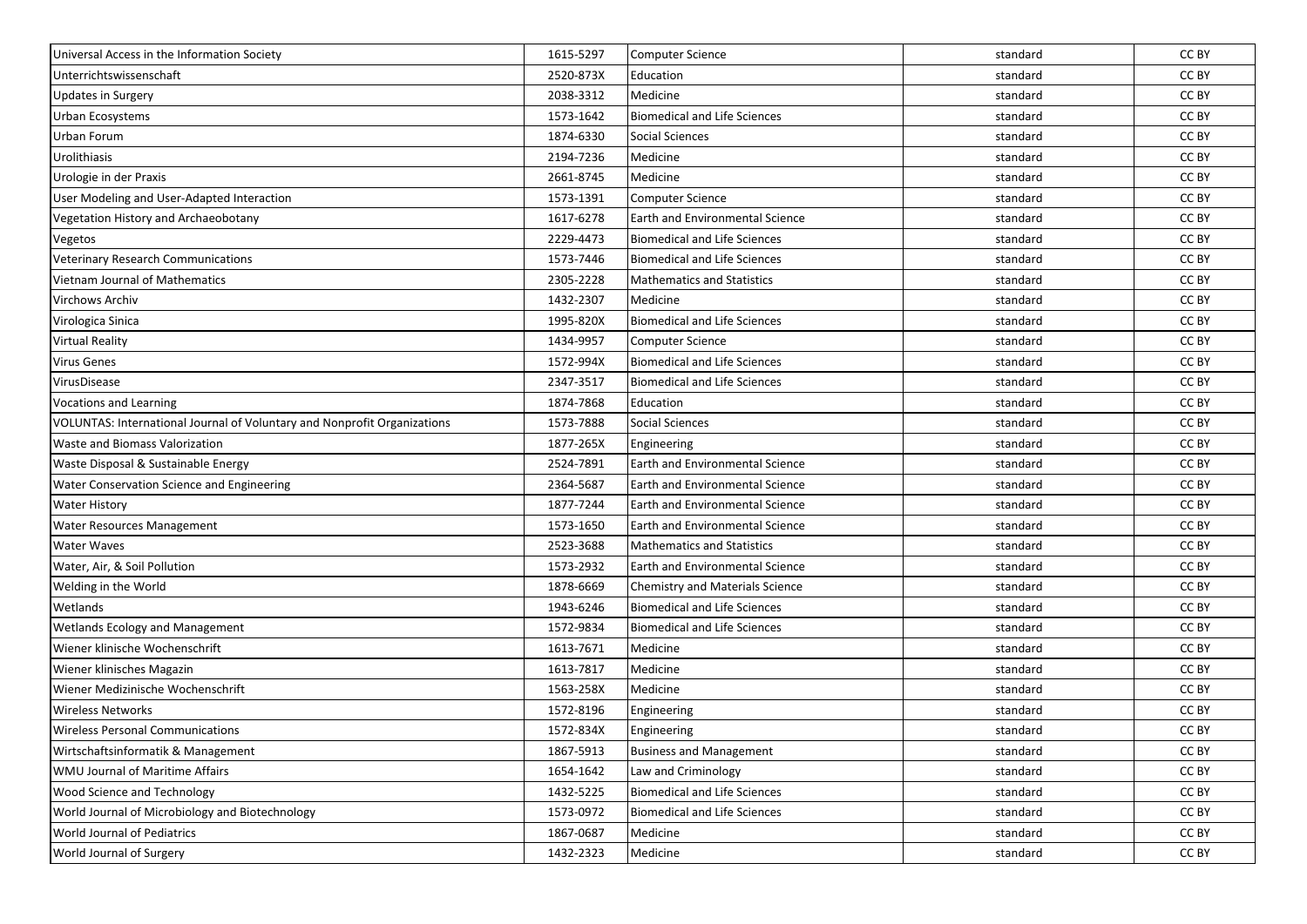| | | | | |
|---|---|---|---|---|
| Universal Access in the Information Society | 1615-5297 | Computer Science | standard | CC BY |
| Unterrichtswissenschaft | 2520-873X | Education | standard | CC BY |
| Updates in Surgery | 2038-3312 | Medicine | standard | CC BY |
| Urban Ecosystems | 1573-1642 | Biomedical and Life Sciences | standard | CC BY |
| Urban Forum | 1874-6330 | Social Sciences | standard | CC BY |
| Urolithiasis | 2194-7236 | Medicine | standard | CC BY |
| Urologie in der Praxis | 2661-8745 | Medicine | standard | CC BY |
| User Modeling and User-Adapted Interaction | 1573-1391 | Computer Science | standard | CC BY |
| Vegetation History and Archaeobotany | 1617-6278 | Earth and Environmental Science | standard | CC BY |
| Vegetos | 2229-4473 | Biomedical and Life Sciences | standard | CC BY |
| Veterinary Research Communications | 1573-7446 | Biomedical and Life Sciences | standard | CC BY |
| Vietnam Journal of Mathematics | 2305-2228 | Mathematics and Statistics | standard | CC BY |
| Virchows Archiv | 1432-2307 | Medicine | standard | CC BY |
| Virologica Sinica | 1995-820X | Biomedical and Life Sciences | standard | CC BY |
| Virtual Reality | 1434-9957 | Computer Science | standard | CC BY |
| Virus Genes | 1572-994X | Biomedical and Life Sciences | standard | CC BY |
| VirusDisease | 2347-3517 | Biomedical and Life Sciences | standard | CC BY |
| Vocations and Learning | 1874-7868 | Education | standard | CC BY |
| VOLUNTAS: International Journal of Voluntary and Nonprofit Organizations | 1573-7888 | Social Sciences | standard | CC BY |
| Waste and Biomass Valorization | 1877-265X | Engineering | standard | CC BY |
| Waste Disposal & Sustainable Energy | 2524-7891 | Earth and Environmental Science | standard | CC BY |
| Water Conservation Science and Engineering | 2364-5687 | Earth and Environmental Science | standard | CC BY |
| Water History | 1877-7244 | Earth and Environmental Science | standard | CC BY |
| Water Resources Management | 1573-1650 | Earth and Environmental Science | standard | CC BY |
| Water Waves | 2523-3688 | Mathematics and Statistics | standard | CC BY |
| Water, Air, & Soil Pollution | 1573-2932 | Earth and Environmental Science | standard | CC BY |
| Welding in the World | 1878-6669 | Chemistry and Materials Science | standard | CC BY |
| Wetlands | 1943-6246 | Biomedical and Life Sciences | standard | CC BY |
| Wetlands Ecology and Management | 1572-9834 | Biomedical and Life Sciences | standard | CC BY |
| Wiener klinische Wochenschrift | 1613-7671 | Medicine | standard | CC BY |
| Wiener klinisches Magazin | 1613-7817 | Medicine | standard | CC BY |
| Wiener Medizinische Wochenschrift | 1563-258X | Medicine | standard | CC BY |
| Wireless Networks | 1572-8196 | Engineering | standard | CC BY |
| Wireless Personal Communications | 1572-834X | Engineering | standard | CC BY |
| Wirtschaftsinformatik & Management | 1867-5913 | Business and Management | standard | CC BY |
| WMU Journal of Maritime Affairs | 1654-1642 | Law and Criminology | standard | CC BY |
| Wood Science and Technology | 1432-5225 | Biomedical and Life Sciences | standard | CC BY |
| World Journal of Microbiology and Biotechnology | 1573-0972 | Biomedical and Life Sciences | standard | CC BY |
| World Journal of Pediatrics | 1867-0687 | Medicine | standard | CC BY |
| World Journal of Surgery | 1432-2323 | Medicine | standard | CC BY |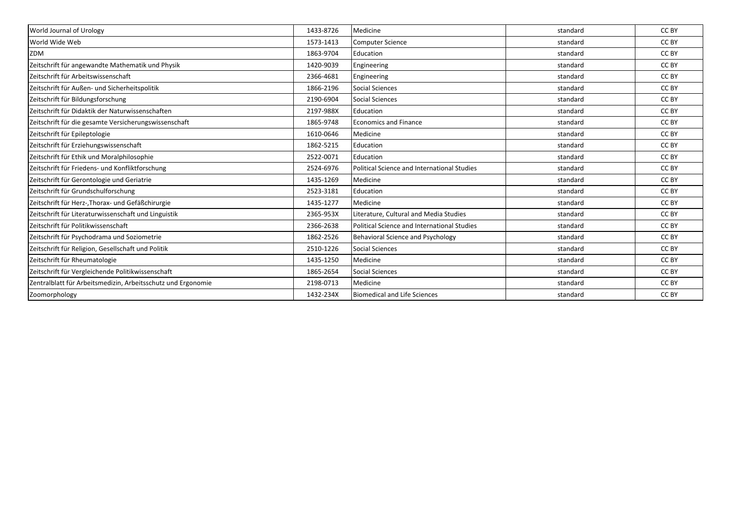| | | | | |
|---|---|---|---|---|
| World Journal of Urology | 1433-8726 | Medicine | standard | CC BY |
| World Wide Web | 1573-1413 | Computer Science | standard | CC BY |
| ZDM | 1863-9704 | Education | standard | CC BY |
| Zeitschrift für angewandte Mathematik und Physik | 1420-9039 | Engineering | standard | CC BY |
| Zeitschrift für Arbeitswissenschaft | 2366-4681 | Engineering | standard | CC BY |
| Zeitschrift für Außen- und Sicherheitspolitik | 1866-2196 | Social Sciences | standard | CC BY |
| Zeitschrift für Bildungsforschung | 2190-6904 | Social Sciences | standard | CC BY |
| Zeitschrift für Didaktik der Naturwissenschaften | 2197-988X | Education | standard | CC BY |
| Zeitschrift für die gesamte Versicherungswissenschaft | 1865-9748 | Economics and Finance | standard | CC BY |
| Zeitschrift für Epileptologie | 1610-0646 | Medicine | standard | CC BY |
| Zeitschrift für Erziehungswissenschaft | 1862-5215 | Education | standard | CC BY |
| Zeitschrift für Ethik und Moralphilosophie | 2522-0071 | Education | standard | CC BY |
| Zeitschrift für Friedens- und Konfliktforschung | 2524-6976 | Political Science and International Studies | standard | CC BY |
| Zeitschrift für Gerontologie und Geriatrie | 1435-1269 | Medicine | standard | CC BY |
| Zeitschrift für Grundschulforschung | 2523-3181 | Education | standard | CC BY |
| Zeitschrift für Herz-,Thorax- und Gefäßchirurgie | 1435-1277 | Medicine | standard | CC BY |
| Zeitschrift für Literaturwissenschaft und Linguistik | 2365-953X | Literature, Cultural and Media Studies | standard | CC BY |
| Zeitschrift für Politikwissenschaft | 2366-2638 | Political Science and International Studies | standard | CC BY |
| Zeitschrift für Psychodrama und Soziometrie | 1862-2526 | Behavioral Science and Psychology | standard | CC BY |
| Zeitschrift für Religion, Gesellschaft und Politik | 2510-1226 | Social Sciences | standard | CC BY |
| Zeitschrift für Rheumatologie | 1435-1250 | Medicine | standard | CC BY |
| Zeitschrift für Vergleichende Politikwissenschaft | 1865-2654 | Social Sciences | standard | CC BY |
| Zentralblatt für Arbeitsmedizin, Arbeitsschutz und Ergonomie | 2198-0713 | Medicine | standard | CC BY |
| Zoomorphology | 1432-234X | Biomedical and Life Sciences | standard | CC BY |